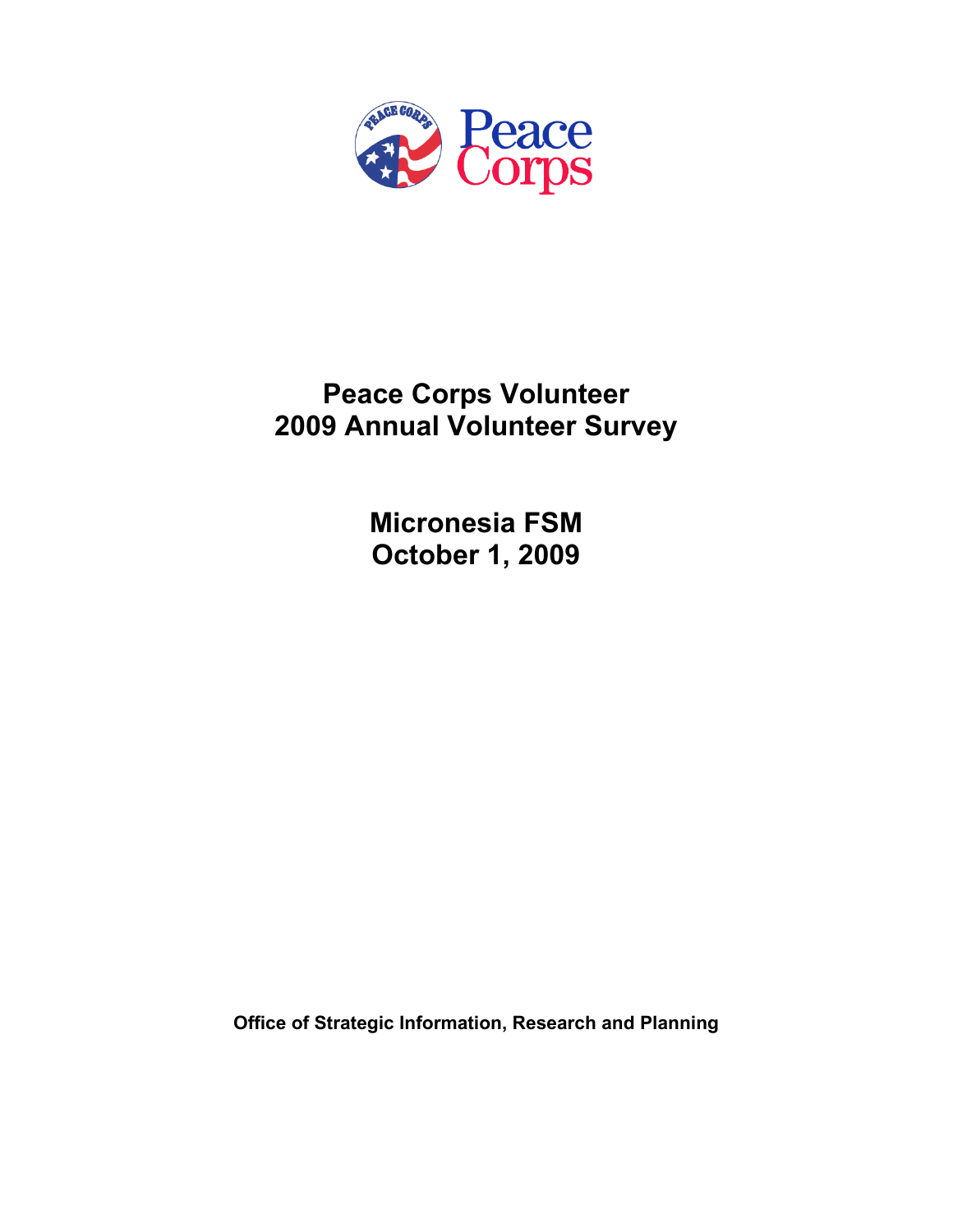# Peace Corps Volunteer
# 2009 Annual Volunteer Survey

## Micronesia FSM
## October 1, 2009

**Office of Strategic Information, Research and Planning**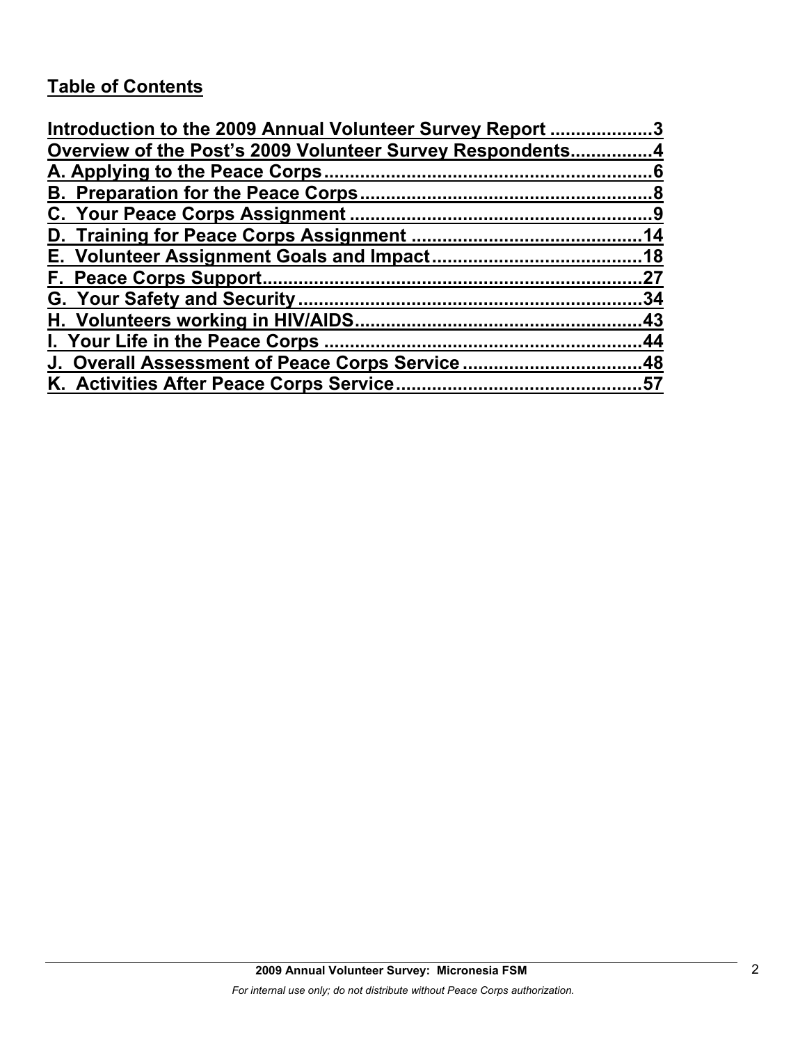## Table of Contents

Introduction to the 2009 Annual Volunteer Survey Report ....................3
Overview of the Post's 2009 Volunteer Survey Respondents................4
A. Applying to the Peace Corps................................................................6
B. Preparation for the Peace Corps.........................................................8
C. Your Peace Corps Assignment ...........................................................9
D. Training for Peace Corps Assignment ............................................14
E. Volunteer Assignment Goals and Impact........................................18
F. Peace Corps Support..........................................................................27
G. Your Safety and Security...................................................................34
H. Volunteers working in HIV/AIDS.......................................................43
I. Your Life in the Peace Corps .............................................................44
J. Overall Assessment of Peace Corps Service ..................................48
K. Activities After Peace Corps Service...............................................57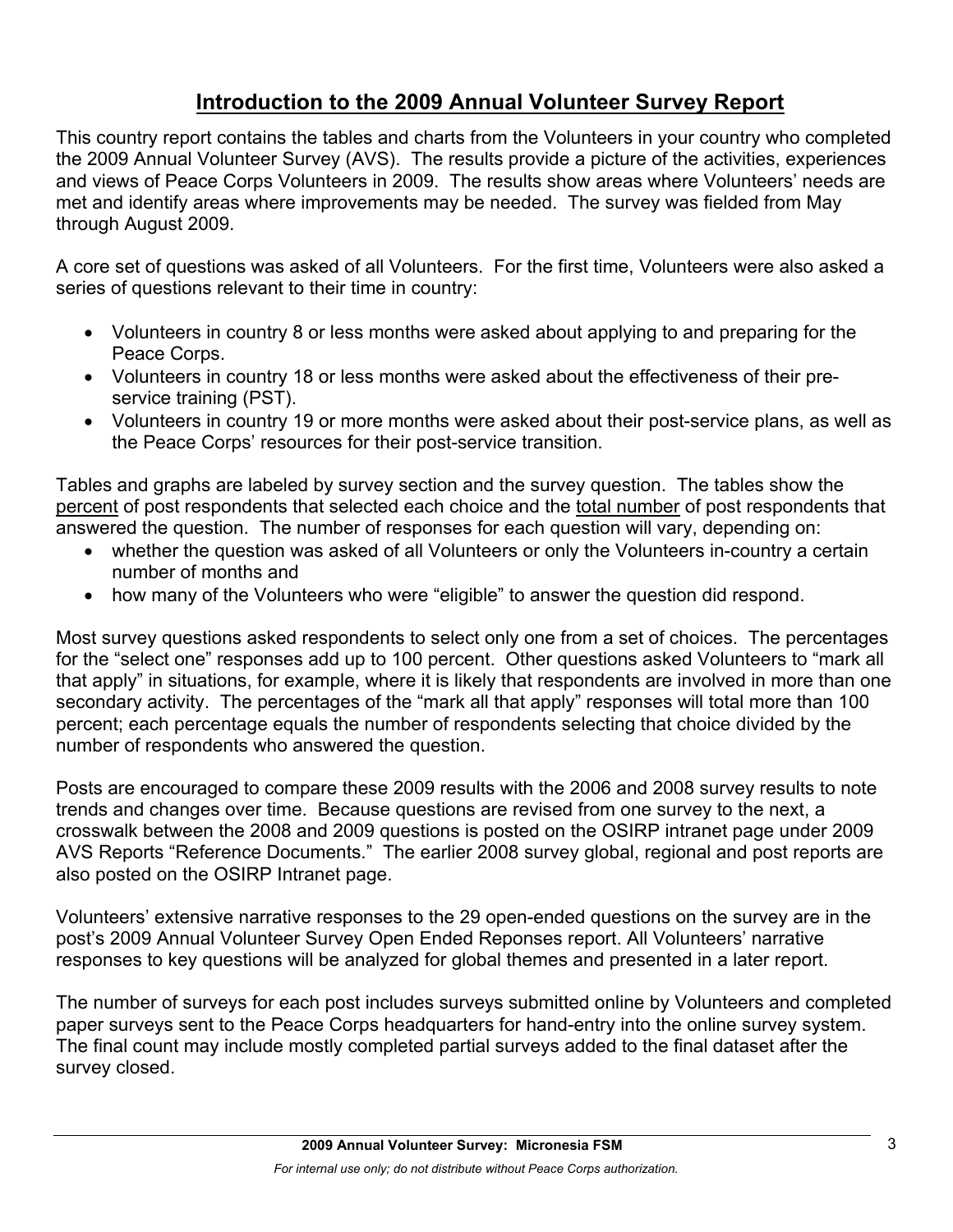# Introduction to the 2009 Annual Volunteer Survey Report

This country report contains the tables and charts from the Volunteers in your country who completed the 2009 Annual Volunteer Survey (AVS). The results provide a picture of the activities, experiences and views of Peace Corps Volunteers in 2009. The results show areas where Volunteers' needs are met and identify areas where improvements may be needed. The survey was fielded from May through August 2009.

A core set of questions was asked of all Volunteers. For the first time, Volunteers were also asked a series of questions relevant to their time in country:

- Volunteers in country 8 or less months were asked about applying to and preparing for the Peace Corps.
- Volunteers in country 18 or less months were asked about the effectiveness of their pre-service training (PST).
- Volunteers in country 19 or more months were asked about their post-service plans, as well as the Peace Corps' resources for their post-service transition.

Tables and graphs are labeled by survey section and the survey question. The tables show the <u>percent</u> of post respondents that selected each choice and the <u>total number</u> of post respondents that answered the question. The number of responses for each question will vary, depending on:

- whether the question was asked of all Volunteers or only the Volunteers in-country a certain number of months and
- how many of the Volunteers who were "eligible" to answer the question did respond.

Most survey questions asked respondents to select only one from a set of choices. The percentages for the "select one" responses add up to 100 percent. Other questions asked Volunteers to "mark all that apply" in situations, for example, where it is likely that respondents are involved in more than one secondary activity. The percentages of the "mark all that apply" responses will total more than 100 percent; each percentage equals the number of respondents selecting that choice divided by the number of respondents who answered the question.

Posts are encouraged to compare these 2009 results with the 2006 and 2008 survey results to note trends and changes over time. Because questions are revised from one survey to the next, a crosswalk between the 2008 and 2009 questions is posted on the OSIRP intranet page under 2009 AVS Reports "Reference Documents." The earlier 2008 survey global, regional and post reports are also posted on the OSIRP Intranet page.

Volunteers' extensive narrative responses to the 29 open-ended questions on the survey are in the post's 2009 Annual Volunteer Survey Open Ended Reponses report. All Volunteers' narrative responses to key questions will be analyzed for global themes and presented in a later report.

The number of surveys for each post includes surveys submitted online by Volunteers and completed paper surveys sent to the Peace Corps headquarters for hand-entry into the online survey system. The final count may include mostly completed partial surveys added to the final dataset after the survey closed.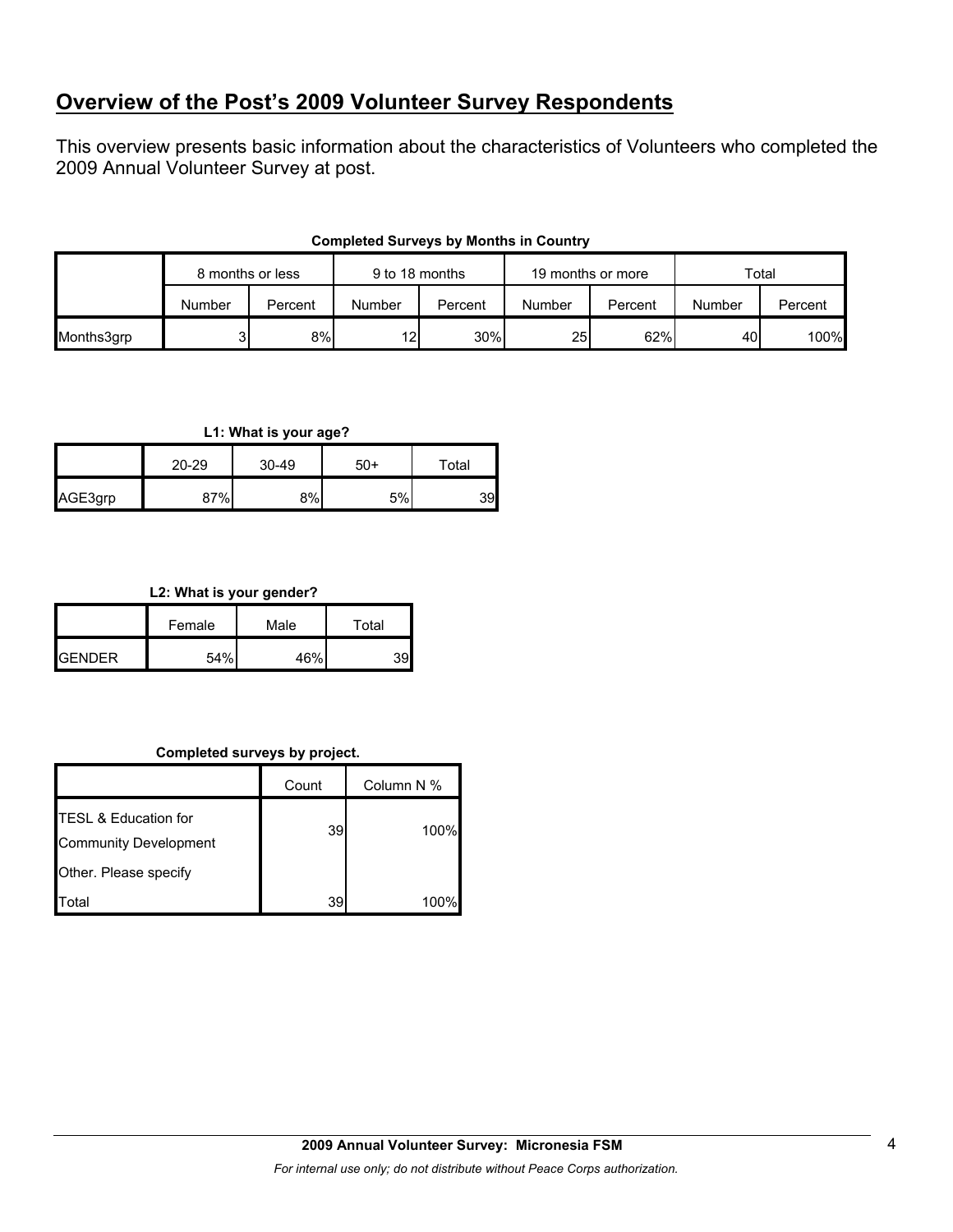## Overview of the Post's 2009 Volunteer Survey Respondents

This overview presents basic information about the characteristics of Volunteers who completed the 2009 Annual Volunteer Survey at post.

**Completed Surveys by Months in Country**

| | 8 months or less | | 9 to 18 months | | 19 months or more | | Total | |
|---|---|---|---|---|---|---|---|---|
| | Number | Percent | Number | Percent | Number | Percent | Number | Percent |
| Months3grp | 3 | 8% | 12 | 30% | 25 | 62% | 40 | 100% |

**L1: What is your age?**

| | 20-29 | 30-49 | 50+ | Total |
|---|---|---|---|---|
| AGE3grp | 87% | 8% | 5% | 39 |

**L2: What is your gender?**

| | Female | Male | Total |
|---|---|---|---|
| GENDER | 54% | 46% | 39 |

**Completed surveys by project.**

| | Count | Column N % |
|---|---|---|
| TESL & Education for Community Development | 39 | 100% |
| Other. Please specify | | |
| Total | 39 | 100% |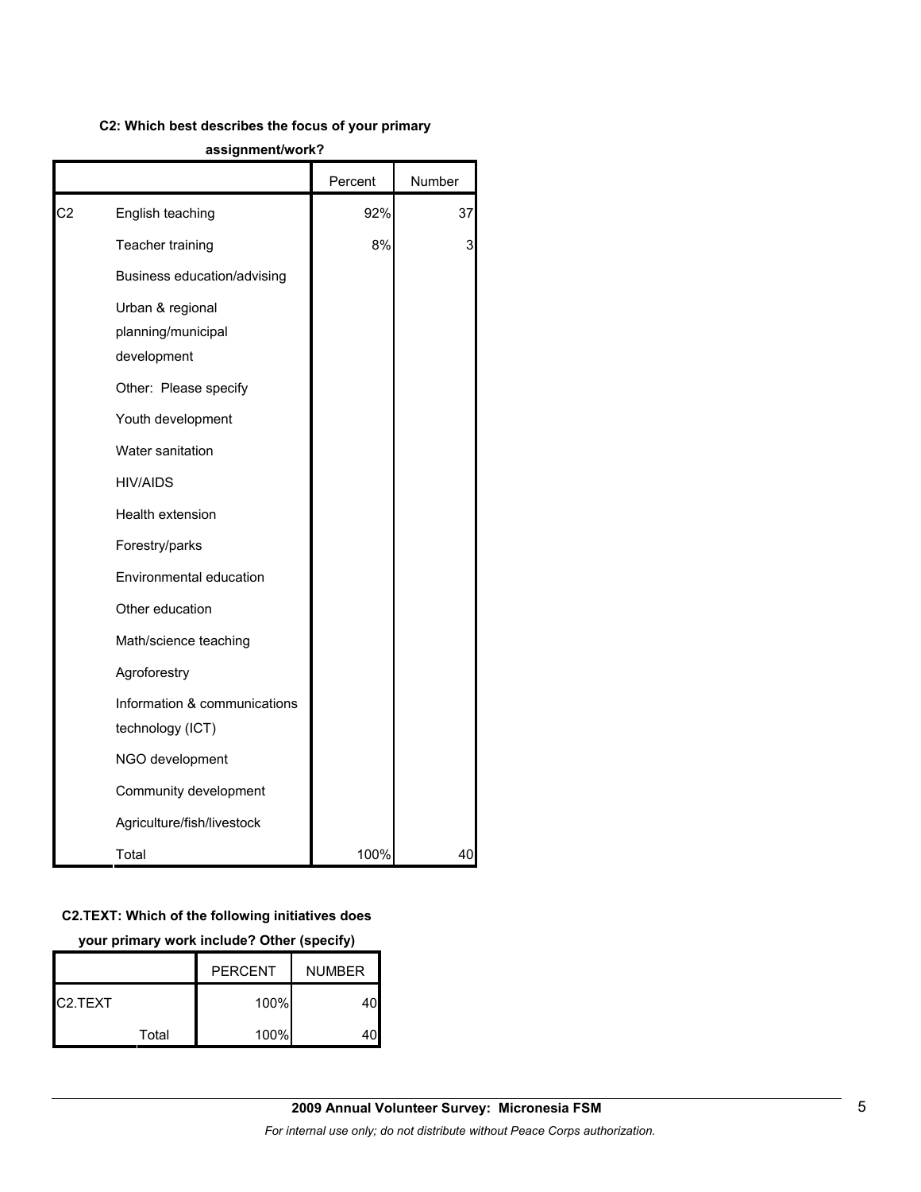**C2: Which best describes the focus of your primary assignment/work?**

| | | Percent | Number |
|---|---|---|---|
| C2 | English teaching | 92% | 37 |
| | Teacher training | 8% | 3 |
| | Business education/advising | | |
| | Urban & regional planning/municipal development | | |
| | Other: Please specify | | |
| | Youth development | | |
| | Water sanitation | | |
| | HIV/AIDS | | |
| | Health extension | | |
| | Forestry/parks | | |
| | Environmental education | | |
| | Other education | | |
| | Math/science teaching | | |
| | Agroforestry | | |
| | Information & communications technology (ICT) | | |
| | NGO development | | |
| | Community development | | |
| | Agriculture/fish/livestock | | |
| | Total | 100% | 40 |

**C2.TEXT: Which of the following initiatives does your primary work include? Other (specify)**

| | | PERCENT | NUMBER |
|---|---|---|---|
| C2.TEXT | | 100% | 40 |
| | Total | 100% | 40 |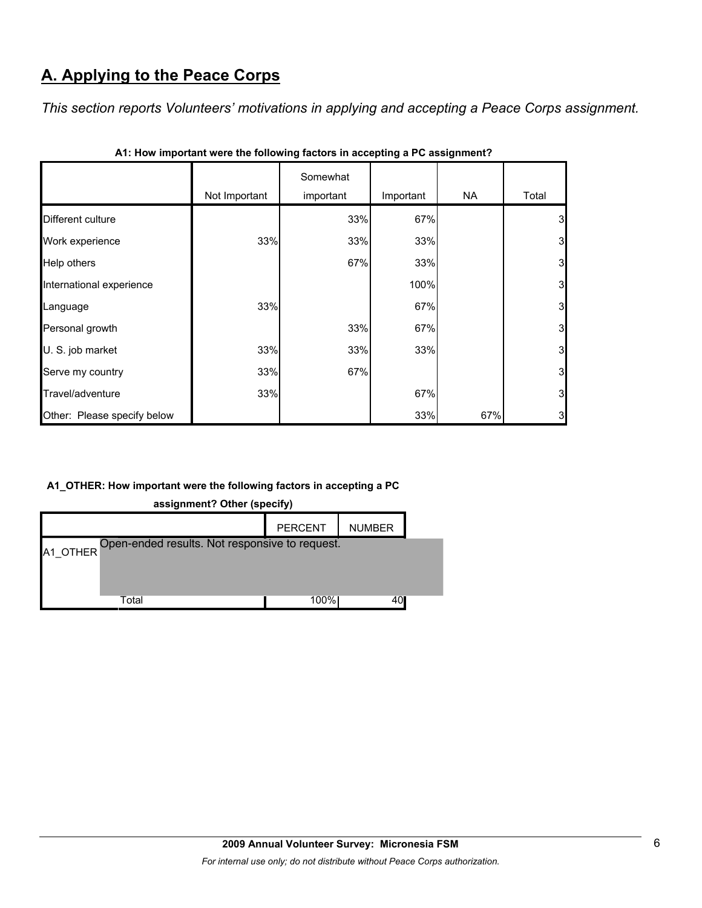## A. Applying to the Peace Corps

*This section reports Volunteers' motivations in applying and accepting a Peace Corps assignment.*

**A1: How important were the following factors in accepting a PC assignment?**

| | Not Important | Somewhat important | Important | NA | Total |
|---|---|---|---|---|---|
| Different culture | | 33% | 67% | | 3 |
| Work experience | 33% | 33% | 33% | | 3 |
| Help others | | 67% | 33% | | 3 |
| International experience | | | 100% | | 3 |
| Language | 33% | | 67% | | 3 |
| Personal growth | | 33% | 67% | | 3 |
| U. S. job market | 33% | 33% | 33% | | 3 |
| Serve my country | 33% | 67% | | | 3 |
| Travel/adventure | 33% | | 67% | | 3 |
| Other: Please specify below | | | 33% | 67% | 3 |

**A1_OTHER: How important were the following factors in accepting a PC assignment? Other (specify)**

| | | PERCENT | NUMBER |
|---|---|---|---|
| A1_OTHER | Open-ended results. Not responsive to request. | | |
| | Total | 100% | 40 |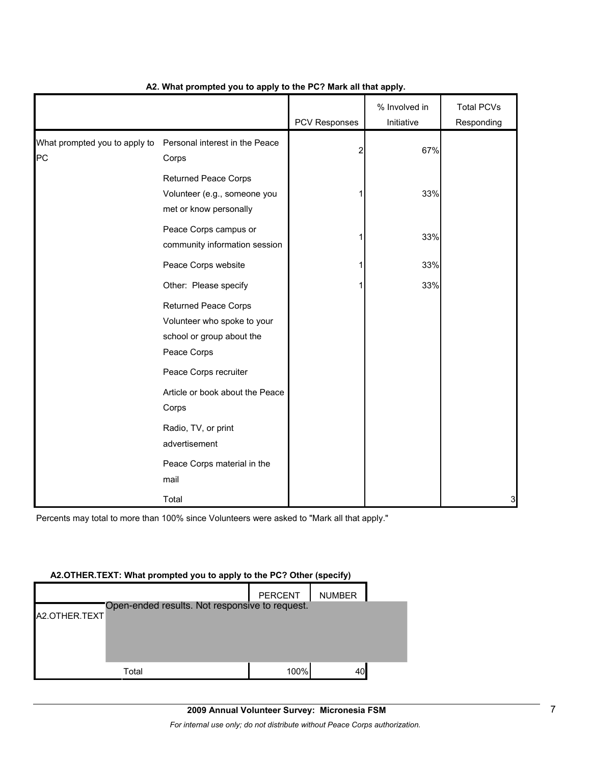**A2. What prompted you to apply to the PC? Mark all that apply.**

| | | PCV Responses | % Involved in Initiative | Total PCVs Responding |
|---|---|---|---|---|
| What prompted you to apply to PC | Personal interest in the Peace Corps | 2 | 67% | |
| | Returned Peace Corps Volunteer (e.g., someone you met or know personally | 1 | 33% | |
| | Peace Corps campus or community information session | 1 | 33% | |
| | Peace Corps website | 1 | 33% | |
| | Other: Please specify | 1 | 33% | |
| | Returned Peace Corps Volunteer who spoke to your school or group about the Peace Corps | | | |
| | Peace Corps recruiter | | | |
| | Article or book about the Peace Corps | | | |
| | Radio, TV, or print advertisement | | | |
| | Peace Corps material in the mail | | | |
| | Total | | | 3 |

Percents may total to more than 100% since Volunteers were asked to "Mark all that apply."

**A2.OTHER.TEXT: What prompted you to apply to the PC? Other (specify)**

| | | PERCENT | NUMBER |
|---|---|---|---|
| A2.OTHER.TEXT | Open-ended results. Not responsive to request. | | |
| | Total | 100% | 40 |

**2009 Annual Volunteer Survey: Micronesia FSM**

*For internal use only; do not distribute without Peace Corps authorization.*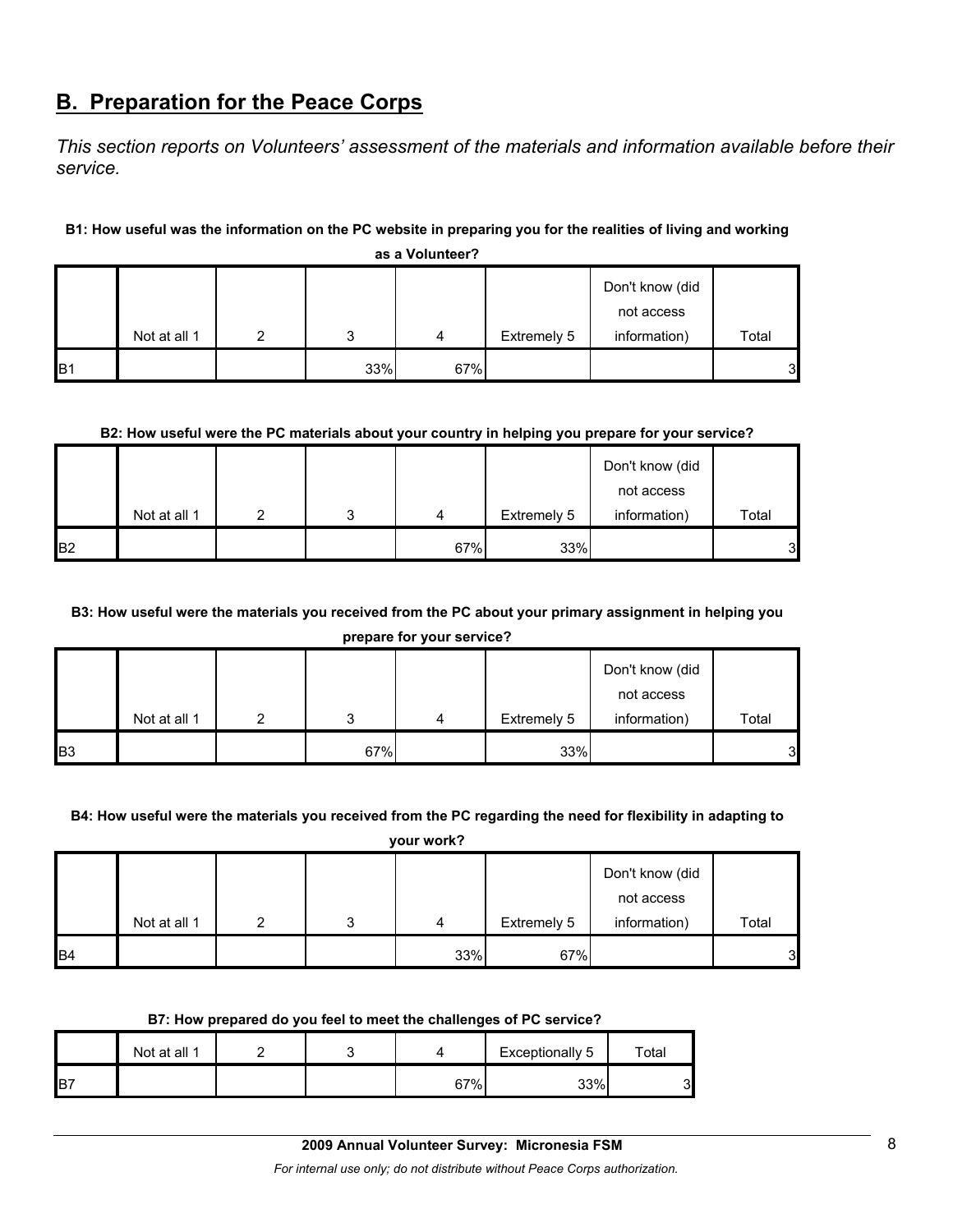## B. Preparation for the Peace Corps

*This section reports on Volunteers' assessment of the materials and information available before their service.*

**B1: How useful was the information on the PC website in preparing you for the realities of living and working as a Volunteer?**

| | Not at all 1 | 2 | 3 | 4 | Extremely 5 | Don't know (did not access information) | Total |
|---|---|---|---|---|---|---|---|
| B1 | | | 33% | 67% | | | 3 |

**B2: How useful were the PC materials about your country in helping you prepare for your service?**

| | Not at all 1 | 2 | 3 | 4 | Extremely 5 | Don't know (did not access information) | Total |
|---|---|---|---|---|---|---|---|
| B2 | | | | 67% | 33% | | 3 |

**B3: How useful were the materials you received from the PC about your primary assignment in helping you prepare for your service?**

| | Not at all 1 | 2 | 3 | 4 | Extremely 5 | Don't know (did not access information) | Total |
|---|---|---|---|---|---|---|---|
| B3 | | | 67% | | 33% | | 3 |

**B4: How useful were the materials you received from the PC regarding the need for flexibility in adapting to your work?**

| | Not at all 1 | 2 | 3 | 4 | Extremely 5 | Don't know (did not access information) | Total |
|---|---|---|---|---|---|---|---|
| B4 | | | | 33% | 67% | | 3 |

**B7: How prepared do you feel to meet the challenges of PC service?**

| | Not at all 1 | 2 | 3 | 4 | Exceptionally 5 | Total |
|---|---|---|---|---|---|---|
| B7 | | | | 67% | 33% | 3 |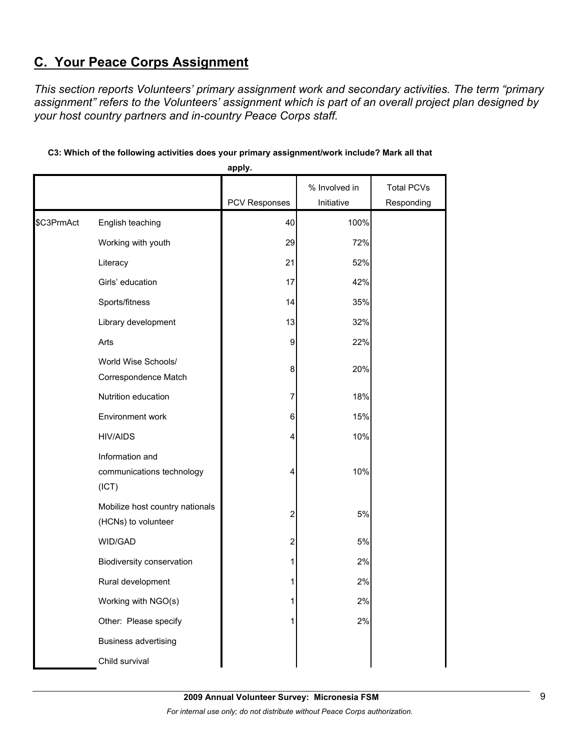## C. Your Peace Corps Assignment

*This section reports Volunteers' primary assignment work and secondary activities. The term "primary assignment" refers to the Volunteers' assignment which is part of an overall project plan designed by your host country partners and in-country Peace Corps staff.*

**C3: Which of the following activities does your primary assignment/work include? Mark all that apply.**

| | | PCV Responses | % Involved in Initiative | Total PCVs Responding |
|---|---|---|---|---|
| $C3PrmAct | English teaching | 40 | 100% | |
| | Working with youth | 29 | 72% | |
| | Literacy | 21 | 52% | |
| | Girls' education | 17 | 42% | |
| | Sports/fitness | 14 | 35% | |
| | Library development | 13 | 32% | |
| | Arts | 9 | 22% | |
| | World Wise Schools/ Correspondence Match | 8 | 20% | |
| | Nutrition education | 7 | 18% | |
| | Environment work | 6 | 15% | |
| | HIV/AIDS | 4 | 10% | |
| | Information and communications technology (ICT) | 4 | 10% | |
| | Mobilize host country nationals (HCNs) to volunteer | 2 | 5% | |
| | WID/GAD | 2 | 5% | |
| | Biodiversity conservation | 1 | 2% | |
| | Rural development | 1 | 2% | |
| | Working with NGO(s) | 1 | 2% | |
| | Other: Please specify | 1 | 2% | |
| | Business advertising | | | |
| | Child survival | | | |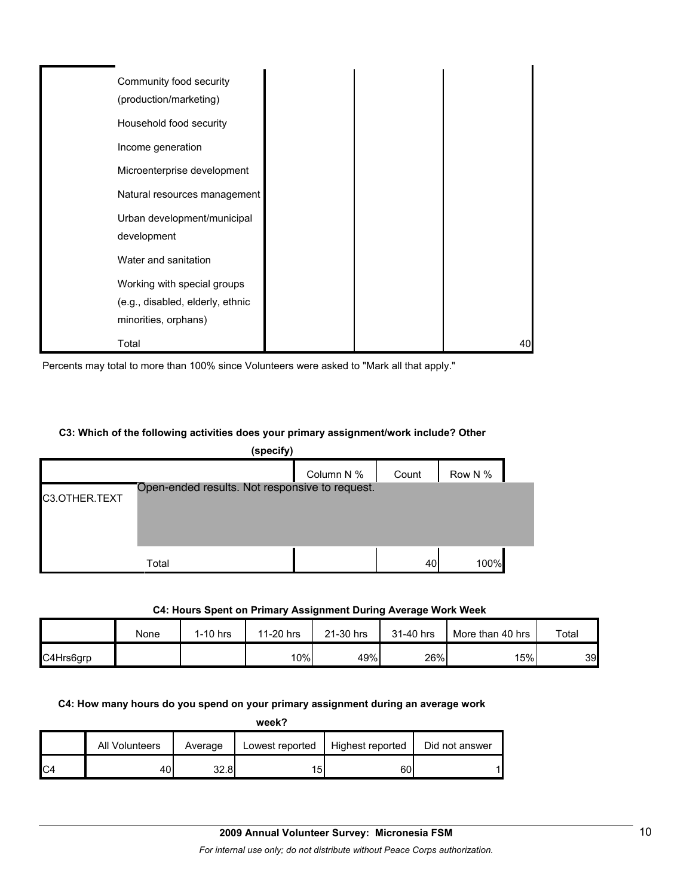| | | | |
|---|---|---|---|
| Community food security (production/marketing) | | | |
| Household food security | | | |
| Income generation | | | |
| Microenterprise development | | | |
| Natural resources management | | | |
| Urban development/municipal development | | | |
| Water and sanitation | | | |
| Working with special groups (e.g., disabled, elderly, ethnic minorities, orphans) | | | |
| Total | | | 40 |

Percents may total to more than 100% since Volunteers were asked to "Mark all that apply."

#### C3: Which of the following activities does your primary assignment/work include? Other (specify)

| | | Column N % | Count | Row N % |
|---|---|---|---|---|
| C3.OTHER.TEXT | Open-ended results. Not responsive to request. | | | |
| | Total | | 40 | 100% |

#### C4: Hours Spent on Primary Assignment During Average Work Week

| | None | 1-10 hrs | 11-20 hrs | 21-30 hrs | 31-40 hrs | More than 40 hrs | Total |
|---|---|---|---|---|---|---|---|
| C4Hrs6grp | | | 10% | 49% | 26% | 15% | 39 |

#### C4: How many hours do you spend on your primary assignment during an average work week?

| | All Volunteers | Average | Lowest reported | Highest reported | Did not answer |
|---|---|---|---|---|---|
| C4 | 40 | 32.8 | 15 | 60 | 1 |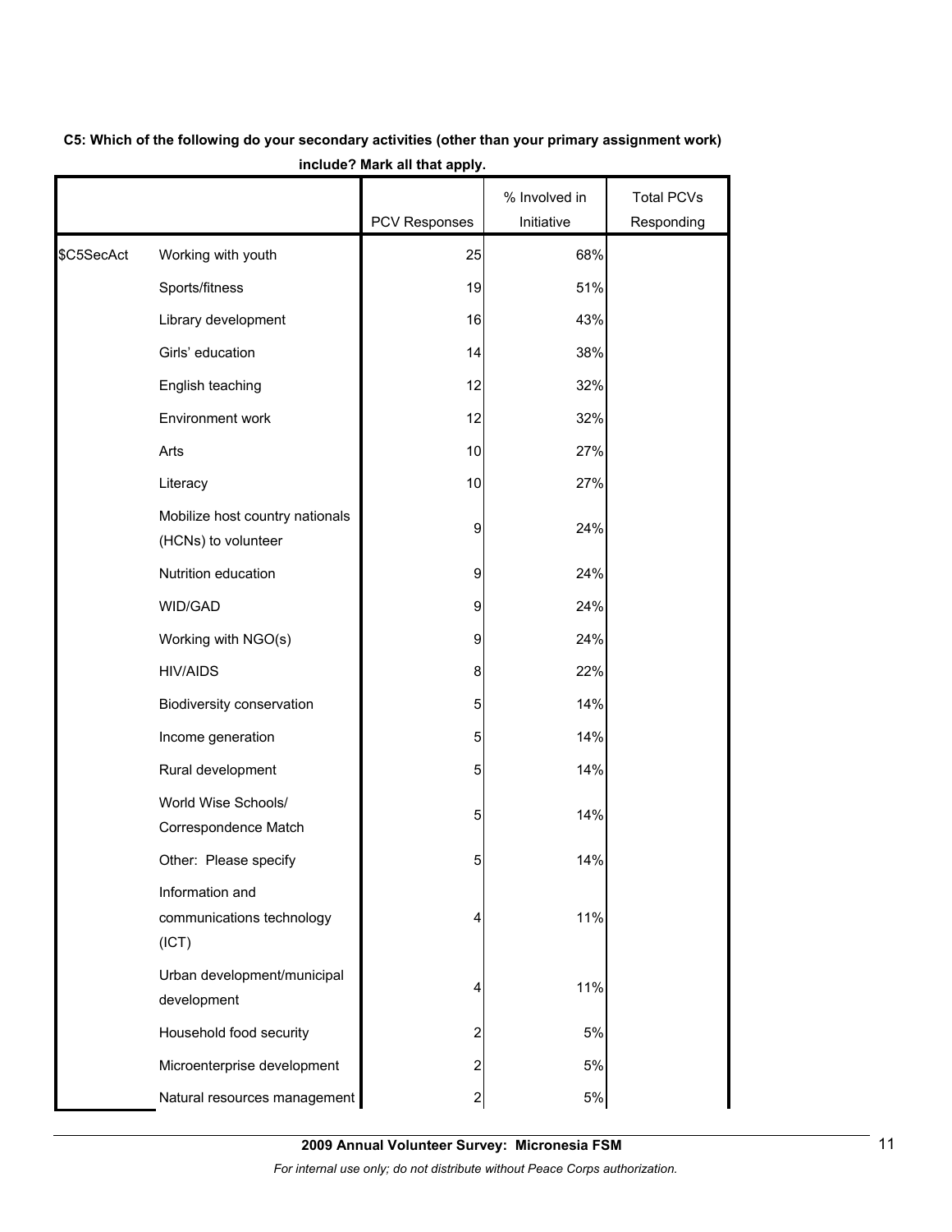**C5: Which of the following do your secondary activities (other than your primary assignment work) include? Mark all that apply.**

| | | PCV Responses | % Involved in Initiative | Total PCVs Responding |
|---|---|---|---|---|
| $C5SecAct | Working with youth | 25 | 68% | |
| | Sports/fitness | 19 | 51% | |
| | Library development | 16 | 43% | |
| | Girls' education | 14 | 38% | |
| | English teaching | 12 | 32% | |
| | Environment work | 12 | 32% | |
| | Arts | 10 | 27% | |
| | Literacy | 10 | 27% | |
| | Mobilize host country nationals (HCNs) to volunteer | 9 | 24% | |
| | Nutrition education | 9 | 24% | |
| | WID/GAD | 9 | 24% | |
| | Working with NGO(s) | 9 | 24% | |
| | HIV/AIDS | 8 | 22% | |
| | Biodiversity conservation | 5 | 14% | |
| | Income generation | 5 | 14% | |
| | Rural development | 5 | 14% | |
| | World Wise Schools/ Correspondence Match | 5 | 14% | |
| | Other: Please specify | 5 | 14% | |
| | Information and communications technology (ICT) | 4 | 11% | |
| | Urban development/municipal development | 4 | 11% | |
| | Household food security | 2 | 5% | |
| | Microenterprise development | 2 | 5% | |
| | Natural resources management | 2 | 5% | |

**2009 Annual Volunteer Survey: Micronesia FSM**

*For internal use only; do not distribute without Peace Corps authorization.*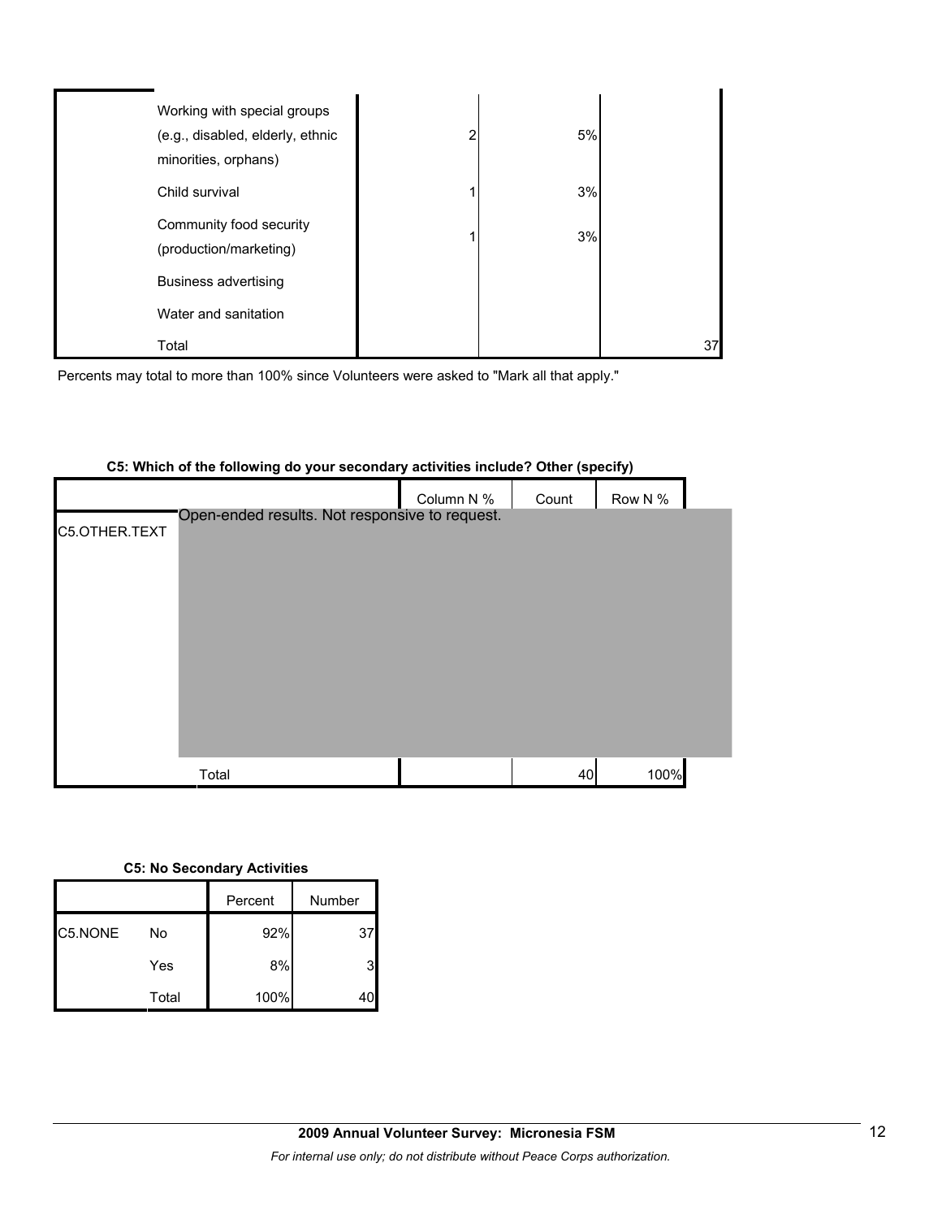| | | | | |
|---|---|---|---|---|
| | Working with special groups (e.g., disabled, elderly, ethnic minorities, orphans) | 2 | 5% | |
| | Child survival | 1 | 3% | |
| | Community food security (production/marketing) | 1 | 3% | |
| | Business advertising | | | |
| | Water and sanitation | | | |
| | Total | | | 37 |

Percents may total to more than 100% since Volunteers were asked to "Mark all that apply."

**C5: Which of the following do your secondary activities include? Other (specify)**

| | | Column N % | Count | Row N % |
|---|---|---|---|---|
| C5.OTHER.TEXT | Open-ended results. Not responsive to request. | | | |
| | Total | | 40 | 100% |

**C5: No Secondary Activities**

| | | Percent | Number |
|---|---|---|---|
| C5.NONE | No | 92% | 37 |
| | Yes | 8% | 3 |
| | Total | 100% | 40 |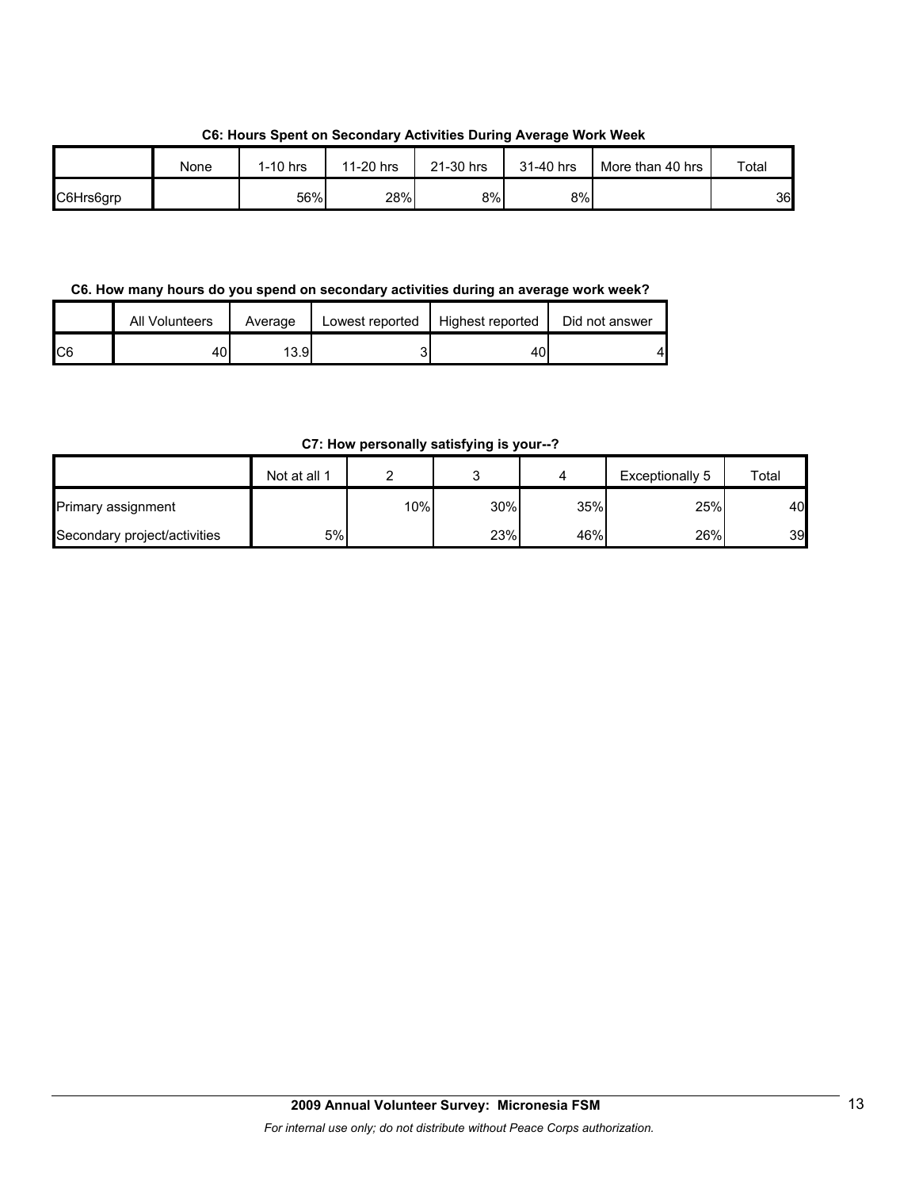**C6: Hours Spent on Secondary Activities During Average Work Week**

| | None | 1-10 hrs | 11-20 hrs | 21-30 hrs | 31-40 hrs | More than 40 hrs | Total |
|---|---|---|---|---|---|---|---|
| C6Hrs6grp | | 56% | 28% | 8% | 8% | | 36 |

**C6. How many hours do you spend on secondary activities during an average work week?**

| | All Volunteers | Average | Lowest reported | Highest reported | Did not answer |
|---|---|---|---|---|---|
| C6 | 40 | 13.9 | 3 | 40 | 4 |

**C7: How personally satisfying is your--?**

| | Not at all 1 | 2 | 3 | 4 | Exceptionally 5 | Total |
|---|---|---|---|---|---|---|
| Primary assignment | | 10% | 30% | 35% | 25% | 40 |
| Secondary project/activities | 5% | | 23% | 46% | 26% | 39 |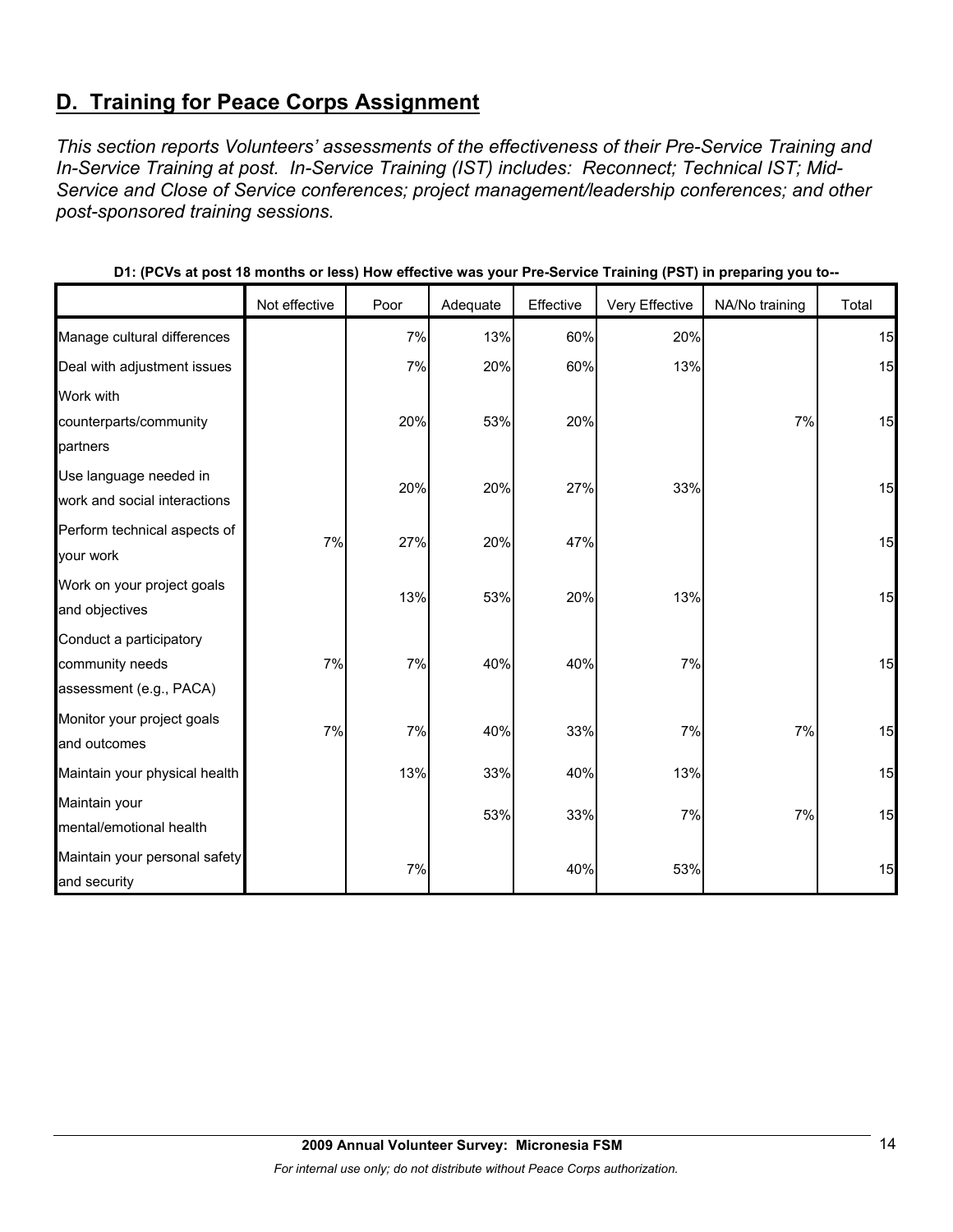## D. Training for Peace Corps Assignment

*This section reports Volunteers' assessments of the effectiveness of their Pre-Service Training and In-Service Training at post. In-Service Training (IST) includes: Reconnect; Technical IST; Mid-Service and Close of Service conferences; project management/leadership conferences; and other post-sponsored training sessions.*

**D1: (PCVs at post 18 months or less) How effective was your Pre-Service Training (PST) in preparing you to--**

| | Not effective | Poor | Adequate | Effective | Very Effective | NA/No training | Total |
|---|---|---|---|---|---|---|---|
| Manage cultural differences | | 7% | 13% | 60% | 20% | | 15 |
| Deal with adjustment issues | | 7% | 20% | 60% | 13% | | 15 |
| Work with counterparts/community partners | | 20% | 53% | 20% | | 7% | 15 |
| Use language needed in work and social interactions | | 20% | 20% | 27% | 33% | | 15 |
| Perform technical aspects of your work | 7% | 27% | 20% | 47% | | | 15 |
| Work on your project goals and objectives | | 13% | 53% | 20% | 13% | | 15 |
| Conduct a participatory community needs assessment (e.g., PACA) | 7% | 7% | 40% | 40% | 7% | | 15 |
| Monitor your project goals and outcomes | 7% | 7% | 40% | 33% | 7% | 7% | 15 |
| Maintain your physical health | | 13% | 33% | 40% | 13% | | 15 |
| Maintain your mental/emotional health | | | 53% | 33% | 7% | 7% | 15 |
| Maintain your personal safety and security | | 7% | | 40% | 53% | | 15 |

**2009 Annual Volunteer Survey: Micronesia FSM**

*For internal use only; do not distribute without Peace Corps authorization.*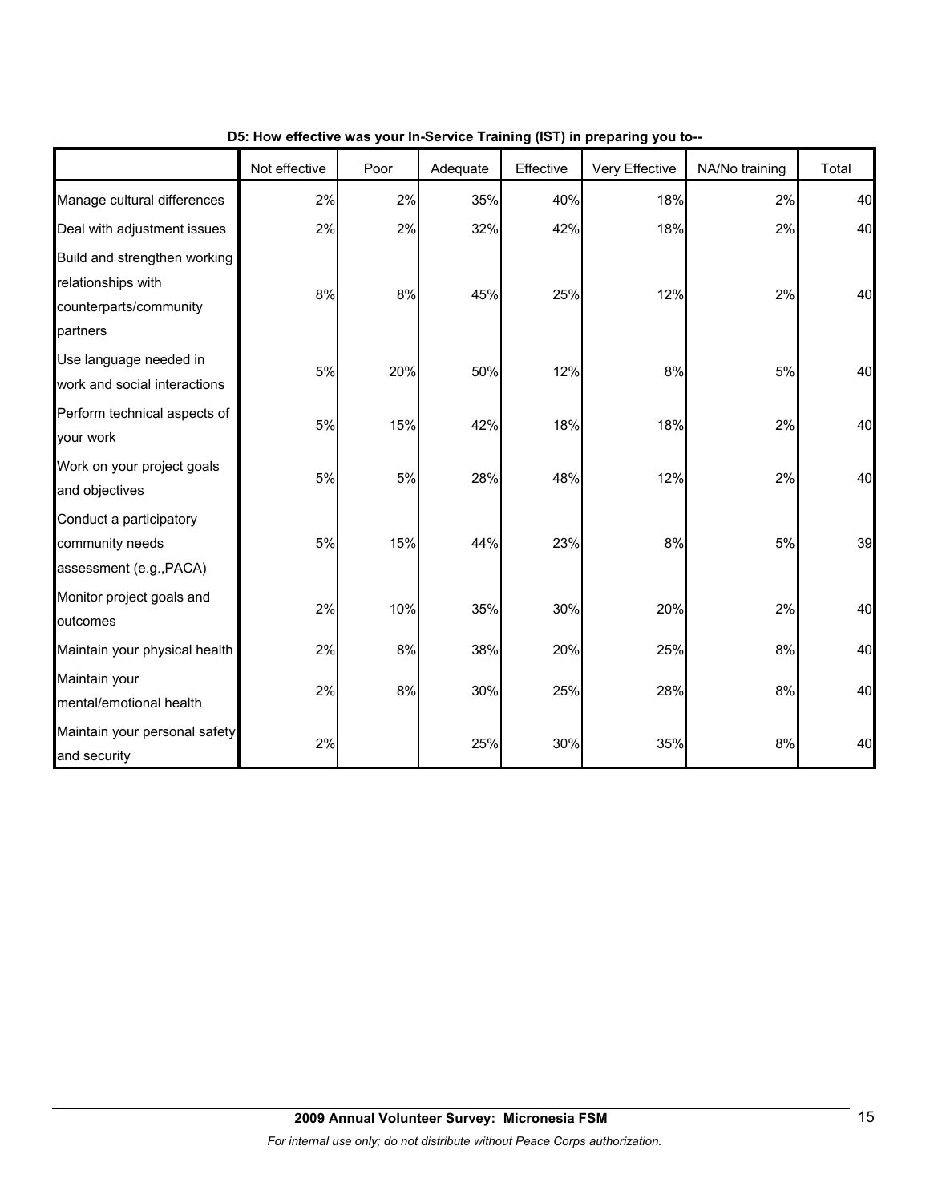**D5: How effective was your In-Service Training (IST) in preparing you to--**

| | Not effective | Poor | Adequate | Effective | Very Effective | NA/No training | Total |
|---|---|---|---|---|---|---|---|
| Manage cultural differences | 2% | 2% | 35% | 40% | 18% | 2% | 40 |
| Deal with adjustment issues | 2% | 2% | 32% | 42% | 18% | 2% | 40 |
| Build and strengthen working relationships with counterparts/community partners | 8% | 8% | 45% | 25% | 12% | 2% | 40 |
| Use language needed in work and social interactions | 5% | 20% | 50% | 12% | 8% | 5% | 40 |
| Perform technical aspects of your work | 5% | 15% | 42% | 18% | 18% | 2% | 40 |
| Work on your project goals and objectives | 5% | 5% | 28% | 48% | 12% | 2% | 40 |
| Conduct a participatory community needs assessment (e.g.,PACA) | 5% | 15% | 44% | 23% | 8% | 5% | 39 |
| Monitor project goals and outcomes | 2% | 10% | 35% | 30% | 20% | 2% | 40 |
| Maintain your physical health | 2% | 8% | 38% | 20% | 25% | 8% | 40 |
| Maintain your mental/emotional health | 2% | 8% | 30% | 25% | 28% | 8% | 40 |
| Maintain your personal safety and security | 2% | | 25% | 30% | 35% | 8% | 40 |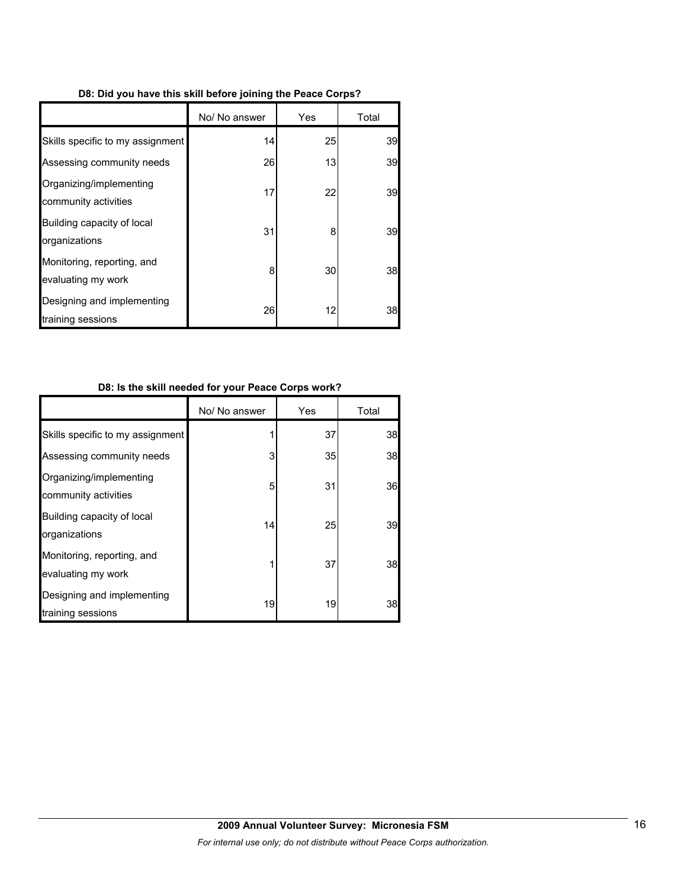**D8: Did you have this skill before joining the Peace Corps?**

| | No/ No answer | Yes | Total |
|---|---|---|---|
| Skills specific to my assignment | 14 | 25 | 39 |
| Assessing community needs | 26 | 13 | 39 |
| Organizing/implementing community activities | 17 | 22 | 39 |
| Building capacity of local organizations | 31 | 8 | 39 |
| Monitoring, reporting, and evaluating my work | 8 | 30 | 38 |
| Designing and implementing training sessions | 26 | 12 | 38 |

**D8: Is the skill needed for your Peace Corps work?**

| | No/ No answer | Yes | Total |
|---|---|---|---|
| Skills specific to my assignment | 1 | 37 | 38 |
| Assessing community needs | 3 | 35 | 38 |
| Organizing/implementing community activities | 5 | 31 | 36 |
| Building capacity of local organizations | 14 | 25 | 39 |
| Monitoring, reporting, and evaluating my work | 1 | 37 | 38 |
| Designing and implementing training sessions | 19 | 19 | 38 |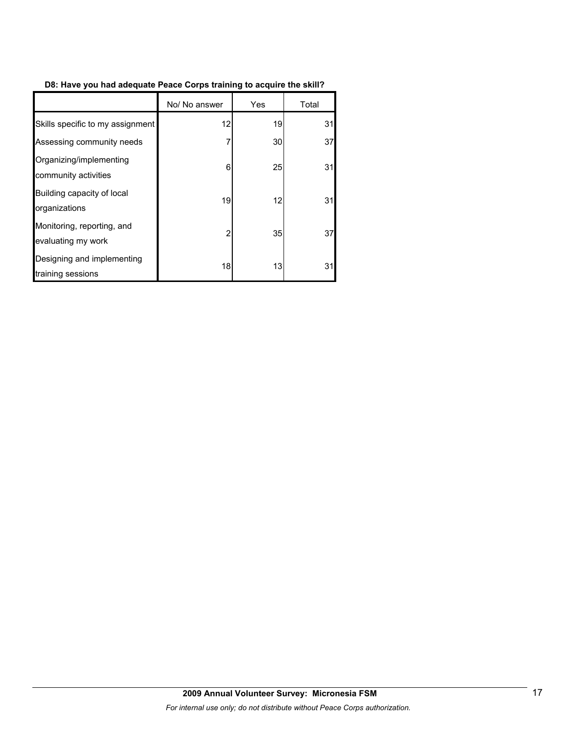**D8: Have you had adequate Peace Corps training to acquire the skill?**

| | No/ No answer | Yes | Total |
|---|---|---|---|
| Skills specific to my assignment | 12 | 19 | 31 |
| Assessing community needs | 7 | 30 | 37 |
| Organizing/implementing community activities | 6 | 25 | 31 |
| Building capacity of local organizations | 19 | 12 | 31 |
| Monitoring, reporting, and evaluating my work | 2 | 35 | 37 |
| Designing and implementing training sessions | 18 | 13 | 31 |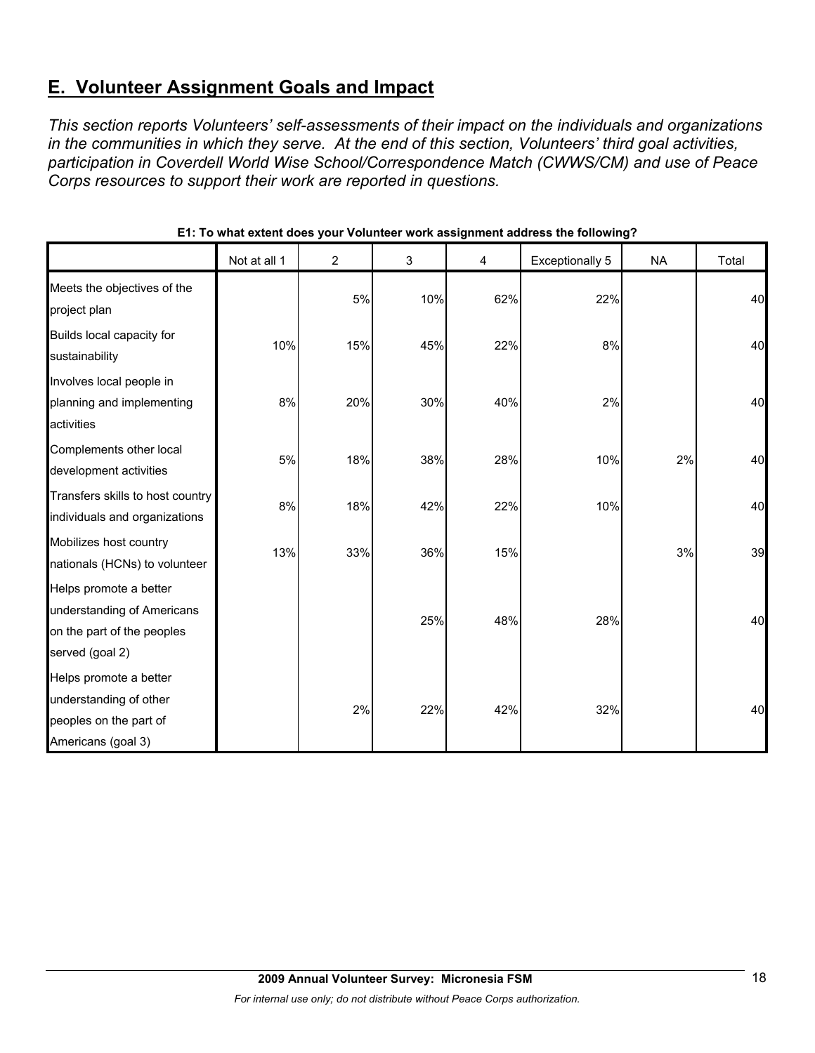## E. Volunteer Assignment Goals and Impact

*This section reports Volunteers' self-assessments of their impact on the individuals and organizations in the communities in which they serve. At the end of this section, Volunteers' third goal activities, participation in Coverdell World Wise School/Correspondence Match (CWWS/CM) and use of Peace Corps resources to support their work are reported in questions.*

**E1: To what extent does your Volunteer work assignment address the following?**

| | Not at all 1 | 2 | 3 | 4 | Exceptionally 5 | NA | Total |
|---|---|---|---|---|---|---|---|
| Meets the objectives of the project plan | | 5% | 10% | 62% | 22% | | 40 |
| Builds local capacity for sustainability | 10% | 15% | 45% | 22% | 8% | | 40 |
| Involves local people in planning and implementing activities | 8% | 20% | 30% | 40% | 2% | | 40 |
| Complements other local development activities | 5% | 18% | 38% | 28% | 10% | 2% | 40 |
| Transfers skills to host country individuals and organizations | 8% | 18% | 42% | 22% | 10% | | 40 |
| Mobilizes host country nationals (HCNs) to volunteer | 13% | 33% | 36% | 15% | | 3% | 39 |
| Helps promote a better understanding of Americans on the part of the peoples served (goal 2) | | | 25% | 48% | 28% | | 40 |
| Helps promote a better understanding of other peoples on the part of Americans (goal 3) | | 2% | 22% | 42% | 32% | | 40 |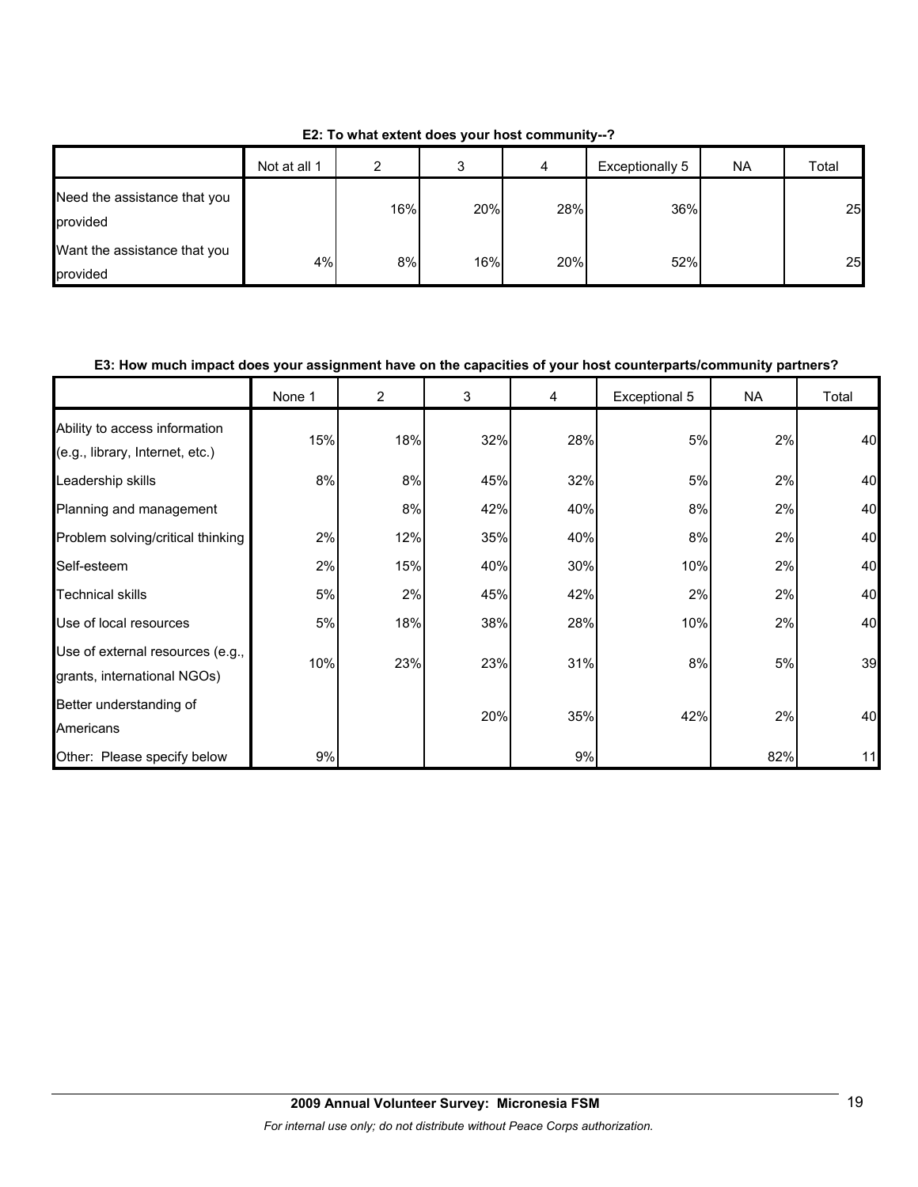**E2: To what extent does your host community--?**

| | Not at all 1 | 2 | 3 | 4 | Exceptionally 5 | NA | Total |
|---|---|---|---|---|---|---|---|
| Need the assistance that you provided | | 16% | 20% | 28% | 36% | | 25 |
| Want the assistance that you provided | 4% | 8% | 16% | 20% | 52% | | 25 |

**E3: How much impact does your assignment have on the capacities of your host counterparts/community partners?**

| | None 1 | 2 | 3 | 4 | Exceptional 5 | NA | Total |
|---|---|---|---|---|---|---|---|
| Ability to access information (e.g., library, Internet, etc.) | 15% | 18% | 32% | 28% | 5% | 2% | 40 |
| Leadership skills | 8% | 8% | 45% | 32% | 5% | 2% | 40 |
| Planning and management | | 8% | 42% | 40% | 8% | 2% | 40 |
| Problem solving/critical thinking | 2% | 12% | 35% | 40% | 8% | 2% | 40 |
| Self-esteem | 2% | 15% | 40% | 30% | 10% | 2% | 40 |
| Technical skills | 5% | 2% | 45% | 42% | 2% | 2% | 40 |
| Use of local resources | 5% | 18% | 38% | 28% | 10% | 2% | 40 |
| Use of external resources (e.g., grants, international NGOs) | 10% | 23% | 23% | 31% | 8% | 5% | 39 |
| Better understanding of Americans | | | 20% | 35% | 42% | 2% | 40 |
| Other: Please specify below | 9% | | | 9% | | 82% | 11 |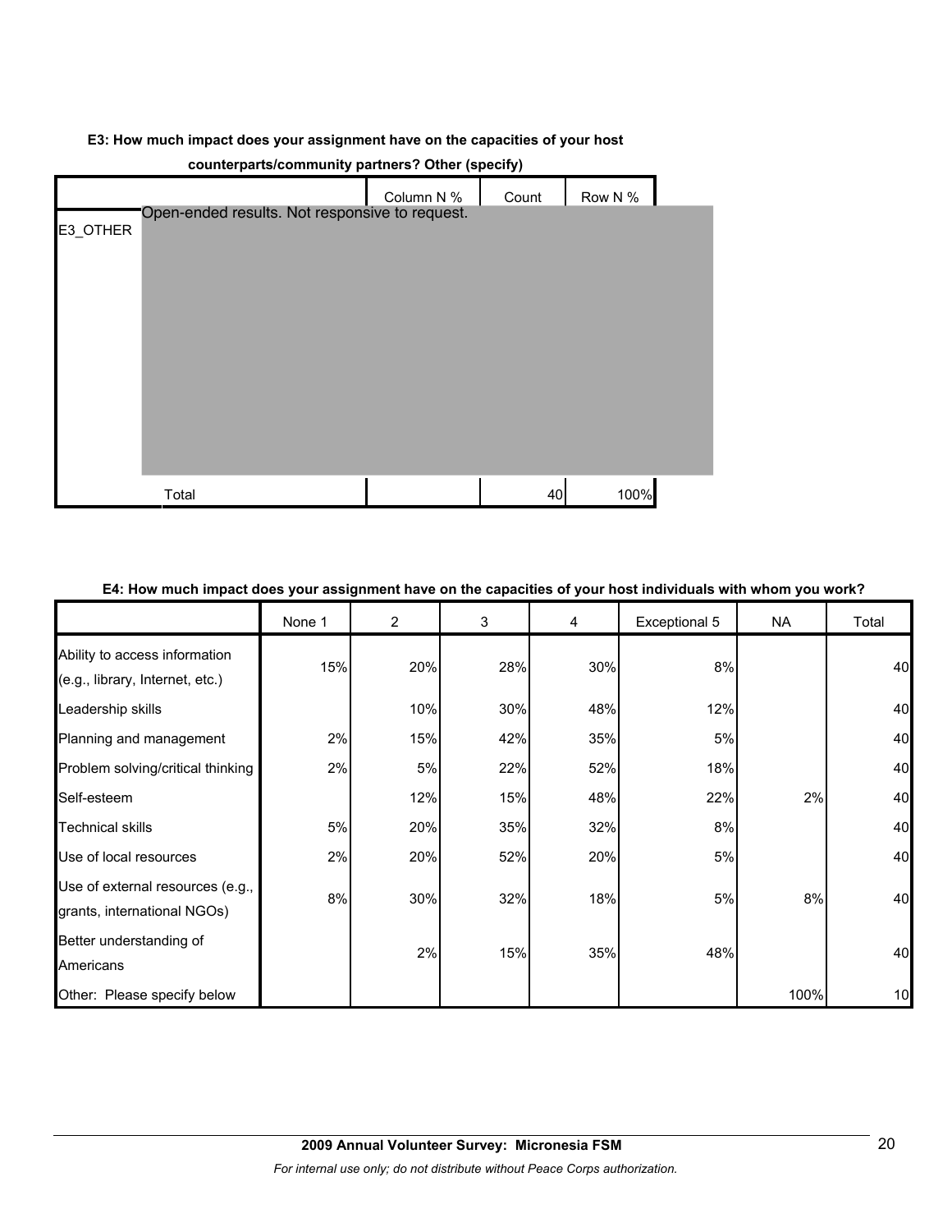**E3: How much impact does your assignment have on the capacities of your host counterparts/community partners? Other (specify)**

| | | Column N % | Count | Row N % |
|---|---|---|---|---|
| E3_OTHER | Open-ended results. Not responsive to request. | | | |
| | Total | | 40 | 100% |

**E4: How much impact does your assignment have on the capacities of your host individuals with whom you work?**

| | None 1 | 2 | 3 | 4 | Exceptional 5 | NA | Total |
|---|---|---|---|---|---|---|---|
| Ability to access information (e.g., library, Internet, etc.) | 15% | 20% | 28% | 30% | 8% | | 40 |
| Leadership skills | | 10% | 30% | 48% | 12% | | 40 |
| Planning and management | 2% | 15% | 42% | 35% | 5% | | 40 |
| Problem solving/critical thinking | 2% | 5% | 22% | 52% | 18% | | 40 |
| Self-esteem | | 12% | 15% | 48% | 22% | 2% | 40 |
| Technical skills | 5% | 20% | 35% | 32% | 8% | | 40 |
| Use of local resources | 2% | 20% | 52% | 20% | 5% | | 40 |
| Use of external resources (e.g., grants, international NGOs) | 8% | 30% | 32% | 18% | 5% | 8% | 40 |
| Better understanding of Americans | | 2% | 15% | 35% | 48% | | 40 |
| Other: Please specify below | | | | | | 100% | 10 |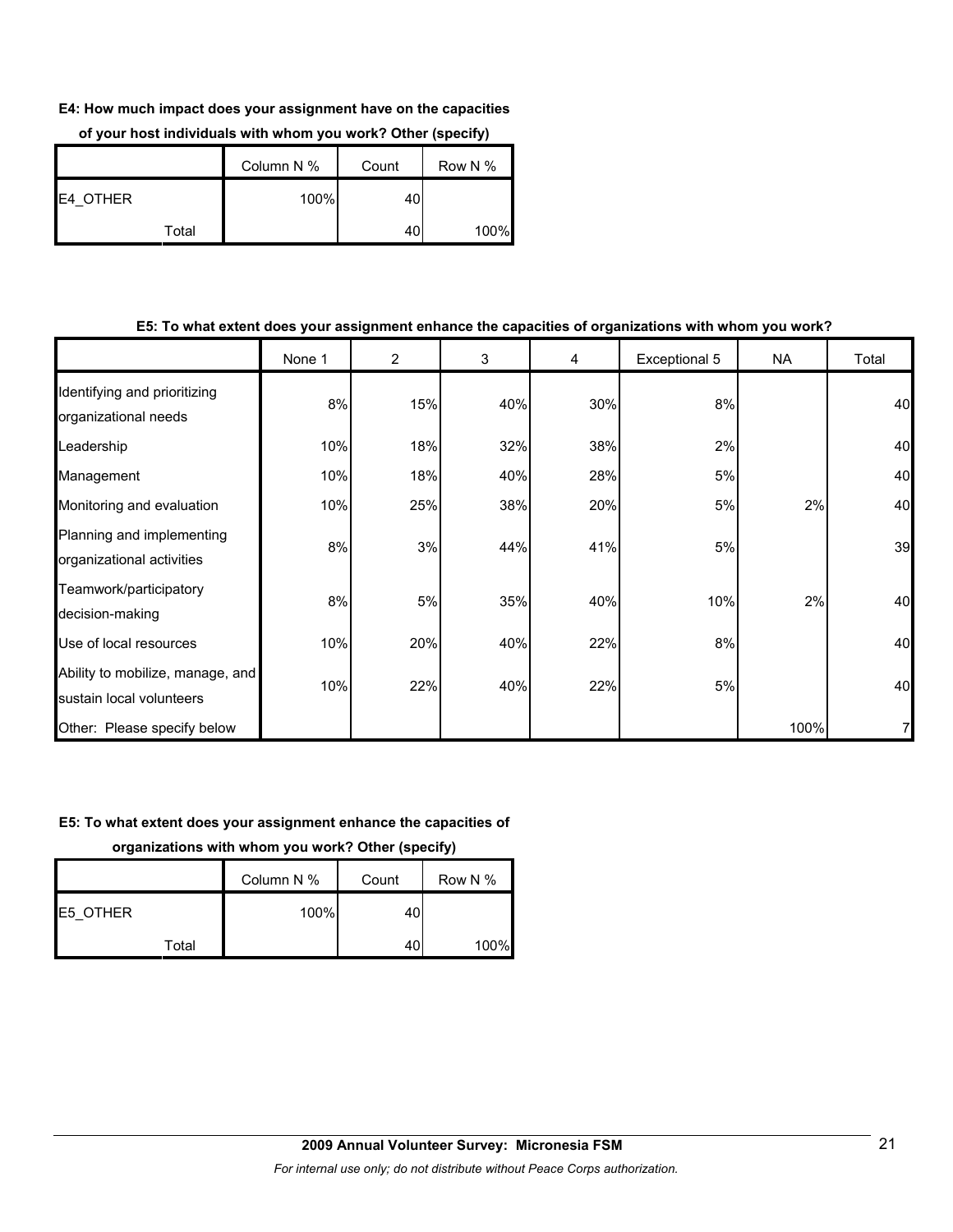**E4: How much impact does your assignment have on the capacities of your host individuals with whom you work? Other (specify)**

| | | Column N % | Count | Row N % |
|---|---|---|---|---|
| E4_OTHER | | 100% | 40 | |
| | Total | | 40 | 100% |

**E5: To what extent does your assignment enhance the capacities of organizations with whom you work?**

| | None 1 | 2 | 3 | 4 | Exceptional 5 | NA | Total |
|---|---|---|---|---|---|---|---|
| Identifying and prioritizing organizational needs | 8% | 15% | 40% | 30% | 8% | | 40 |
| Leadership | 10% | 18% | 32% | 38% | 2% | | 40 |
| Management | 10% | 18% | 40% | 28% | 5% | | 40 |
| Monitoring and evaluation | 10% | 25% | 38% | 20% | 5% | 2% | 40 |
| Planning and implementing organizational activities | 8% | 3% | 44% | 41% | 5% | | 39 |
| Teamwork/participatory decision-making | 8% | 5% | 35% | 40% | 10% | 2% | 40 |
| Use of local resources | 10% | 20% | 40% | 22% | 8% | | 40 |
| Ability to mobilize, manage, and sustain local volunteers | 10% | 22% | 40% | 22% | 5% | | 40 |
| Other: Please specify below | | | | | | 100% | 7 |

**E5: To what extent does your assignment enhance the capacities of organizations with whom you work? Other (specify)**

| | | Column N % | Count | Row N % |
|---|---|---|---|---|
| E5_OTHER | | 100% | 40 | |
| | Total | | 40 | 100% |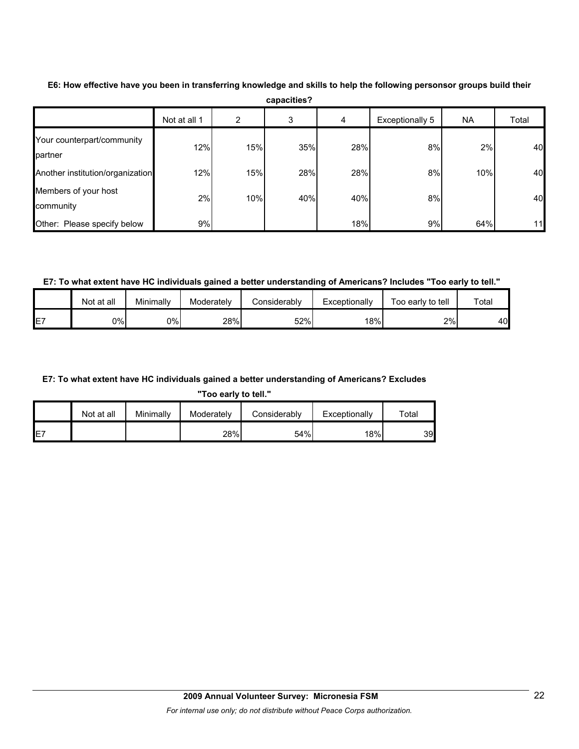**E6: How effective have you been in transferring knowledge and skills to help the following personsor groups build their capacities?**

| | Not at all 1 | 2 | 3 | 4 | Exceptionally 5 | NA | Total |
|---|---|---|---|---|---|---|---|
| Your counterpart/community partner | 12% | 15% | 35% | 28% | 8% | 2% | 40 |
| Another institution/organization | 12% | 15% | 28% | 28% | 8% | 10% | 40 |
| Members of your host community | 2% | 10% | 40% | 40% | 8% | | 40 |
| Other: Please specify below | 9% | | | 18% | 9% | 64% | 11 |

**E7: To what extent have HC individuals gained a better understanding of Americans? Includes "Too early to tell."**

| | Not at all | Minimally | Moderately | Considerably | Exceptionally | Too early to tell | Total |
|---|---|---|---|---|---|---|---|
| E7 | 0% | 0% | 28% | 52% | 18% | 2% | 40 |

**E7: To what extent have HC individuals gained a better understanding of Americans? Excludes "Too early to tell."**

| | Not at all | Minimally | Moderately | Considerably | Exceptionally | Total |
|---|---|---|---|---|---|---|
| E7 | | | 28% | 54% | 18% | 39 |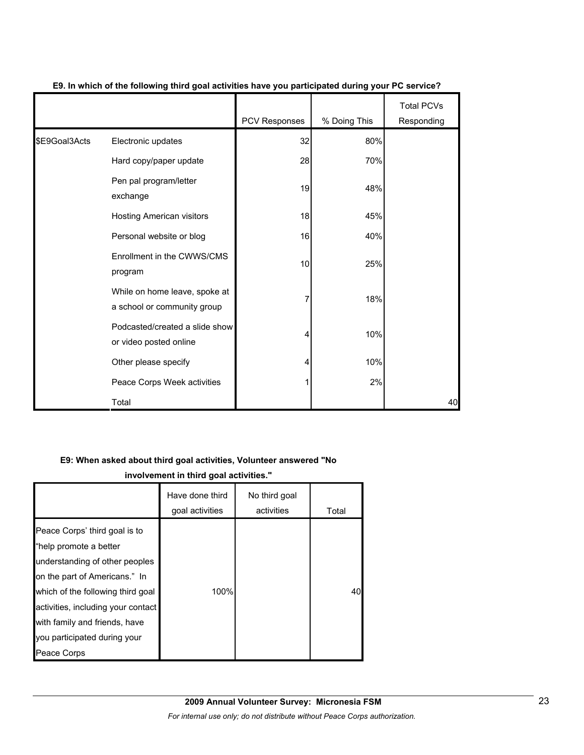**E9. In which of the following third goal activities have you participated during your PC service?**

| | | PCV Responses | % Doing This | Total PCVs Responding |
|---|---|---|---|---|
| $E9Goal3Acts | Electronic updates | 32 | 80% | |
| | Hard copy/paper update | 28 | 70% | |
| | Pen pal program/letter exchange | 19 | 48% | |
| | Hosting American visitors | 18 | 45% | |
| | Personal website or blog | 16 | 40% | |
| | Enrollment in the CWWS/CMS program | 10 | 25% | |
| | While on home leave, spoke at a school or community group | 7 | 18% | |
| | Podcasted/created a slide show or video posted online | 4 | 10% | |
| | Other please specify | 4 | 10% | |
| | Peace Corps Week activities | 1 | 2% | |
| | Total | | | 40 |

**E9: When asked about third goal activities, Volunteer answered "No involvement in third goal activities."**

| | Have done third goal activities | No third goal activities | Total |
|---|---|---|---|
| Peace Corps' third goal is to "help promote a better understanding of other peoples on the part of Americans." In which of the following third goal activities, including your contact with family and friends, have you participated during your Peace Corps | 100% | | 40 |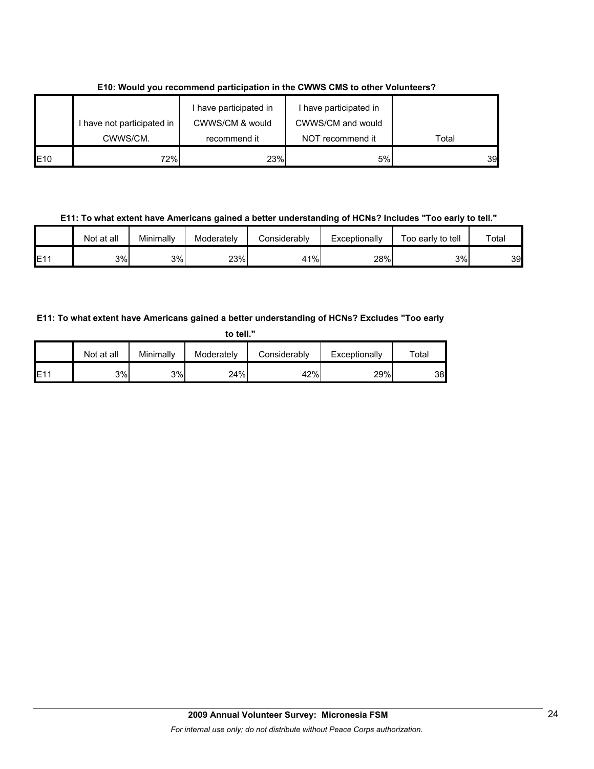**E10: Would you recommend participation in the CWWS CMS to other Volunteers?**

| | I have not participated in CWWS/CM. | I have participated in CWWS/CM & would recommend it | I have participated in CWWS/CM and would NOT recommend it | Total |
|---|---|---|---|---|
| E10 | 72% | 23% | 5% | 39 |

**E11: To what extent have Americans gained a better understanding of HCNs? Includes "Too early to tell."**

| | Not at all | Minimally | Moderately | Considerably | Exceptionally | Too early to tell | Total |
|---|---|---|---|---|---|---|---|
| E11 | 3% | 3% | 23% | 41% | 28% | 3% | 39 |

**E11: To what extent have Americans gained a better understanding of HCNs? Excludes "Too early to tell."**

| | Not at all | Minimally | Moderately | Considerably | Exceptionally | Total |
|---|---|---|---|---|---|---|
| E11 | 3% | 3% | 24% | 42% | 29% | 38 |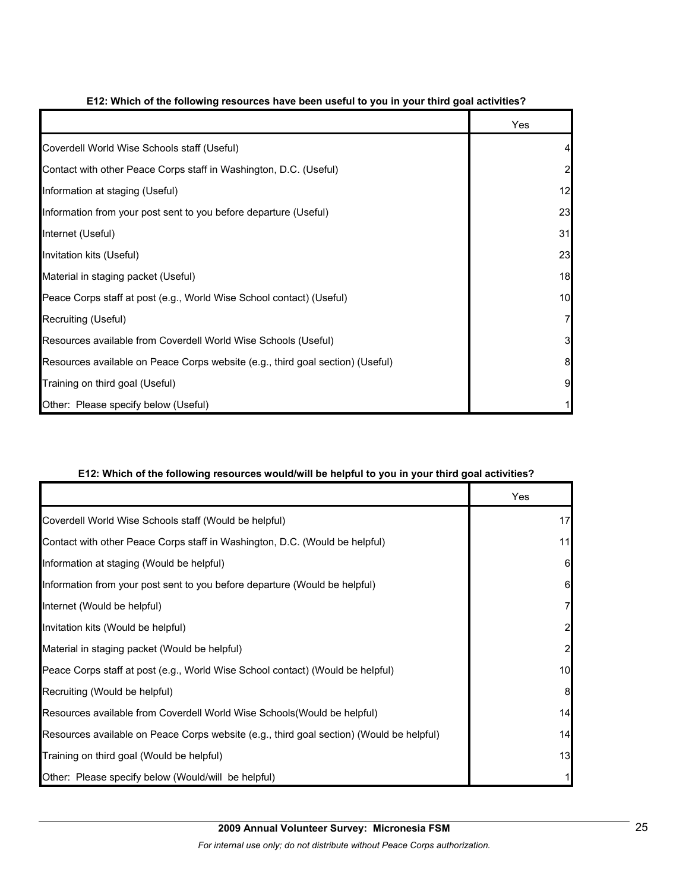**E12: Which of the following resources have been useful to you in your third goal activities?**

| | Yes |
|---|---|
| Coverdell World Wise Schools staff (Useful) | 4 |
| Contact with other Peace Corps staff in Washington, D.C. (Useful) | 2 |
| Information at staging (Useful) | 12 |
| Information from your post sent to you before departure (Useful) | 23 |
| Internet (Useful) | 31 |
| Invitation kits (Useful) | 23 |
| Material in staging packet (Useful) | 18 |
| Peace Corps staff at post (e.g., World Wise School contact) (Useful) | 10 |
| Recruiting (Useful) | 7 |
| Resources available from Coverdell World Wise Schools (Useful) | 3 |
| Resources available on Peace Corps website (e.g., third goal section) (Useful) | 8 |
| Training on third goal (Useful) | 9 |
| Other: Please specify below (Useful) | 1 |

**E12: Which of the following resources would/will be helpful to you in your third goal activities?**

| | Yes |
|---|---|
| Coverdell World Wise Schools staff (Would be helpful) | 17 |
| Contact with other Peace Corps staff in Washington, D.C. (Would be helpful) | 11 |
| Information at staging (Would be helpful) | 6 |
| Information from your post sent to you before departure (Would be helpful) | 6 |
| Internet (Would be helpful) | 7 |
| Invitation kits (Would be helpful) | 2 |
| Material in staging packet (Would be helpful) | 2 |
| Peace Corps staff at post (e.g., World Wise School contact) (Would be helpful) | 10 |
| Recruiting (Would be helpful) | 8 |
| Resources available from Coverdell World Wise Schools(Would be helpful) | 14 |
| Resources available on Peace Corps website (e.g., third goal section) (Would be helpful) | 14 |
| Training on third goal (Would be helpful) | 13 |
| Other: Please specify below (Would/will be helpful) | 1 |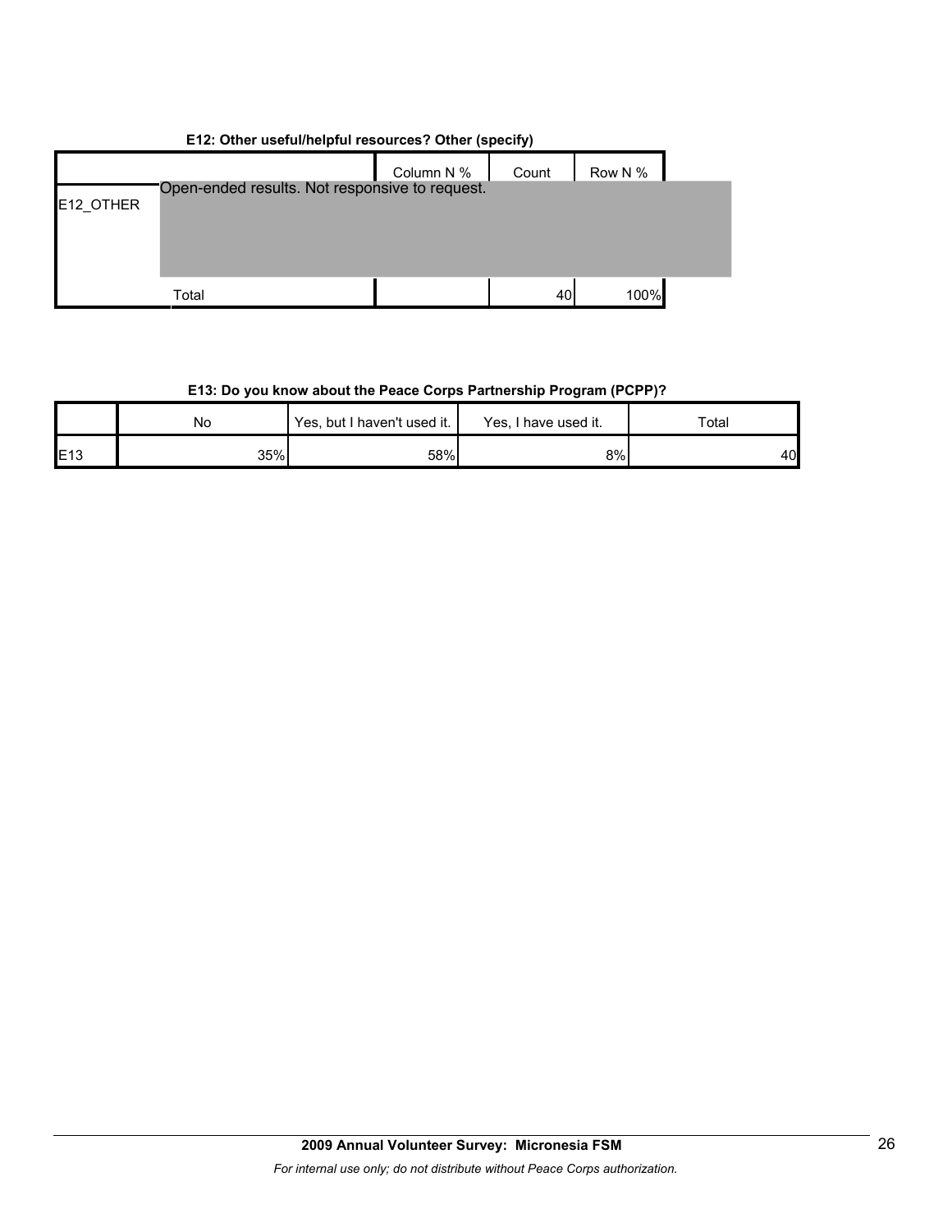**E12: Other useful/helpful resources? Other (specify)**

| | | Column N % | Count | Row N % |
|---|---|---|---|---|
| E12_OTHER | Open-ended results. Not responsive to request. | | | |
| | Total | | 40 | 100% |

**E13: Do you know about the Peace Corps Partnership Program (PCPP)?**

| | No | Yes, but I haven't used it. | Yes, I have used it. | Total |
|---|---|---|---|---|
| E13 | 35% | 58% | 8% | 40 |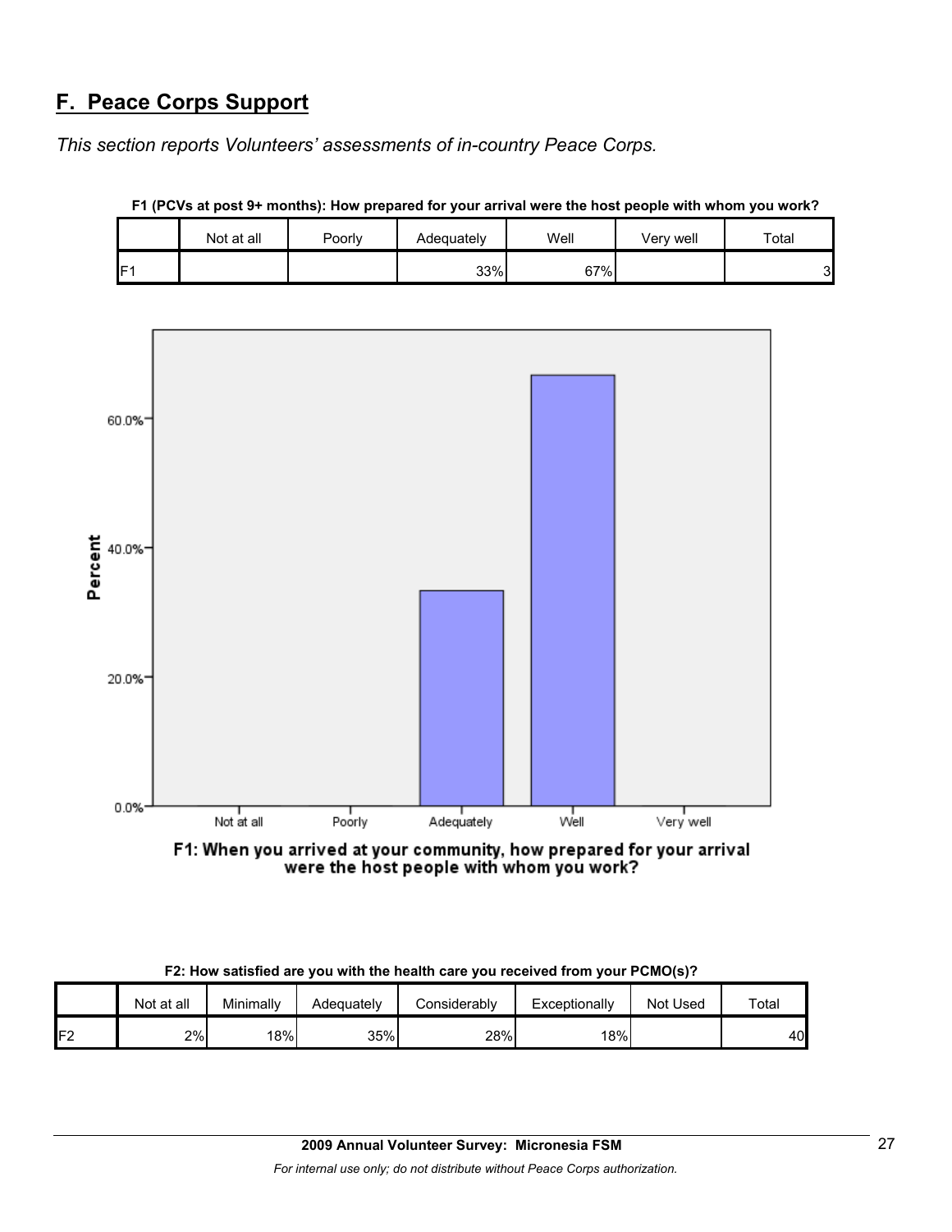## F. Peace Corps Support

*This section reports Volunteers' assessments of in-country Peace Corps.*

**F1 (PCVs at post 9+ months): How prepared for your arrival were the host people with whom you work?**

| | Not at all | Poorly | Adequately | Well | Very well | Total |
|---|---|---|---|---|---|---|
| F1 | | | 33% | 67% | | 3 |

**F2: How satisfied are you with the health care you received from your PCMO(s)?**

| | Not at all | Minimally | Adequately | Considerably | Exceptionally | Not Used | Total |
|---|---|---|---|---|---|---|---|
| F2 | 2% | 18% | 35% | 28% | 18% | | 40 |

2009 Annual Volunteer Survey: Micronesia FSM

*For internal use only; do not distribute without Peace Corps authorization.*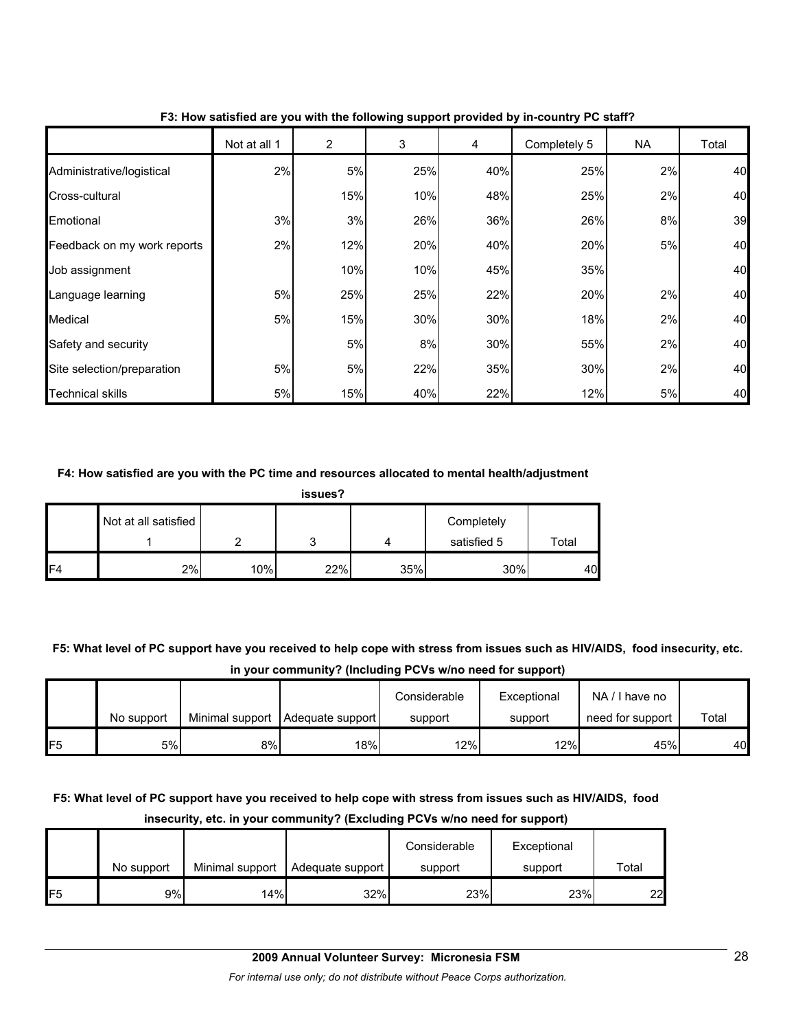**F3: How satisfied are you with the following support provided by in-country PC staff?**

| | Not at all 1 | 2 | 3 | 4 | Completely 5 | NA | Total |
|---|---|---|---|---|---|---|---|
| Administrative/logistical | 2% | 5% | 25% | 40% | 25% | 2% | 40 |
| Cross-cultural | | 15% | 10% | 48% | 25% | 2% | 40 |
| Emotional | 3% | 3% | 26% | 36% | 26% | 8% | 39 |
| Feedback on my work reports | 2% | 12% | 20% | 40% | 20% | 5% | 40 |
| Job assignment | | 10% | 10% | 45% | 35% | | 40 |
| Language learning | 5% | 25% | 25% | 22% | 20% | 2% | 40 |
| Medical | 5% | 15% | 30% | 30% | 18% | 2% | 40 |
| Safety and security | | 5% | 8% | 30% | 55% | 2% | 40 |
| Site selection/preparation | 5% | 5% | 22% | 35% | 30% | 2% | 40 |
| Technical skills | 5% | 15% | 40% | 22% | 12% | 5% | 40 |

**F4: How satisfied are you with the PC time and resources allocated to mental health/adjustment issues?**

| | Not at all satisfied 1 | 2 | 3 | 4 | Completely satisfied 5 | Total |
|---|---|---|---|---|---|---|
| F4 | 2% | 10% | 22% | 35% | 30% | 40 |

**F5: What level of PC support have you received to help cope with stress from issues such as HIV/AIDS, food insecurity, etc. in your community? (Including PCVs w/no need for support)**

| | No support | Minimal support | Adequate support | Considerable support | Exceptional support | NA / I have no need for support | Total |
|---|---|---|---|---|---|---|---|
| F5 | 5% | 8% | 18% | 12% | 12% | 45% | 40 |

**F5: What level of PC support have you received to help cope with stress from issues such as HIV/AIDS, food insecurity, etc. in your community? (Excluding PCVs w/no need for support)**

| | No support | Minimal support | Adequate support | Considerable support | Exceptional support | Total |
|---|---|---|---|---|---|---|
| F5 | 9% | 14% | 32% | 23% | 23% | 22 |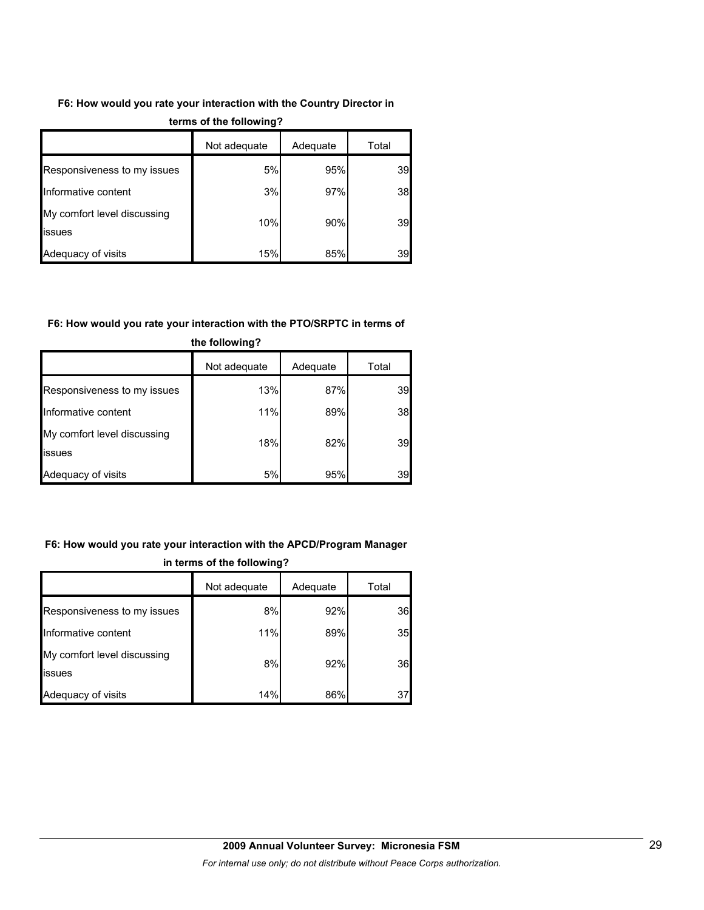**F6: How would you rate your interaction with the Country Director in terms of the following?**

| | Not adequate | Adequate | Total |
|---|---|---|---|
| Responsiveness to my issues | 5% | 95% | 39 |
| Informative content | 3% | 97% | 38 |
| My comfort level discussing issues | 10% | 90% | 39 |
| Adequacy of visits | 15% | 85% | 39 |

**F6: How would you rate your interaction with the PTO/SRPTC in terms of the following?**

| | Not adequate | Adequate | Total |
|---|---|---|---|
| Responsiveness to my issues | 13% | 87% | 39 |
| Informative content | 11% | 89% | 38 |
| My comfort level discussing issues | 18% | 82% | 39 |
| Adequacy of visits | 5% | 95% | 39 |

**F6: How would you rate your interaction with the APCD/Program Manager in terms of the following?**

| | Not adequate | Adequate | Total |
|---|---|---|---|
| Responsiveness to my issues | 8% | 92% | 36 |
| Informative content | 11% | 89% | 35 |
| My comfort level discussing issues | 8% | 92% | 36 |
| Adequacy of visits | 14% | 86% | 37 |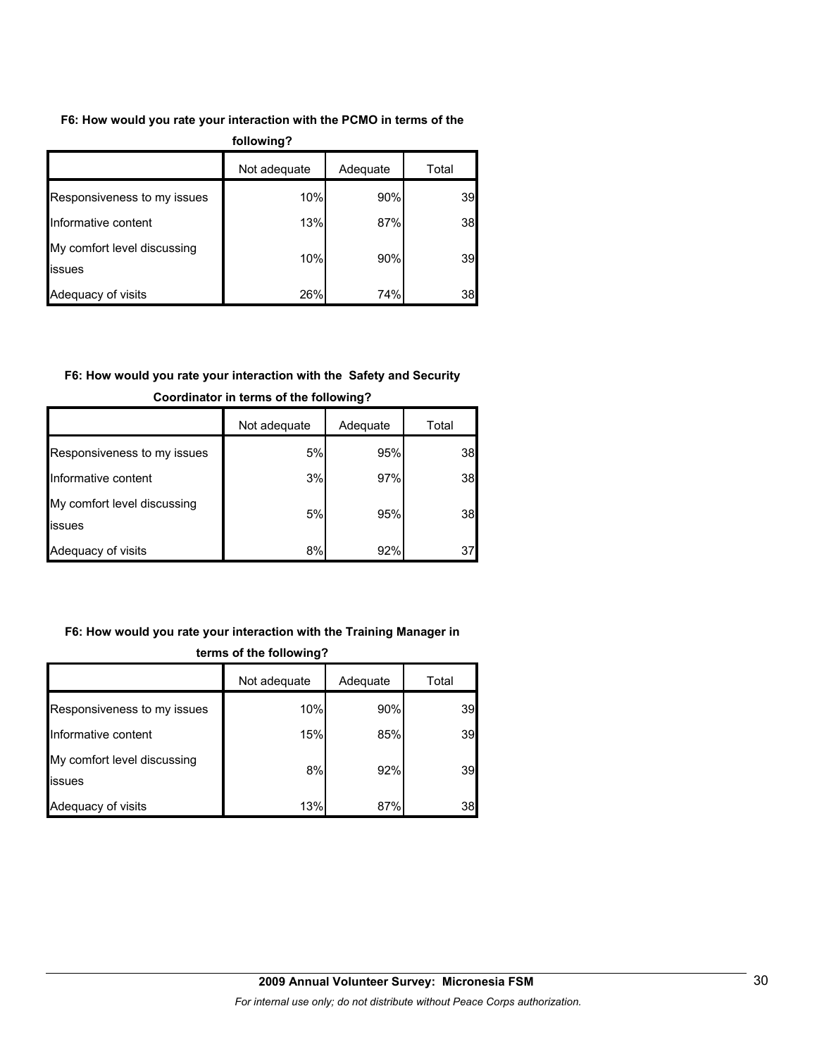**F6: How would you rate your interaction with the PCMO in terms of the following?**

| | Not adequate | Adequate | Total |
|---|---|---|---|
| Responsiveness to my issues | 10% | 90% | 39 |
| Informative content | 13% | 87% | 38 |
| My comfort level discussing issues | 10% | 90% | 39 |
| Adequacy of visits | 26% | 74% | 38 |

**F6: How would you rate your interaction with the Safety and Security Coordinator in terms of the following?**

| | Not adequate | Adequate | Total |
|---|---|---|---|
| Responsiveness to my issues | 5% | 95% | 38 |
| Informative content | 3% | 97% | 38 |
| My comfort level discussing issues | 5% | 95% | 38 |
| Adequacy of visits | 8% | 92% | 37 |

**F6: How would you rate your interaction with the Training Manager in terms of the following?**

| | Not adequate | Adequate | Total |
|---|---|---|---|
| Responsiveness to my issues | 10% | 90% | 39 |
| Informative content | 15% | 85% | 39 |
| My comfort level discussing issues | 8% | 92% | 39 |
| Adequacy of visits | 13% | 87% | 38 |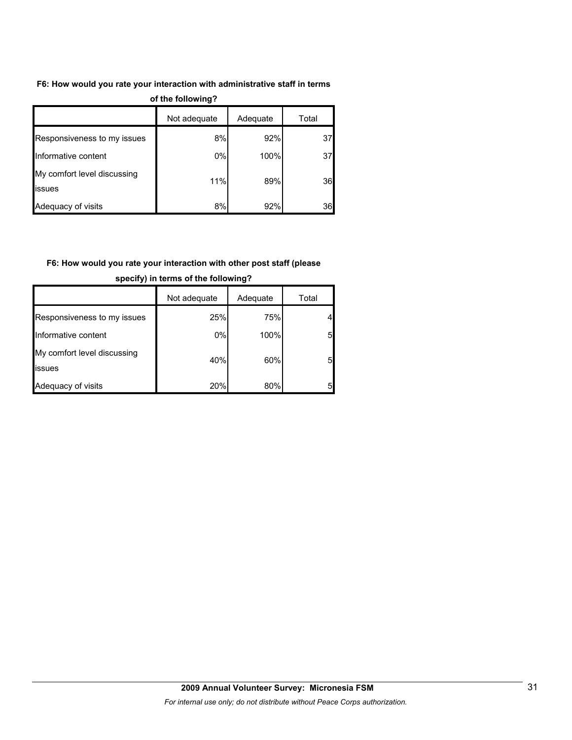**F6: How would you rate your interaction with administrative staff in terms of the following?**

| | Not adequate | Adequate | Total |
|---|---|---|---|
| Responsiveness to my issues | 8% | 92% | 37 |
| Informative content | 0% | 100% | 37 |
| My comfort level discussing issues | 11% | 89% | 36 |
| Adequacy of visits | 8% | 92% | 36 |

**F6: How would you rate your interaction with other post staff (please specify) in terms of the following?**

| | Not adequate | Adequate | Total |
|---|---|---|---|
| Responsiveness to my issues | 25% | 75% | 4 |
| Informative content | 0% | 100% | 5 |
| My comfort level discussing issues | 40% | 60% | 5 |
| Adequacy of visits | 20% | 80% | 5 |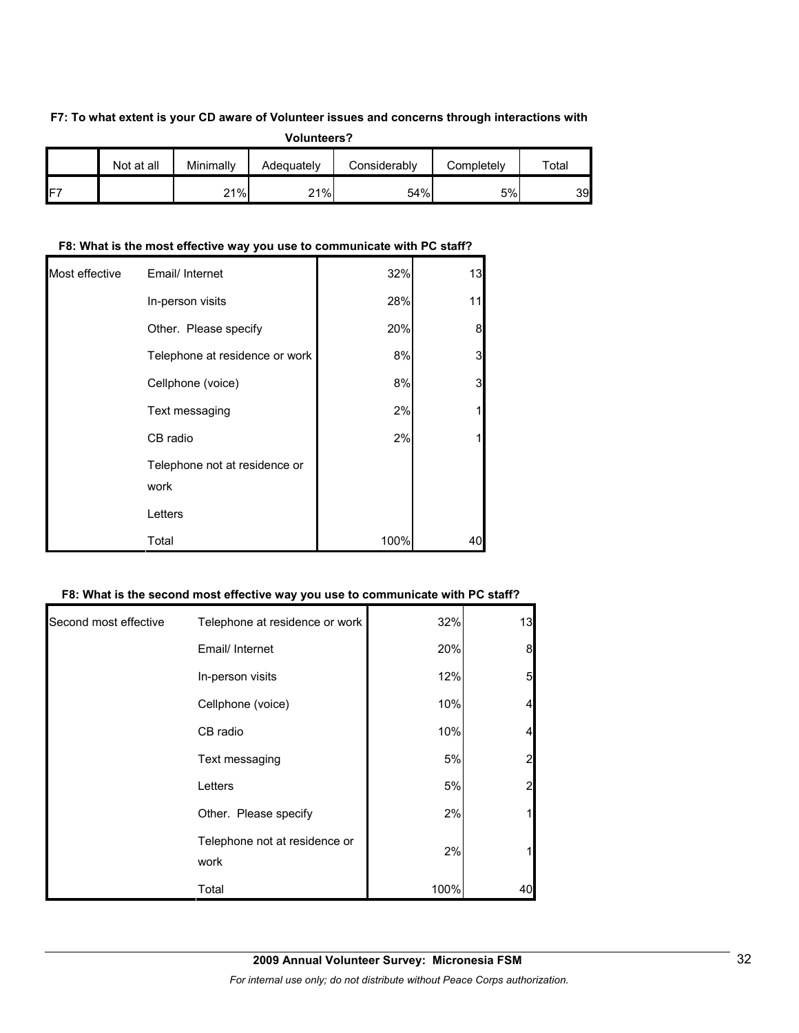**F7: To what extent is your CD aware of Volunteer issues and concerns through interactions with Volunteers?**

| | Not at all | Minimally | Adequately | Considerably | Completely | Total |
|---|---|---|---|---|---|---|
| F7 | | 21% | 21% | 54% | 5% | 39 |

**F8: What is the most effective way you use to communicate with PC staff?**

| | | | |
|---|---|---|---|
| Most effective | Email/ Internet | 32% | 13 |
| | In-person visits | 28% | 11 |
| | Other. Please specify | 20% | 8 |
| | Telephone at residence or work | 8% | 3 |
| | Cellphone (voice) | 8% | 3 |
| | Text messaging | 2% | 1 |
| | CB radio | 2% | 1 |
| | Telephone not at residence or work | | |
| | Letters | | |
| | Total | 100% | 40 |

**F8: What is the second most effective way you use to communicate with PC staff?**

| | | | |
|---|---|---|---|
| Second most effective | Telephone at residence or work | 32% | 13 |
| | Email/ Internet | 20% | 8 |
| | In-person visits | 12% | 5 |
| | Cellphone (voice) | 10% | 4 |
| | CB radio | 10% | 4 |
| | Text messaging | 5% | 2 |
| | Letters | 5% | 2 |
| | Other. Please specify | 2% | 1 |
| | Telephone not at residence or work | 2% | 1 |
| | Total | 100% | 40 |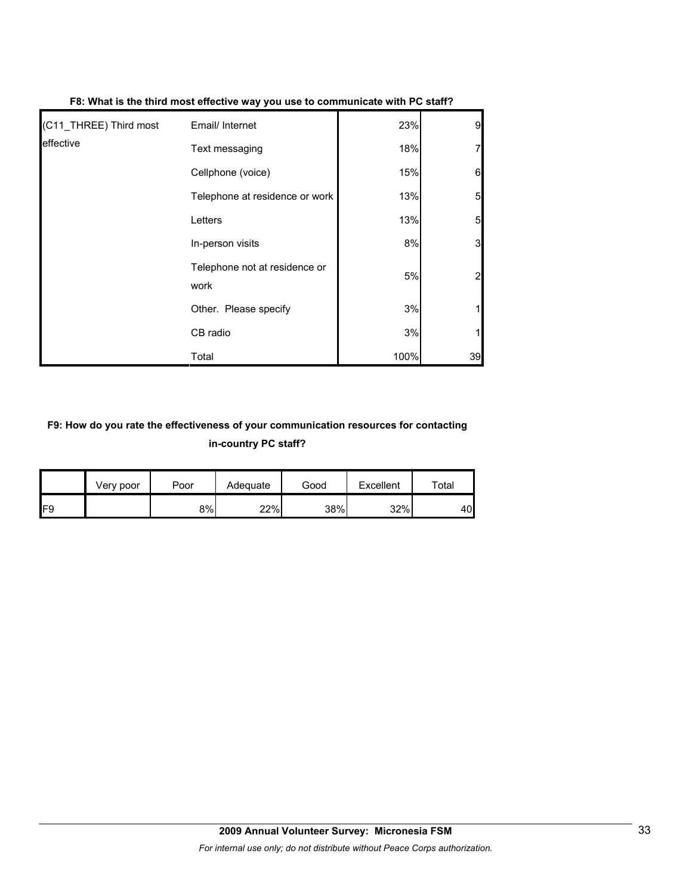**F8: What is the third most effective way you use to communicate with PC staff?**

| | | | |
|---|---|---|---|
| (C11_THREE) Third most effective | Email/ Internet | 23% | 9 |
| | Text messaging | 18% | 7 |
| | Cellphone (voice) | 15% | 6 |
| | Telephone at residence or work | 13% | 5 |
| | Letters | 13% | 5 |
| | In-person visits | 8% | 3 |
| | Telephone not at residence or work | 5% | 2 |
| | Other. Please specify | 3% | 1 |
| | CB radio | 3% | 1 |
| | Total | 100% | 39 |

**F9: How do you rate the effectiveness of your communication resources for contacting in-country PC staff?**

| | Very poor | Poor | Adequate | Good | Excellent | Total |
|---|---|---|---|---|---|---|
| F9 | | 8% | 22% | 38% | 32% | 40 |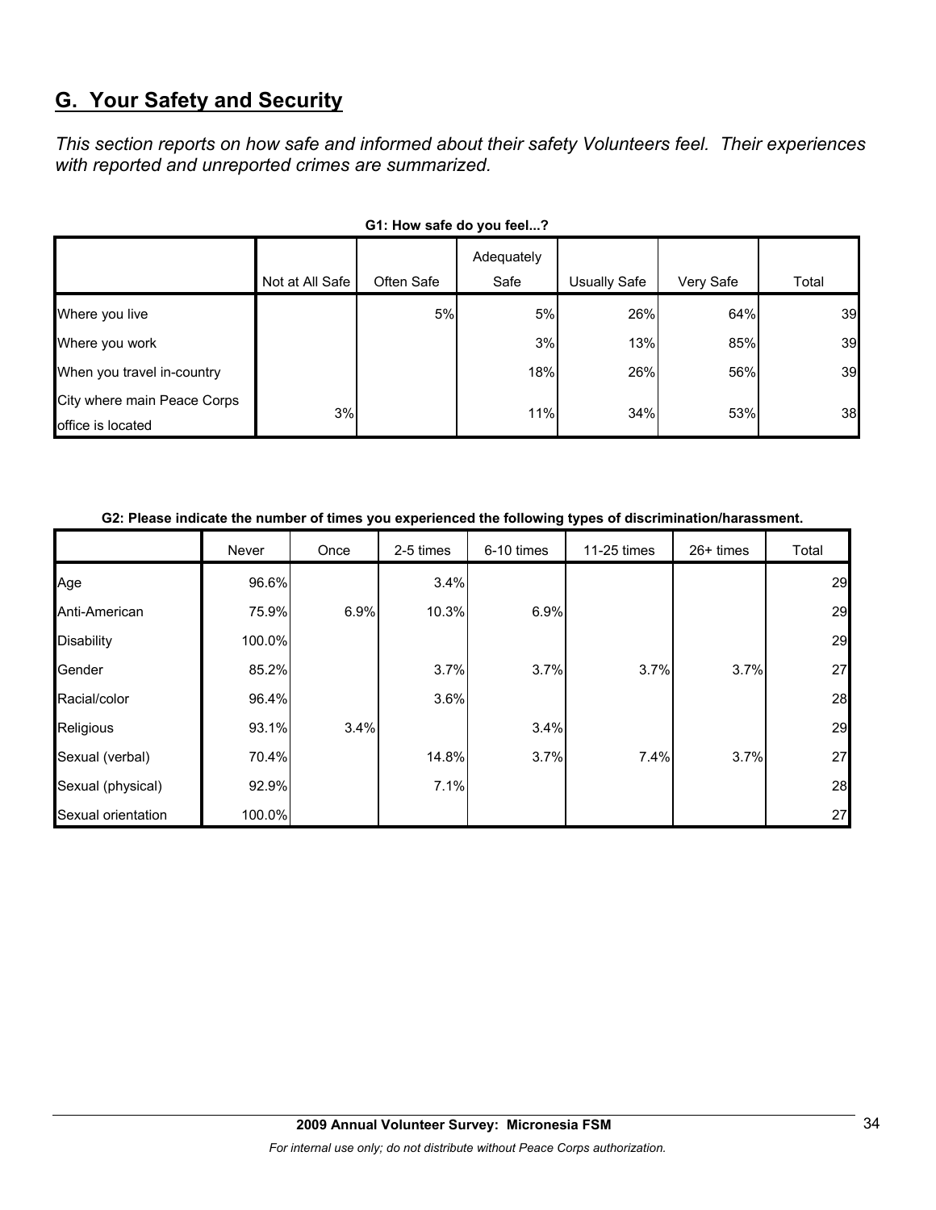## G. Your Safety and Security

*This section reports on how safe and informed about their safety Volunteers feel. Their experiences with reported and unreported crimes are summarized.*

**G1: How safe do you feel...?**

| | Not at All Safe | Often Safe | Adequately Safe | Usually Safe | Very Safe | Total |
|---|---|---|---|---|---|---|
| Where you live | | 5% | 5% | 26% | 64% | 39 |
| Where you work | | | 3% | 13% | 85% | 39 |
| When you travel in-country | | | 18% | 26% | 56% | 39 |
| City where main Peace Corps office is located | 3% | | 11% | 34% | 53% | 38 |

**G2: Please indicate the number of times you experienced the following types of discrimination/harassment.**

| | Never | Once | 2-5 times | 6-10 times | 11-25 times | 26+ times | Total |
|---|---|---|---|---|---|---|---|
| Age | 96.6% | | 3.4% | | | | 29 |
| Anti-American | 75.9% | 6.9% | 10.3% | 6.9% | | | 29 |
| Disability | 100.0% | | | | | | 29 |
| Gender | 85.2% | | 3.7% | 3.7% | 3.7% | 3.7% | 27 |
| Racial/color | 96.4% | | 3.6% | | | | 28 |
| Religious | 93.1% | 3.4% | | 3.4% | | | 29 |
| Sexual (verbal) | 70.4% | | 14.8% | 3.7% | 7.4% | 3.7% | 27 |
| Sexual (physical) | 92.9% | | 7.1% | | | | 28 |
| Sexual orientation | 100.0% | | | | | | 27 |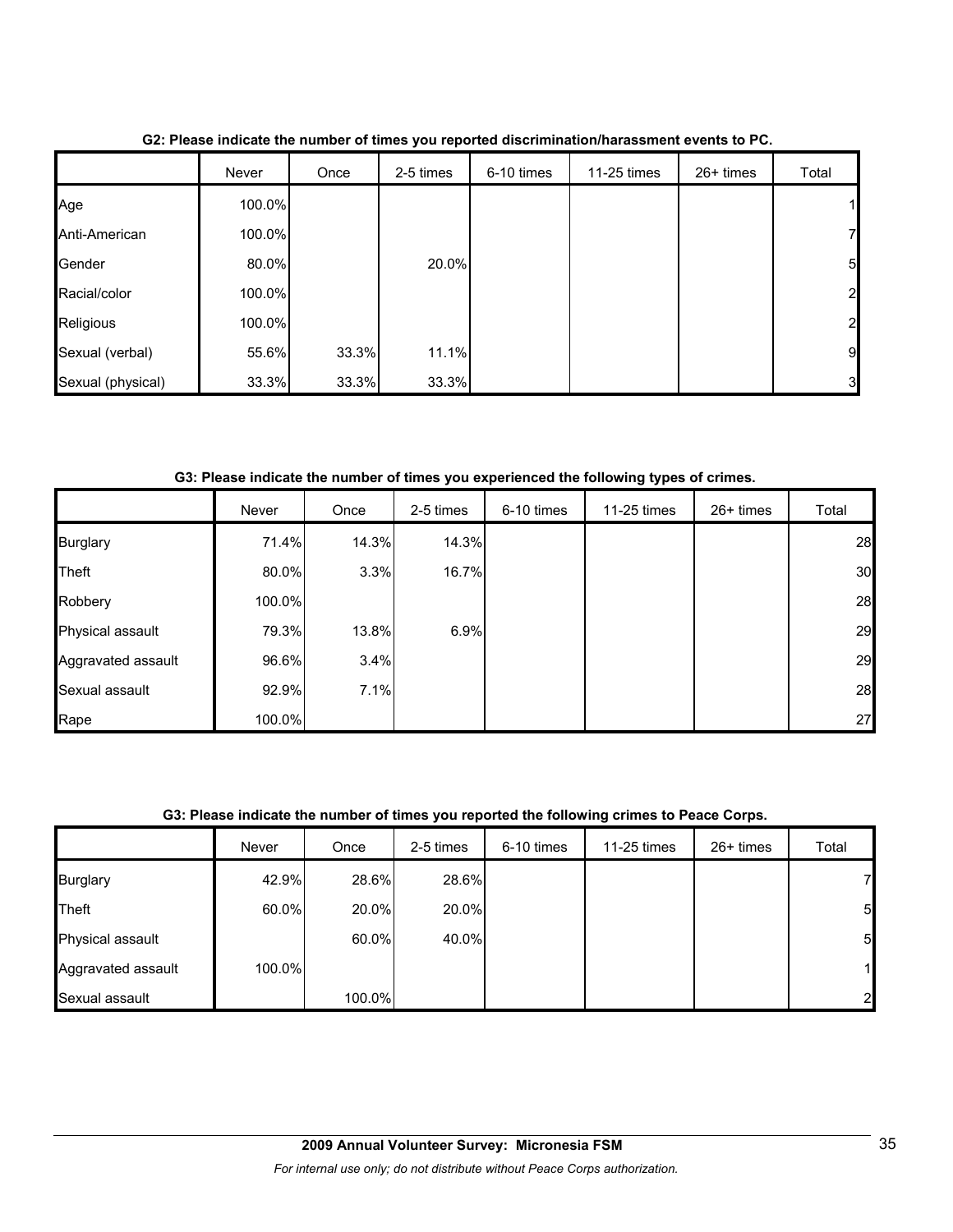**G2: Please indicate the number of times you reported discrimination/harassment events to PC.**

| | Never | Once | 2-5 times | 6-10 times | 11-25 times | 26+ times | Total |
|---|---|---|---|---|---|---|---|
| Age | 100.0% | | | | | | 1 |
| Anti-American | 100.0% | | | | | | 7 |
| Gender | 80.0% | | 20.0% | | | | 5 |
| Racial/color | 100.0% | | | | | | 2 |
| Religious | 100.0% | | | | | | 2 |
| Sexual (verbal) | 55.6% | 33.3% | 11.1% | | | | 9 |
| Sexual (physical) | 33.3% | 33.3% | 33.3% | | | | 3 |

**G3: Please indicate the number of times you experienced the following types of crimes.**

| | Never | Once | 2-5 times | 6-10 times | 11-25 times | 26+ times | Total |
|---|---|---|---|---|---|---|---|
| Burglary | 71.4% | 14.3% | 14.3% | | | | 28 |
| Theft | 80.0% | 3.3% | 16.7% | | | | 30 |
| Robbery | 100.0% | | | | | | 28 |
| Physical assault | 79.3% | 13.8% | 6.9% | | | | 29 |
| Aggravated assault | 96.6% | 3.4% | | | | | 29 |
| Sexual assault | 92.9% | 7.1% | | | | | 28 |
| Rape | 100.0% | | | | | | 27 |

**G3: Please indicate the number of times you reported the following crimes to Peace Corps.**

| | Never | Once | 2-5 times | 6-10 times | 11-25 times | 26+ times | Total |
|---|---|---|---|---|---|---|---|
| Burglary | 42.9% | 28.6% | 28.6% | | | | 7 |
| Theft | 60.0% | 20.0% | 20.0% | | | | 5 |
| Physical assault | | 60.0% | 40.0% | | | | 5 |
| Aggravated assault | 100.0% | | | | | | 1 |
| Sexual assault | | 100.0% | | | | | 2 |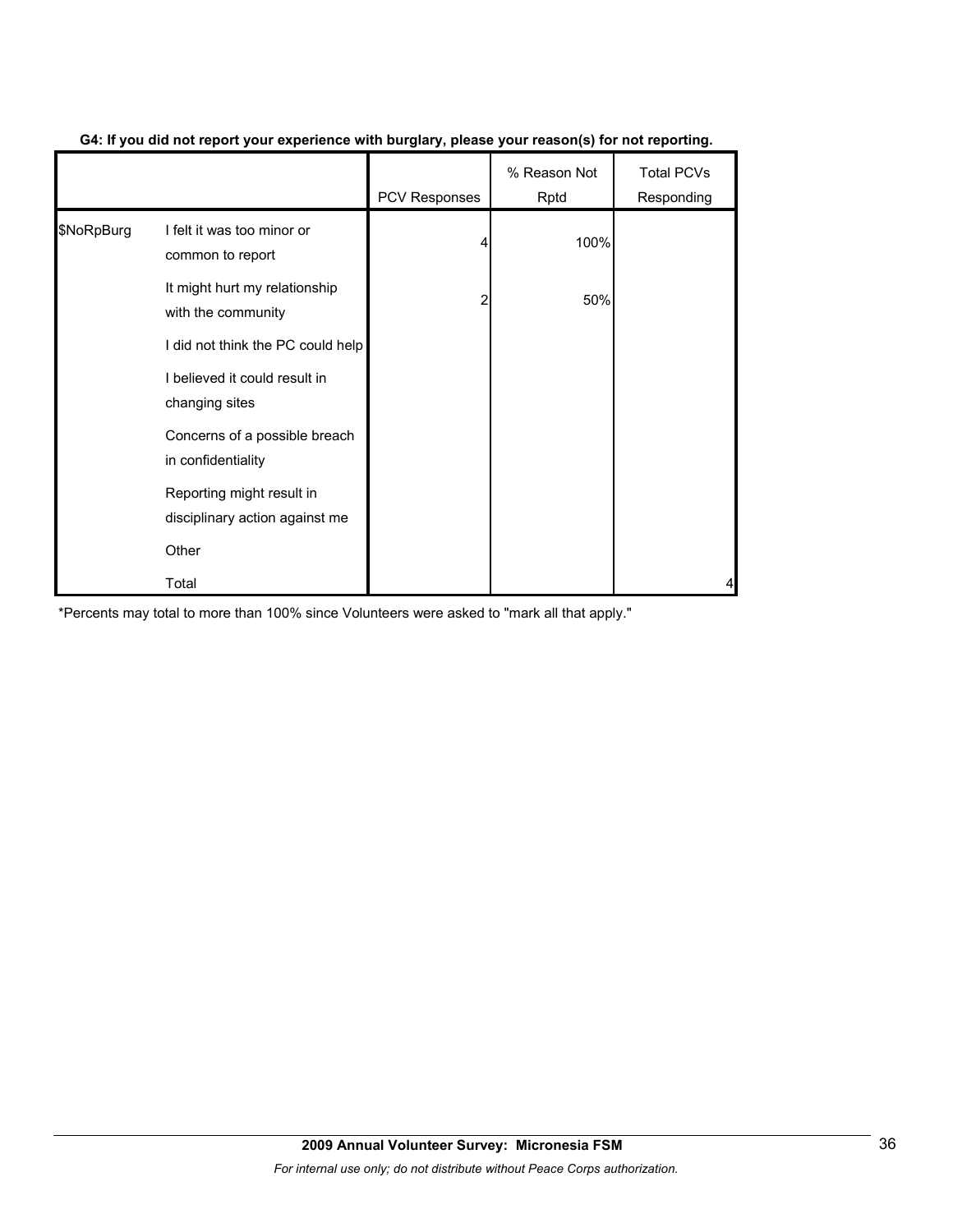**G4: If you did not report your experience with burglary, please your reason(s) for not reporting.**

| | | PCV Responses | % Reason Not Rptd | Total PCVs Responding |
|---|---|---|---|---|
| $NoRpBurg | I felt it was too minor or common to report | 4 | 100% | |
| | It might hurt my relationship with the community | 2 | 50% | |
| | I did not think the PC could help | | | |
| | I believed it could result in changing sites | | | |
| | Concerns of a possible breach in confidentiality | | | |
| | Reporting might result in disciplinary action against me | | | |
| | Other | | | |
| | Total | | | 4 |

*Percents may total to more than 100% since Volunteers were asked to "mark all that apply."

**2009 Annual Volunteer Survey: Micronesia FSM**

*For internal use only; do not distribute without Peace Corps authorization.*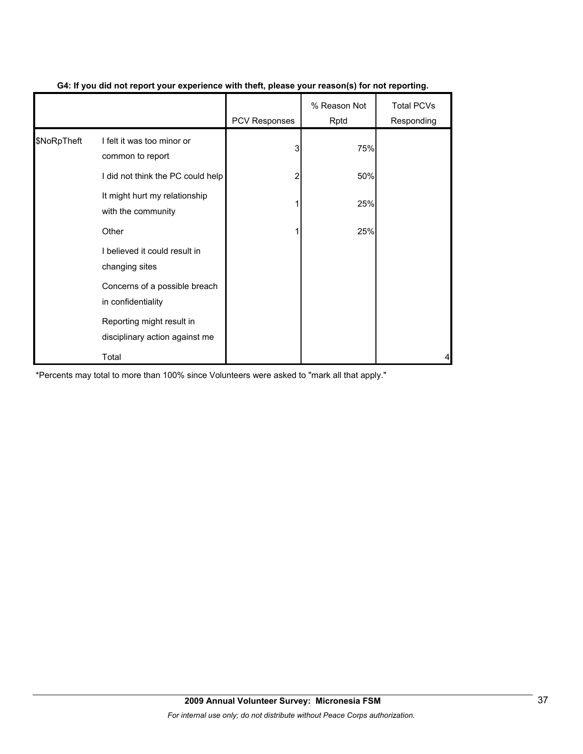**G4: If you did not report your experience with theft, please your reason(s) for not reporting.**

| | | PCV Responses | % Reason Not Rptd | Total PCVs Responding |
|---|---|---|---|---|
| $NoRpTheft | I felt it was too minor or common to report | 3 | 75% | |
| | I did not think the PC could help | 2 | 50% | |
| | It might hurt my relationship with the community | 1 | 25% | |
| | Other | 1 | 25% | |
| | I believed it could result in changing sites | | | |
| | Concerns of a possible breach in confidentiality | | | |
| | Reporting might result in disciplinary action against me | | | |
| | Total | | | 4 |

*Percents may total to more than 100% since Volunteers were asked to "mark all that apply."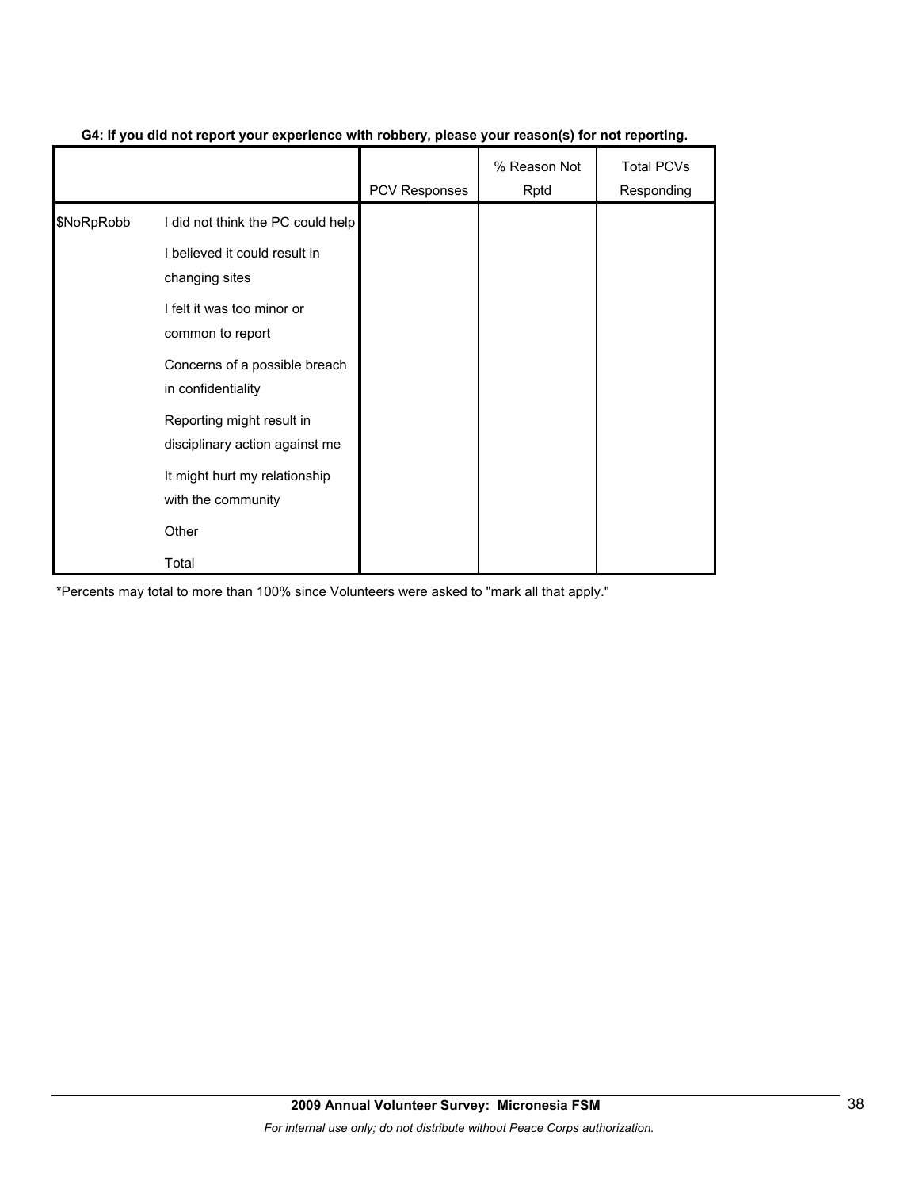**G4: If you did not report your experience with robbery, please your reason(s) for not reporting.**

| | | PCV Responses | % Reason Not Rptd | Total PCVs Responding |
|---|---|---|---|---|
| $NoRpRobb | I did not think the PC could help | | | |
| | I believed it could result in changing sites | | | |
| | I felt it was too minor or common to report | | | |
| | Concerns of a possible breach in confidentiality | | | |
| | Reporting might result in disciplinary action against me | | | |
| | It might hurt my relationship with the community | | | |
| | Other | | | |
| | Total | | | |

*Percents may total to more than 100% since Volunteers were asked to "mark all that apply."

**2009 Annual Volunteer Survey: Micronesia FSM**

*For internal use only; do not distribute without Peace Corps authorization.*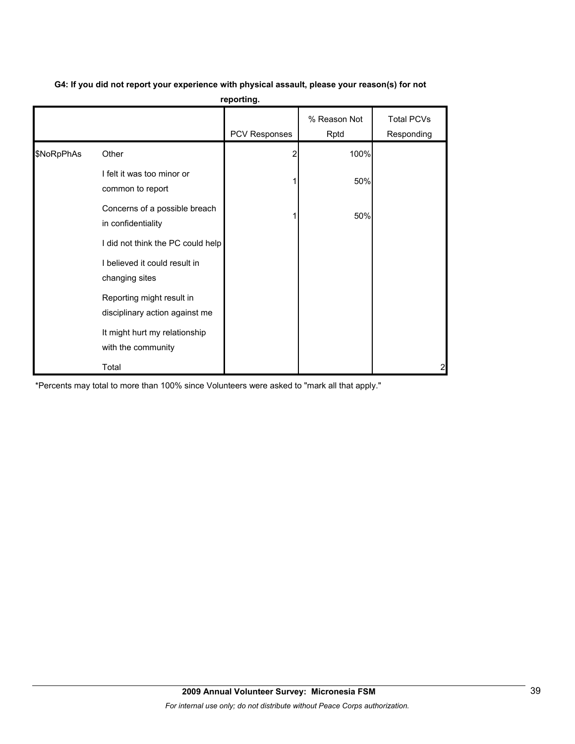**G4: If you did not report your experience with physical assault, please your reason(s) for not reporting.**

| | | PCV Responses | % Reason Not Rptd | Total PCVs Responding |
|---|---|---|---|---|
| $NoRpPhAs | Other | 2 | 100% | |
| | I felt it was too minor or common to report | 1 | 50% | |
| | Concerns of a possible breach in confidentiality | 1 | 50% | |
| | I did not think the PC could help | | | |
| | I believed it could result in changing sites | | | |
| | Reporting might result in disciplinary action against me | | | |
| | It might hurt my relationship with the community | | | |
| | Total | | | 2 |

*Percents may total to more than 100% since Volunteers were asked to "mark all that apply."

**2009 Annual Volunteer Survey: Micronesia FSM**

*For internal use only; do not distribute without Peace Corps authorization.*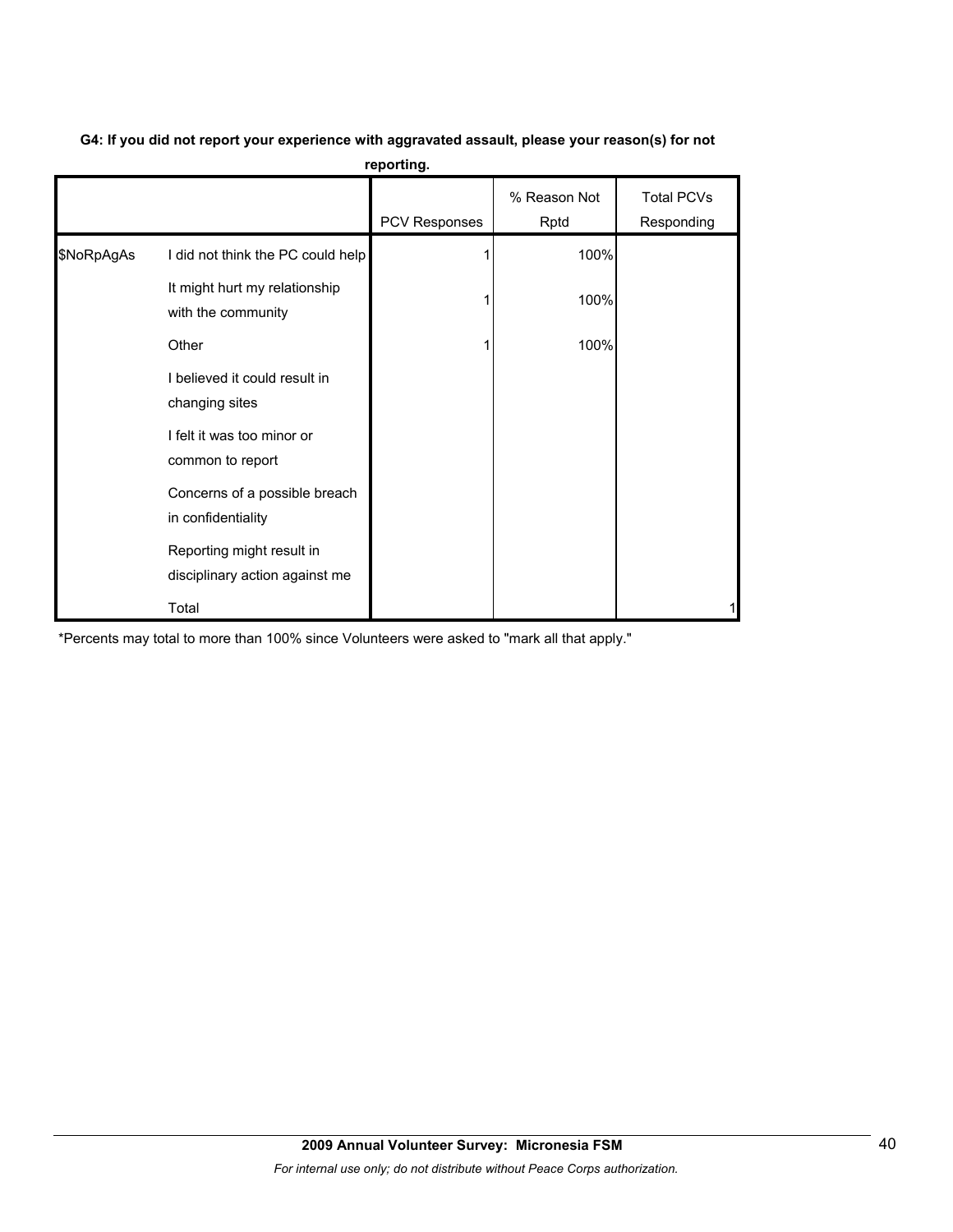**G4: If you did not report your experience with aggravated assault, please your reason(s) for not reporting.**

| | | PCV Responses | % Reason Not Rptd | Total PCVs Responding |
|---|---|---|---|---|
| $NoRpAgAs | I did not think the PC could help | 1 | 100% | |
| | It might hurt my relationship with the community | 1 | 100% | |
| | Other | 1 | 100% | |
| | I believed it could result in changing sites | | | |
| | I felt it was too minor or common to report | | | |
| | Concerns of a possible breach in confidentiality | | | |
| | Reporting might result in disciplinary action against me | | | |
| | Total | | | 1 |

*Percents may total to more than 100% since Volunteers were asked to "mark all that apply."

**2009 Annual Volunteer Survey: Micronesia FSM**

*For internal use only; do not distribute without Peace Corps authorization.*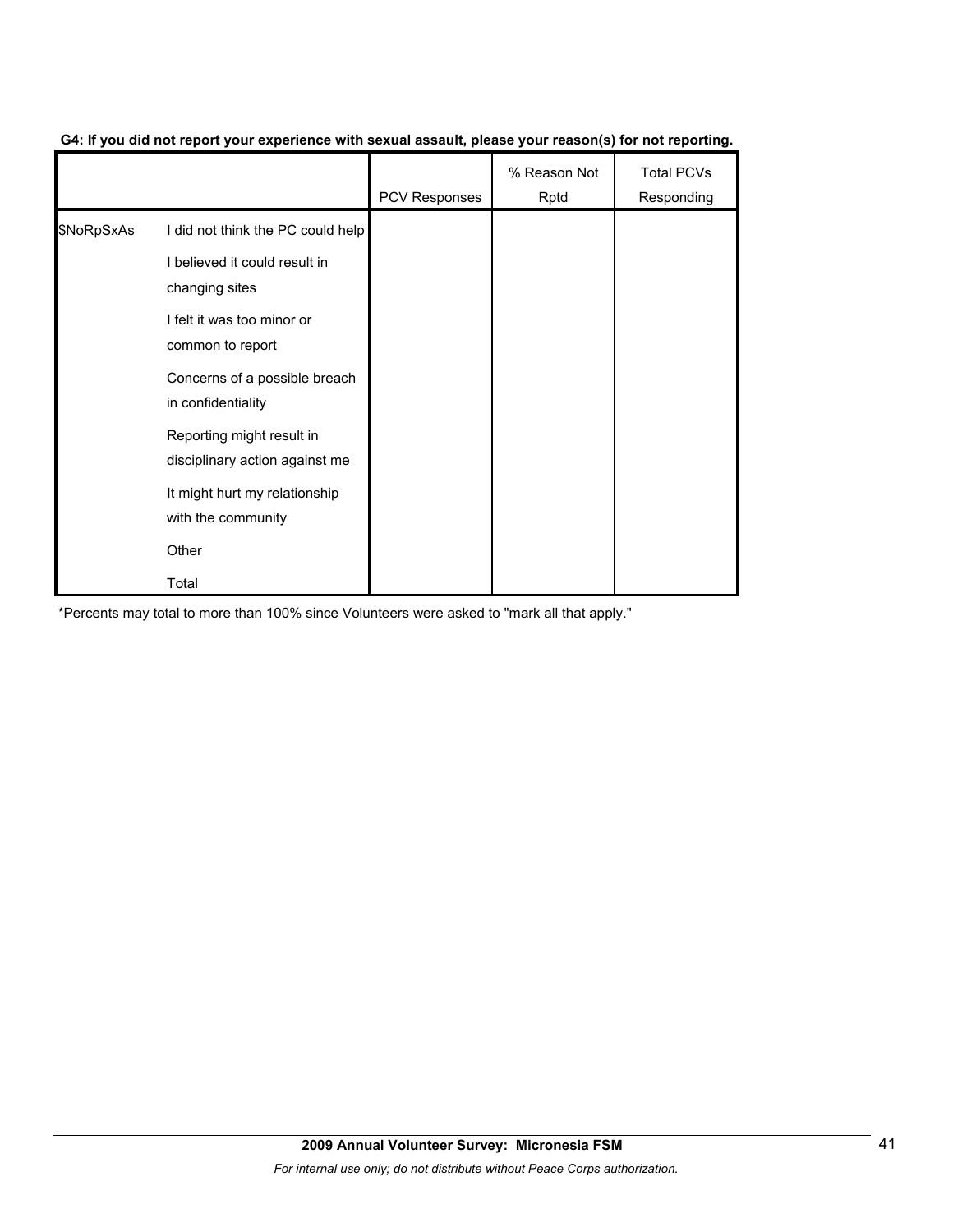**G4: If you did not report your experience with sexual assault, please your reason(s) for not reporting.**

| | | PCV Responses | % Reason Not Rptd | Total PCVs Responding |
|---|---|---|---|---|
| $NoRpSxAs | I did not think the PC could help | | | |
| | I believed it could result in changing sites | | | |
| | I felt it was too minor or common to report | | | |
| | Concerns of a possible breach in confidentiality | | | |
| | Reporting might result in disciplinary action against me | | | |
| | It might hurt my relationship with the community | | | |
| | Other | | | |
| | Total | | | |

*Percents may total to more than 100% since Volunteers were asked to "mark all that apply."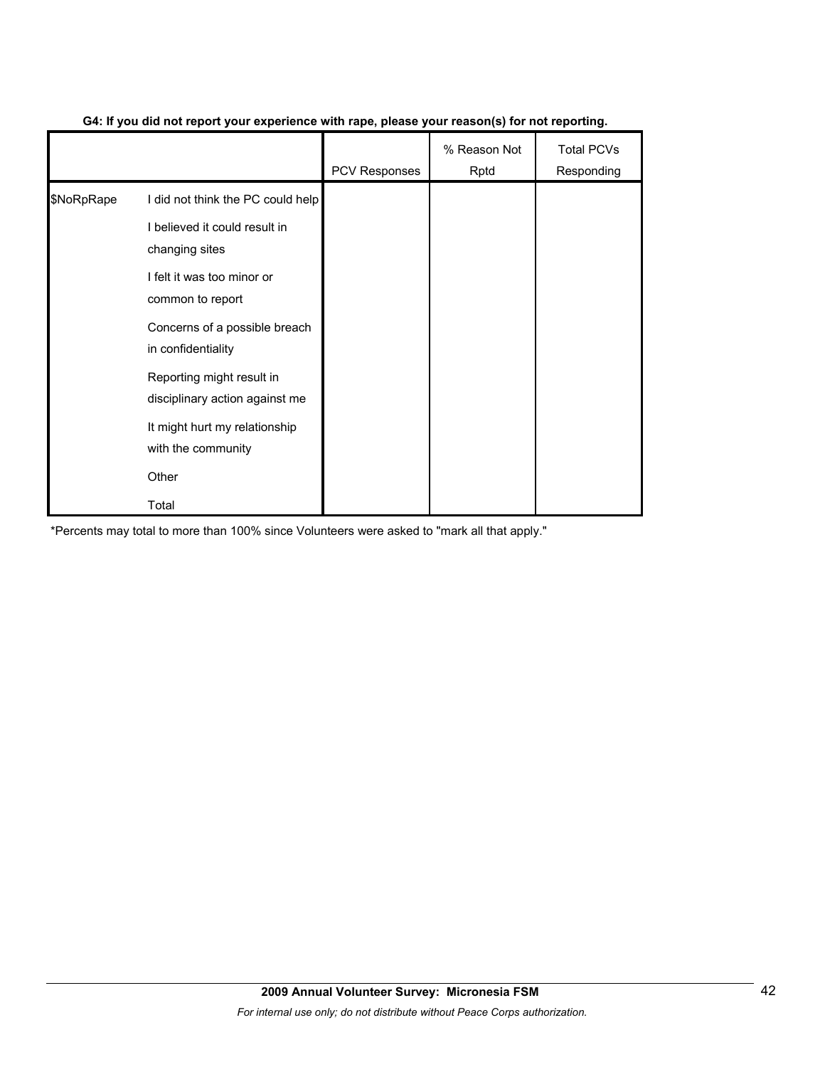**G4: If you did not report your experience with rape, please your reason(s) for not reporting.**

| | | PCV Responses | % Reason Not Rptd | Total PCVs Responding |
|---|---|---|---|---|
| $NoRpRape | I did not think the PC could help | | | |
| | I believed it could result in changing sites | | | |
| | I felt it was too minor or common to report | | | |
| | Concerns of a possible breach in confidentiality | | | |
| | Reporting might result in disciplinary action against me | | | |
| | It might hurt my relationship with the community | | | |
| | Other | | | |
| | Total | | | |

*Percents may total to more than 100% since Volunteers were asked to "mark all that apply."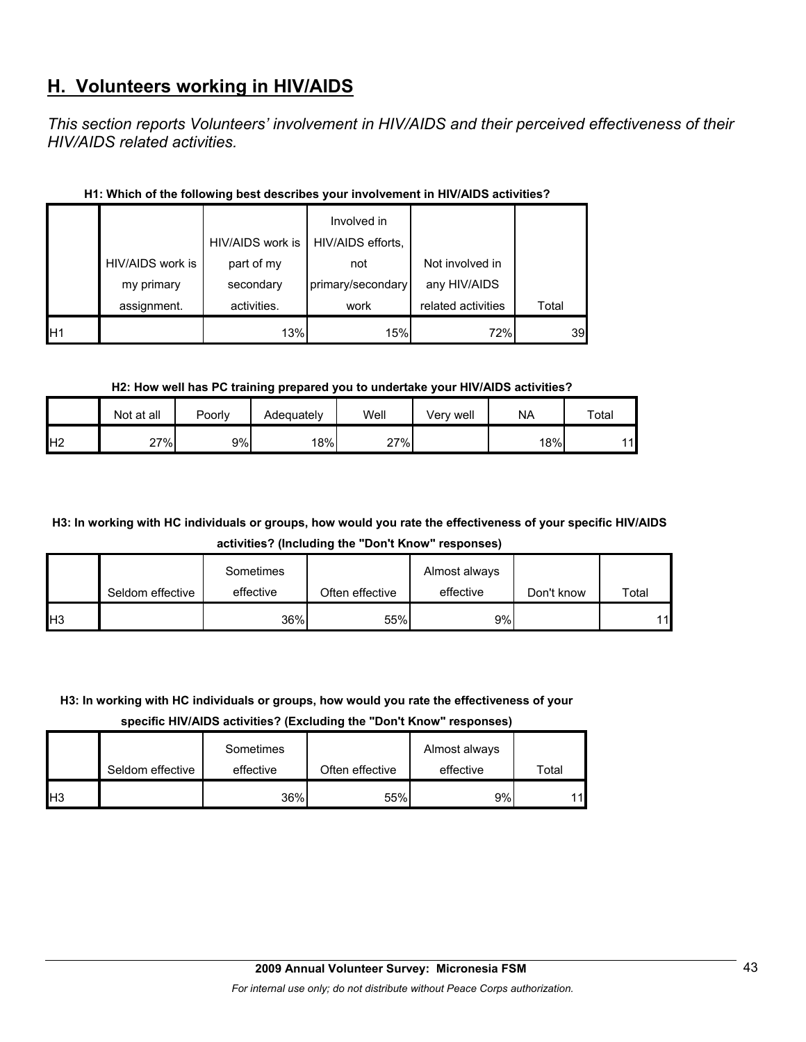## H. Volunteers working in HIV/AIDS

*This section reports Volunteers' involvement in HIV/AIDS and their perceived effectiveness of their HIV/AIDS related activities.*

**H1: Which of the following best describes your involvement in HIV/AIDS activities?**

| | HIV/AIDS work is my primary assignment. | HIV/AIDS work is part of my secondary activities. | Involved in HIV/AIDS efforts, not primary/secondary work | Not involved in any HIV/AIDS related activities | Total |
|---|---|---|---|---|---|
| H1 | | 13% | 15% | 72% | 39 |

**H2: How well has PC training prepared you to undertake your HIV/AIDS activities?**

| | Not at all | Poorly | Adequately | Well | Very well | NA | Total |
|---|---|---|---|---|---|---|---|
| H2 | 27% | 9% | 18% | 27% | | 18% | 11 |

**H3: In working with HC individuals or groups, how would you rate the effectiveness of your specific HIV/AIDS activities? (Including the "Don't Know" responses)**

| | Seldom effective | Sometimes effective | Often effective | Almost always effective | Don't know | Total |
|---|---|---|---|---|---|---|
| H3 | | 36% | 55% | 9% | | 11 |

**H3: In working with HC individuals or groups, how would you rate the effectiveness of your specific HIV/AIDS activities? (Excluding the "Don't Know" responses)**

| | Seldom effective | Sometimes effective | Often effective | Almost always effective | Total |
|---|---|---|---|---|---|
| H3 | | 36% | 55% | 9% | 11 |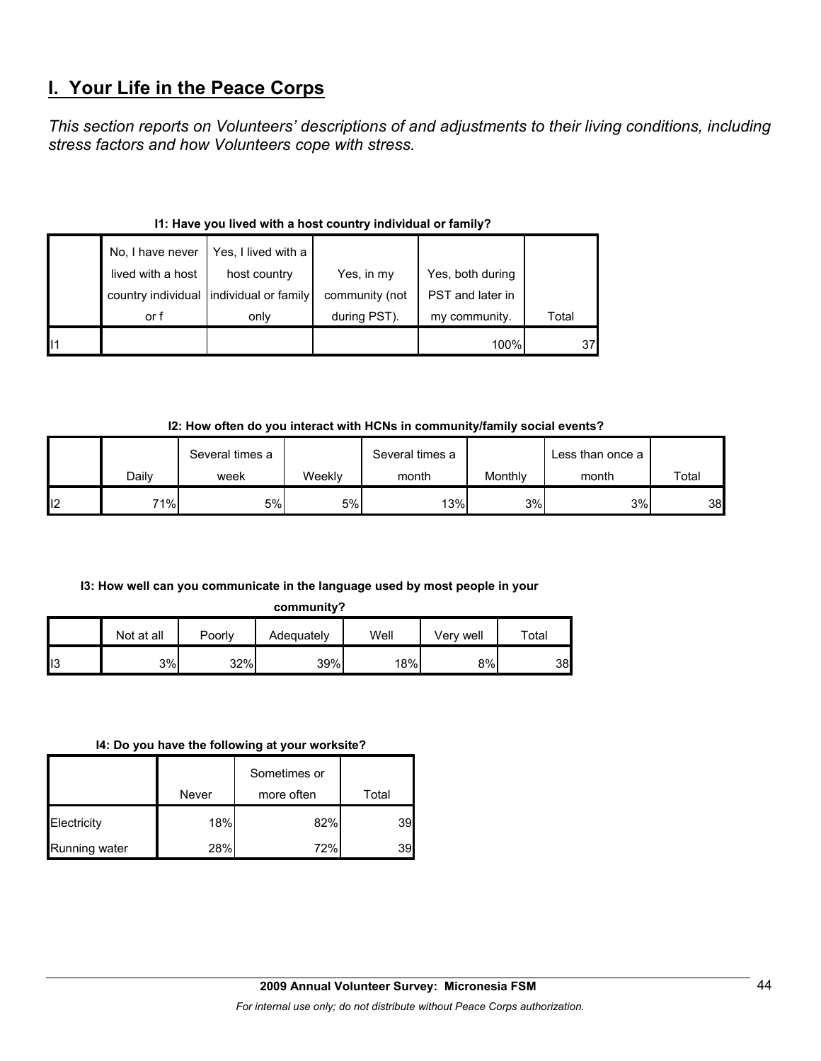## I. Your Life in the Peace Corps

*This section reports on Volunteers' descriptions of and adjustments to their living conditions, including stress factors and how Volunteers cope with stress.*

**I1: Have you lived with a host country individual or family?**

| | No, I have never lived with a host country individual or f | Yes, I lived with a host country individual or family only | Yes, in my community (not during PST). | Yes, both during PST and later in my community. | Total |
|---|---|---|---|---|---|
| I1 | | | | 100% | 37 |

**I2: How often do you interact with HCNs in community/family social events?**

| | Daily | Several times a week | Weekly | Several times a month | Monthly | Less than once a month | Total |
|---|---|---|---|---|---|---|---|
| I2 | 71% | 5% | 5% | 13% | 3% | 3% | 38 |

**I3: How well can you communicate in the language used by most people in your community?**

| | Not at all | Poorly | Adequately | Well | Very well | Total |
|---|---|---|---|---|---|---|
| I3 | 3% | 32% | 39% | 18% | 8% | 38 |

**I4: Do you have the following at your worksite?**

| | Never | Sometimes or more often | Total |
|---|---|---|---|
| Electricity | 18% | 82% | 39 |
| Running water | 28% | 72% | 39 |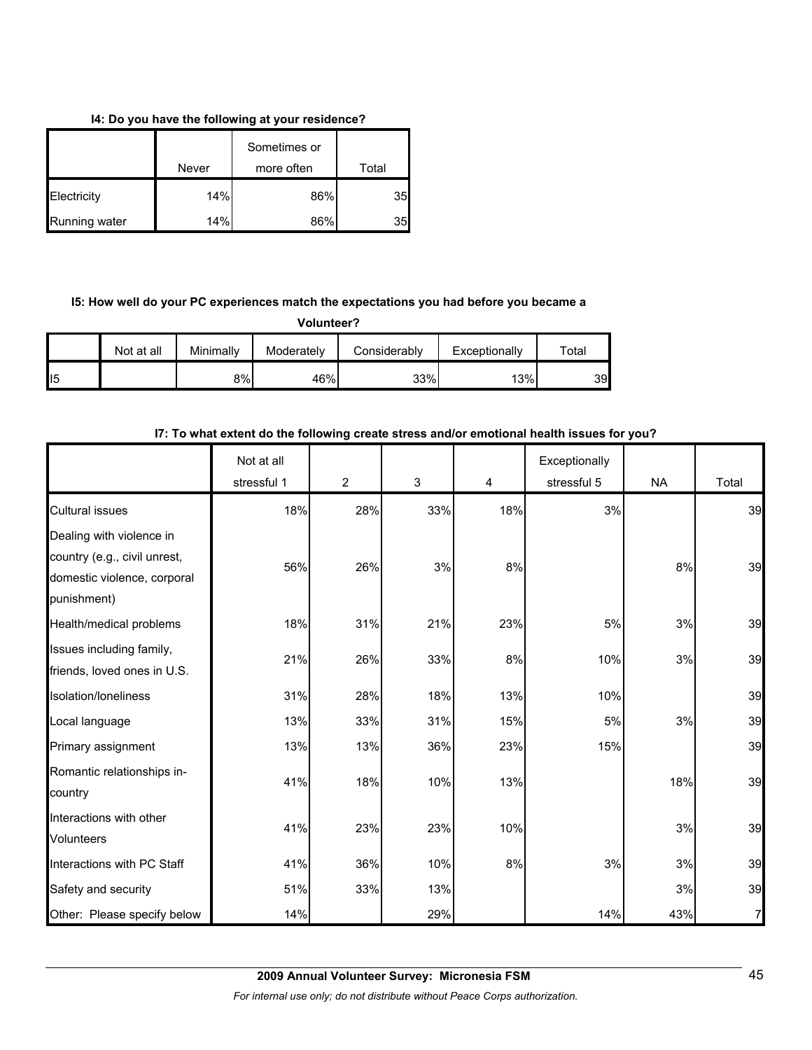**I4: Do you have the following at your residence?**

| | Never | Sometimes or more often | Total |
|---|---|---|---|
| Electricity | 14% | 86% | 35 |
| Running water | 14% | 86% | 35 |

**I5: How well do your PC experiences match the expectations you had before you became a Volunteer?**

| | Not at all | Minimally | Moderately | Considerably | Exceptionally | Total |
|---|---|---|---|---|---|---|
| I5 | | 8% | 46% | 33% | 13% | 39 |

**I7: To what extent do the following create stress and/or emotional health issues for you?**

| | Not at all stressful 1 | 2 | 3 | 4 | Exceptionally stressful 5 | NA | Total |
|---|---|---|---|---|---|---|---|
| Cultural issues | 18% | 28% | 33% | 18% | 3% | | 39 |
| Dealing with violence in country (e.g., civil unrest, domestic violence, corporal punishment) | 56% | 26% | 3% | 8% | | 8% | 39 |
| Health/medical problems | 18% | 31% | 21% | 23% | 5% | 3% | 39 |
| Issues including family, friends, loved ones in U.S. | 21% | 26% | 33% | 8% | 10% | 3% | 39 |
| Isolation/loneliness | 31% | 28% | 18% | 13% | 10% | | 39 |
| Local language | 13% | 33% | 31% | 15% | 5% | 3% | 39 |
| Primary assignment | 13% | 13% | 36% | 23% | 15% | | 39 |
| Romantic relationships in-country | 41% | 18% | 10% | 13% | | 18% | 39 |
| Interactions with other Volunteers | 41% | 23% | 23% | 10% | | 3% | 39 |
| Interactions with PC Staff | 41% | 36% | 10% | 8% | 3% | 3% | 39 |
| Safety and security | 51% | 33% | 13% | | | 3% | 39 |
| Other: Please specify below | 14% | | 29% | | 14% | 43% | 7 |

**2009 Annual Volunteer Survey: Micronesia FSM**

*For internal use only; do not distribute without Peace Corps authorization.*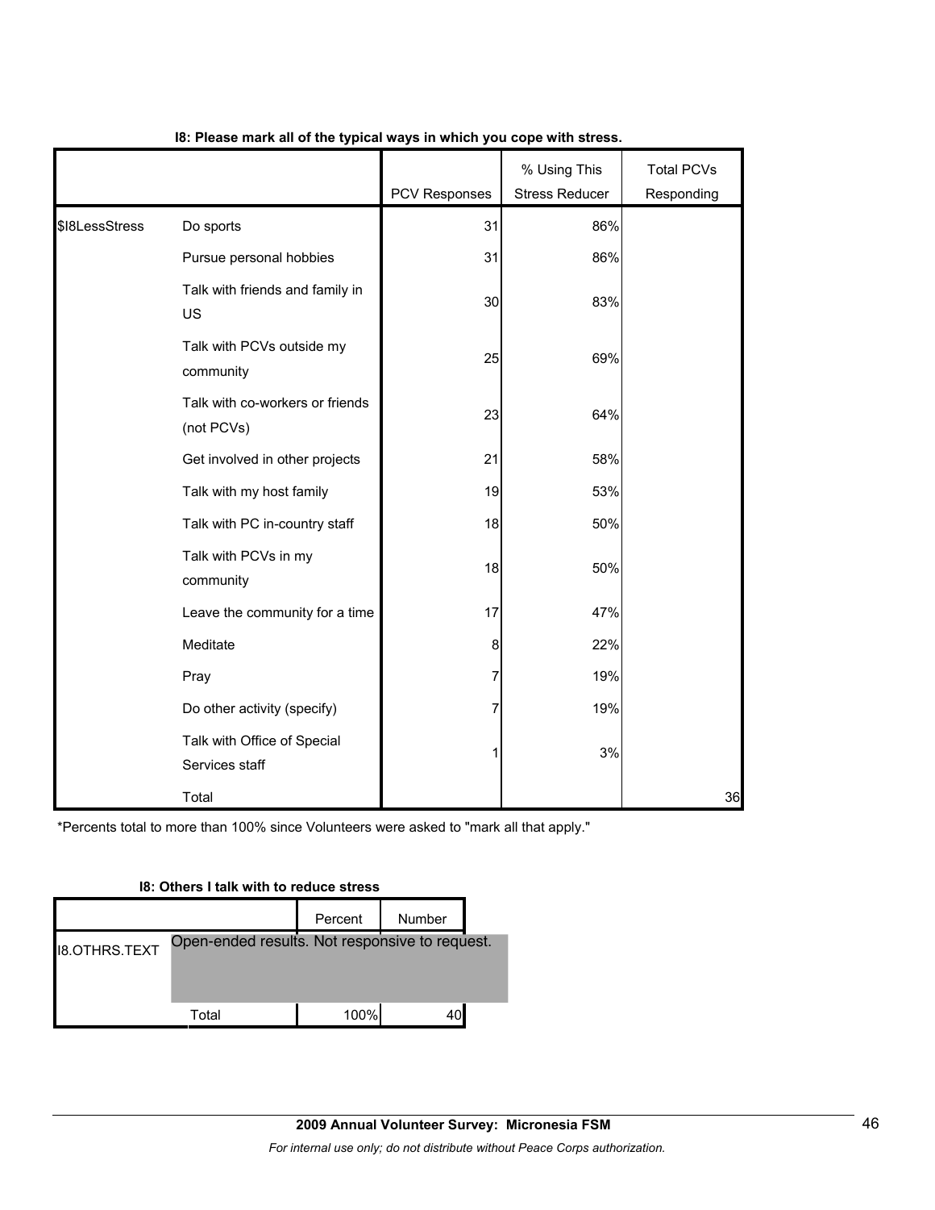**I8: Please mark all of the typical ways in which you cope with stress.**

| | | PCV Responses | % Using This Stress Reducer | Total PCVs Responding |
|---|---|---|---|---|
| $I8LessStress | Do sports | 31 | 86% | |
| | Pursue personal hobbies | 31 | 86% | |
| | Talk with friends and family in US | 30 | 83% | |
| | Talk with PCVs outside my community | 25 | 69% | |
| | Talk with co-workers or friends (not PCVs) | 23 | 64% | |
| | Get involved in other projects | 21 | 58% | |
| | Talk with my host family | 19 | 53% | |
| | Talk with PC in-country staff | 18 | 50% | |
| | Talk with PCVs in my community | 18 | 50% | |
| | Leave the community for a time | 17 | 47% | |
| | Meditate | 8 | 22% | |
| | Pray | 7 | 19% | |
| | Do other activity (specify) | 7 | 19% | |
| | Talk with Office of Special Services staff | 1 | 3% | |
| | Total | | | 36 |

*Percents total to more than 100% since Volunteers were asked to "mark all that apply."

**I8: Others I talk with to reduce stress**

| | | Percent | Number |
|---|---|---|---|
| I8.OTHRS.TEXT | Open-ended results. Not responsive to request. | | |
| | Total | 100% | 40 |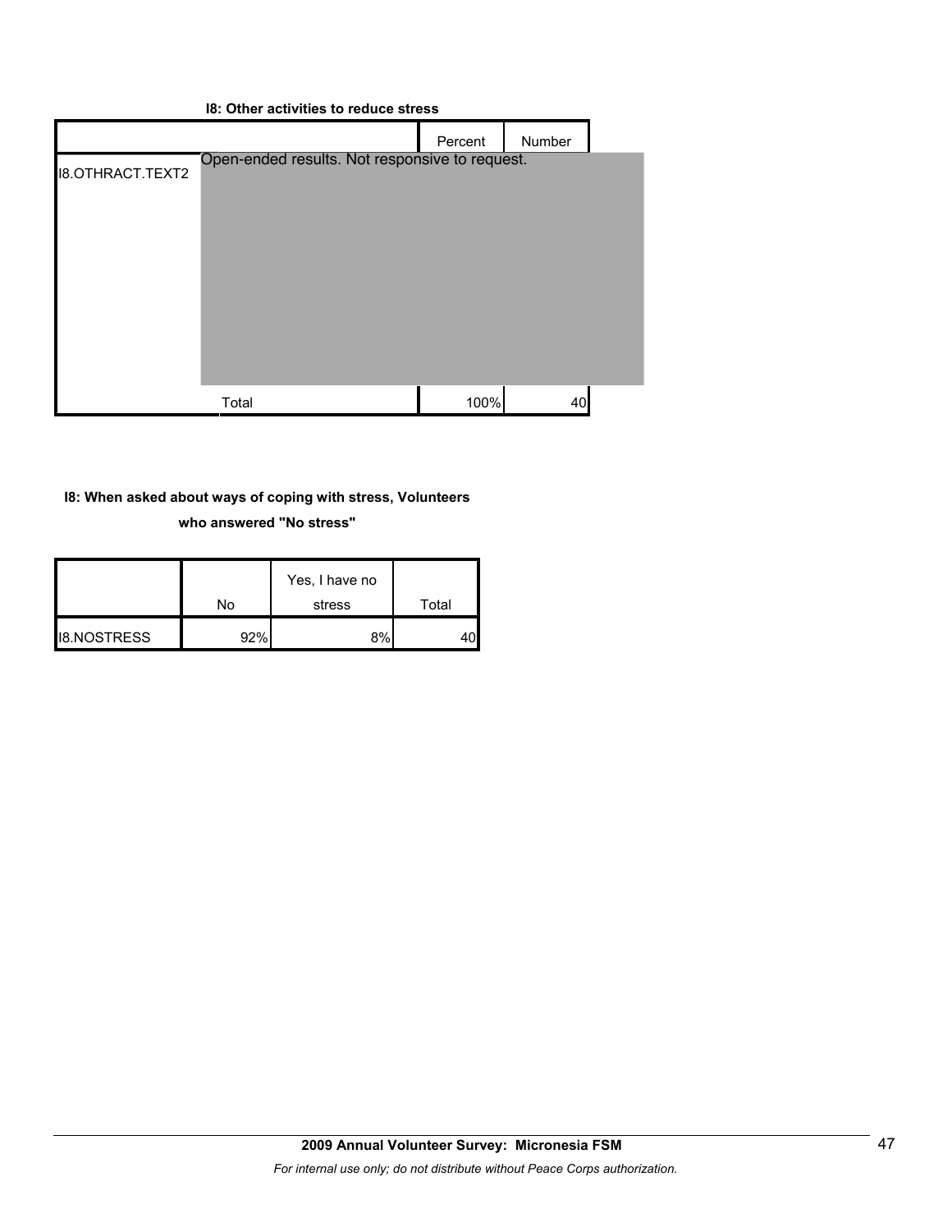**I8: Other activities to reduce stress**

| | | Percent | Number |
|---|---|---|---|
| I8.OTHRACT.TEXT2 | Open-ended results. Not responsive to request. | | |
| | Total | 100% | 40 |

**I8: When asked about ways of coping with stress, Volunteers who answered "No stress"**

| | No | Yes, I have no stress | Total |
|---|---|---|---|
| I8.NOSTRESS | 92% | 8% | 40 |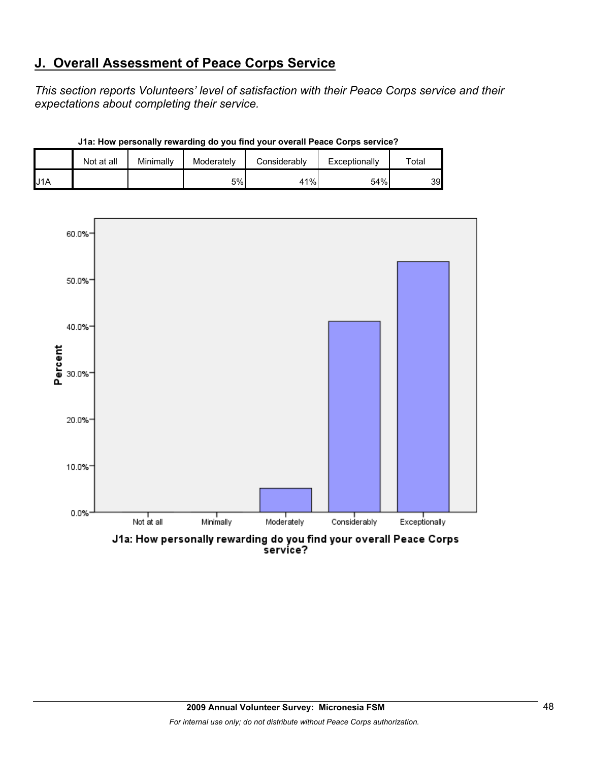## J. Overall Assessment of Peace Corps Service

*This section reports Volunteers' level of satisfaction with their Peace Corps service and their expectations about completing their service.*

**J1a: How personally rewarding do you find your overall Peace Corps service?**

| | Not at all | Minimally | Moderately | Considerably | Exceptionally | Total |
|---|---|---|---|---|---|---|
| J1A | | | 5% | 41% | 54% | 39 |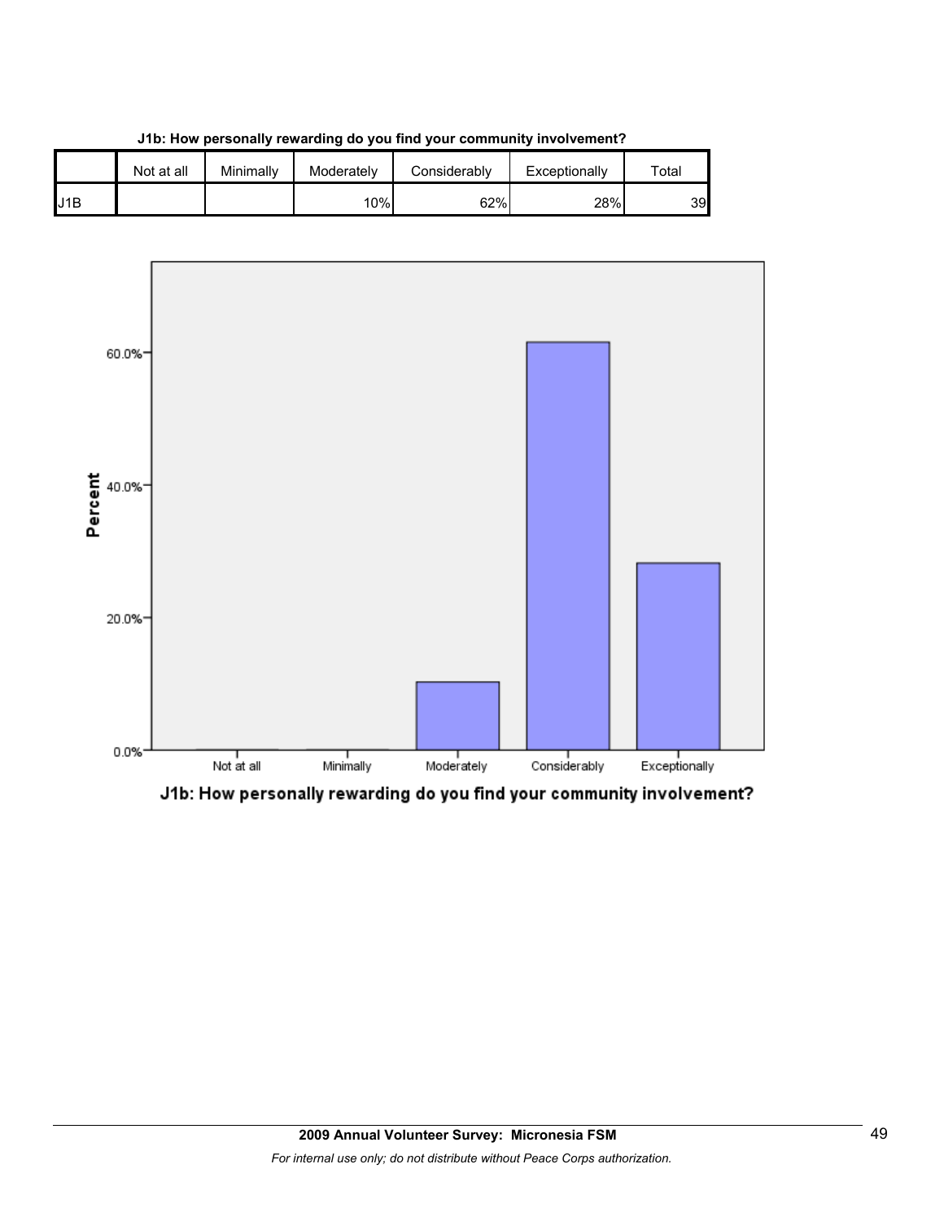**J1b: How personally rewarding do you find your community involvement?**

| | Not at all | Minimally | Moderately | Considerably | Exceptionally | Total |
|---|---|---|---|---|---|---|
| J1B | | | 10% | 62% | 28% | 39 |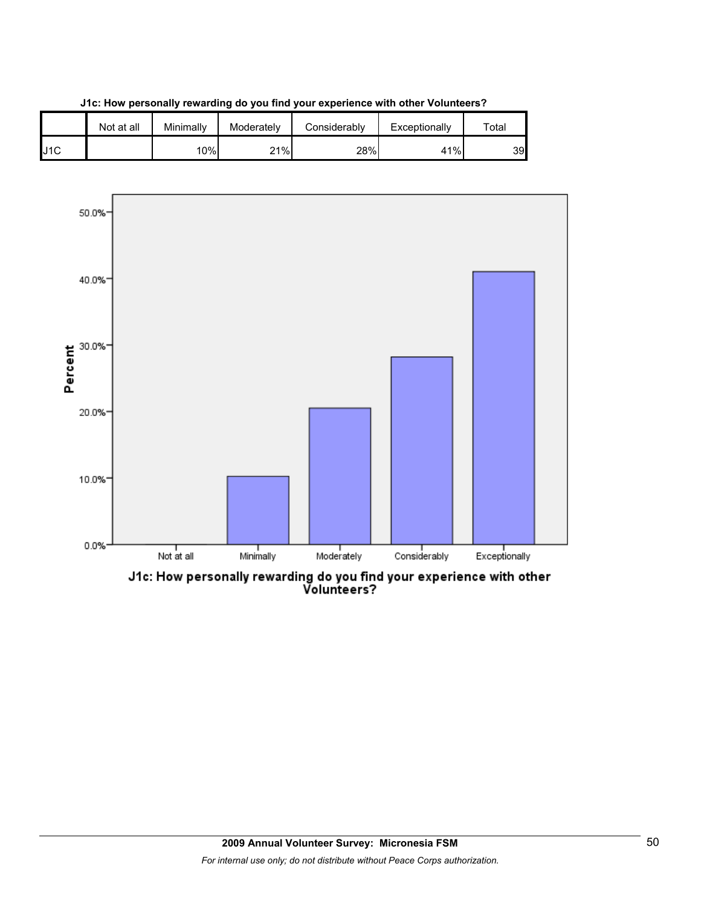**J1c: How personally rewarding do you find your experience with other Volunteers?**

| | Not at all | Minimally | Moderately | Considerably | Exceptionally | Total |
|---|---|---|---|---|---|---|
| J1C | | 10% | 21% | 28% | 41% | 39 |

J1c: How personally rewarding do you find your experience with other Volunteers?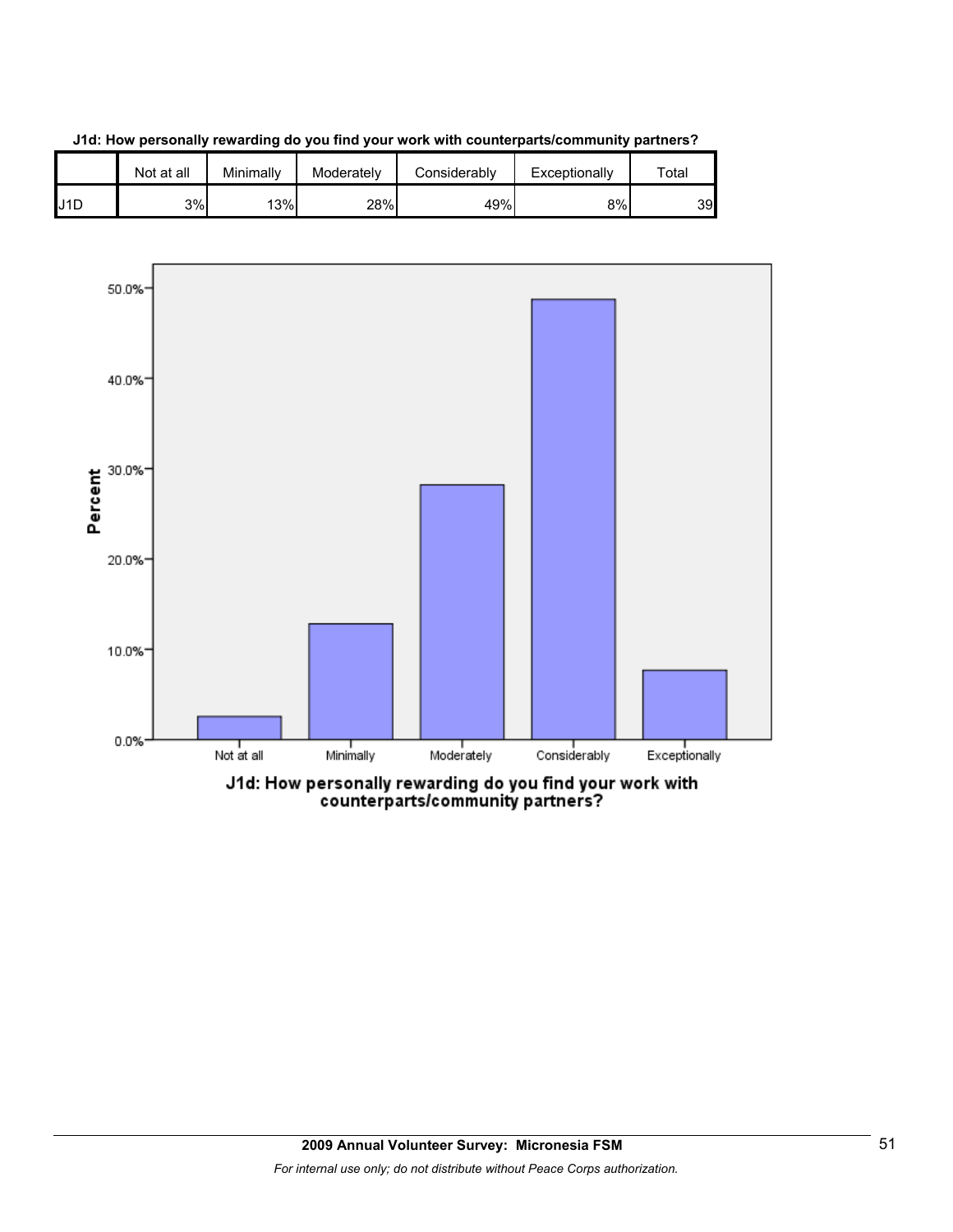**J1d: How personally rewarding do you find your work with counterparts/community partners?**

| | Not at all | Minimally | Moderately | Considerably | Exceptionally | Total |
|---|---|---|---|---|---|---|
| J1D | 3% | 13% | 28% | 49% | 8% | 39 |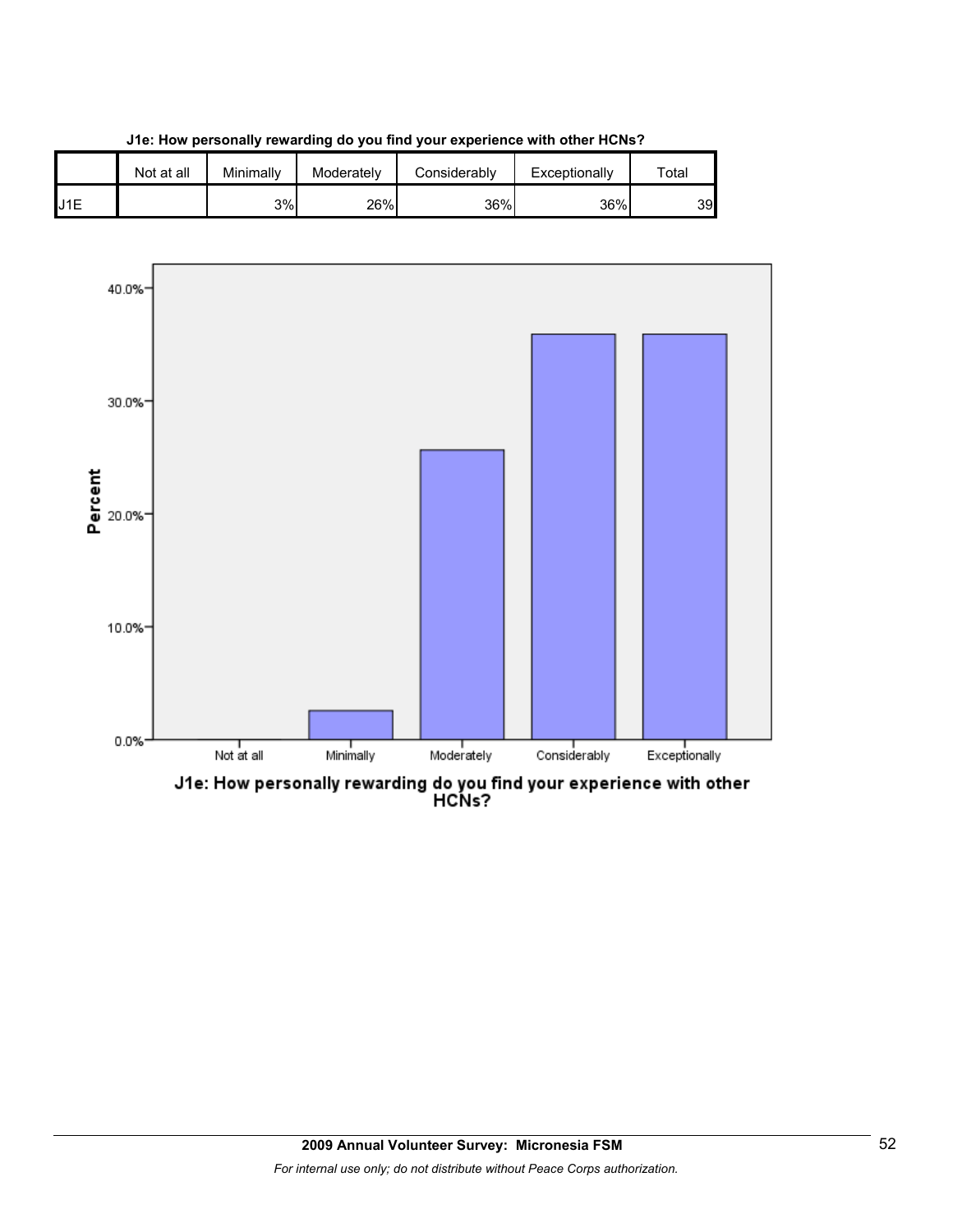**J1e: How personally rewarding do you find your experience with other HCNs?**

| | Not at all | Minimally | Moderately | Considerably | Exceptionally | Total |
|---|---|---|---|---|---|---|
| J1E | | 3% | 26% | 36% | 36% | 39 |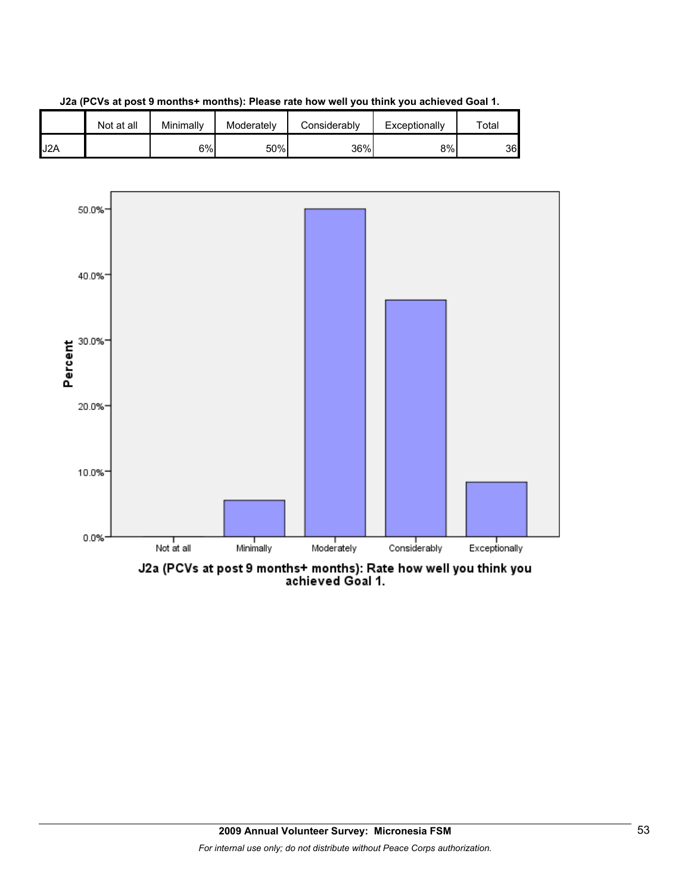**J2a (PCVs at post 9 months+ months): Please rate how well you think you achieved Goal 1.**

| | Not at all | Minimally | Moderately | Considerably | Exceptionally | Total |
|---|---|---|---|---|---|---|
| J2A | | 6% | 50% | 36% | 8% | 36 |

J2a (PCVs at post 9 months+ months): Rate how well you think you achieved Goal 1.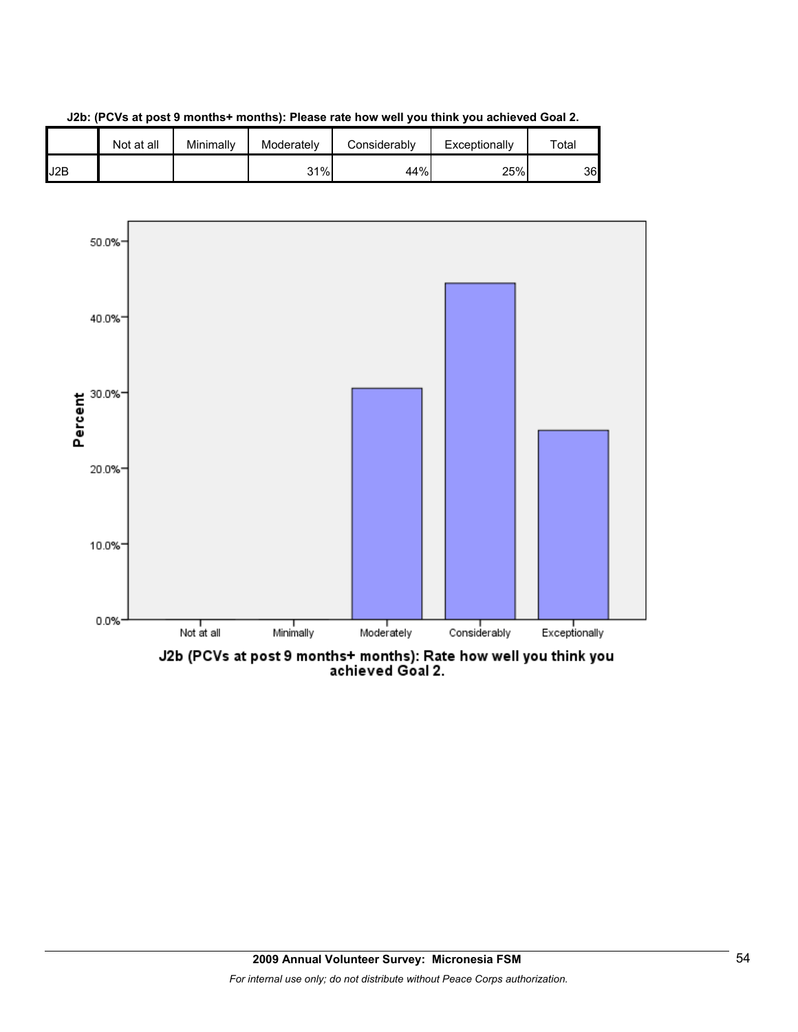**J2b: (PCVs at post 9 months+ months): Please rate how well you think you achieved Goal 2.**

| | Not at all | Minimally | Moderately | Considerably | Exceptionally | Total |
|---|---|---|---|---|---|---|
| J2B | | | 31% | 44% | 25% | 36 |

J2b (PCVs at post 9 months+ months): Rate how well you think you achieved Goal 2.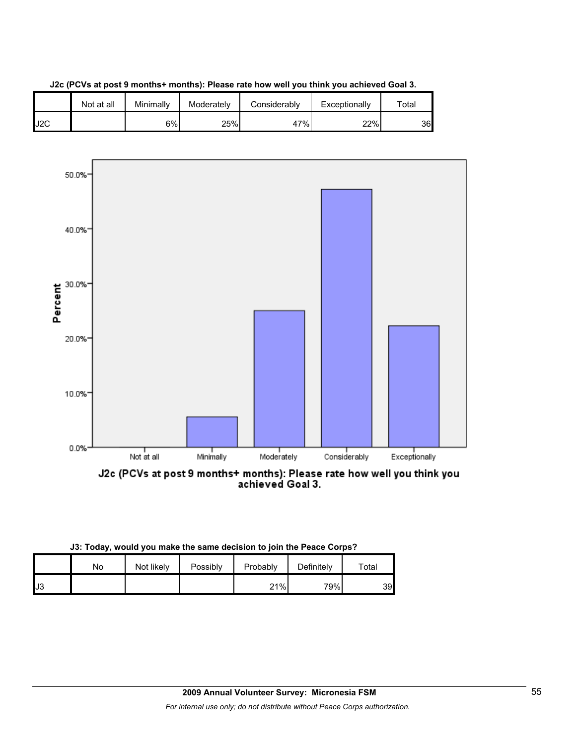**J2c (PCVs at post 9 months+ months): Please rate how well you think you achieved Goal 3.**

| | Not at all | Minimally | Moderately | Considerably | Exceptionally | Total |
|---|---|---|---|---|---|---|
| J2C | | 6% | 25% | 47% | 22% | 36 |

J2c (PCVs at post 9 months+ months): Please rate how well you think you achieved Goal 3.

**J3: Today, would you make the same decision to join the Peace Corps?**

| | No | Not likely | Possibly | Probably | Definitely | Total |
|---|---|---|---|---|---|---|
| J3 | | | | 21% | 79% | 39 |

**2009 Annual Volunteer Survey: Micronesia FSM**

*For internal use only; do not distribute without Peace Corps authorization.*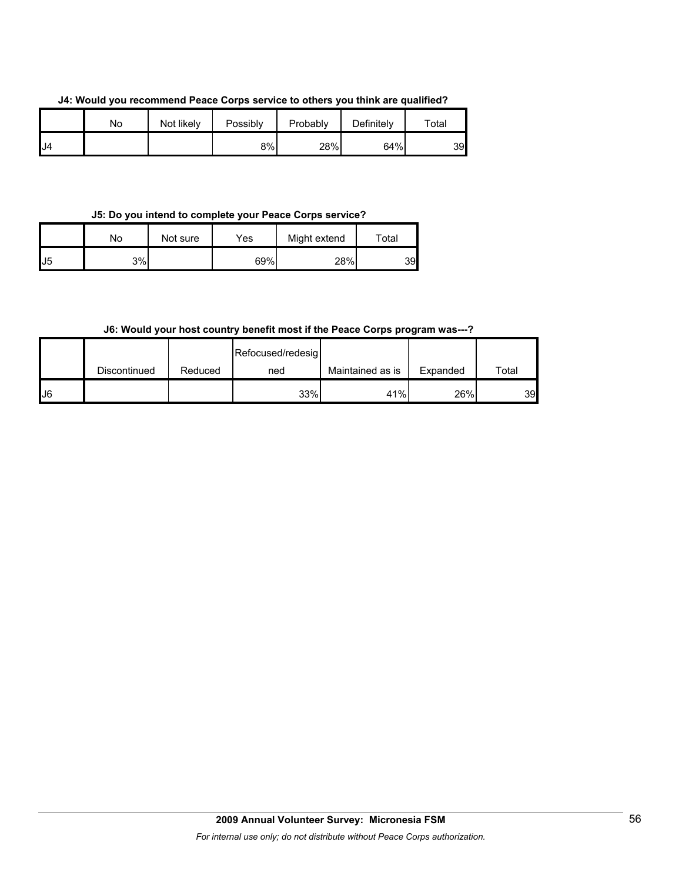**J4: Would you recommend Peace Corps service to others you think are qualified?**

| | No | Not likely | Possibly | Probably | Definitely | Total |
|---|---|---|---|---|---|---|
| J4 | | | 8% | 28% | 64% | 39 |

**J5: Do you intend to complete your Peace Corps service?**

| | No | Not sure | Yes | Might extend | Total |
|---|---|---|---|---|---|
| J5 | 3% | | 69% | 28% | 39 |

**J6: Would your host country benefit most if the Peace Corps program was---?**

| | Discontinued | Reduced | Refocused/redesigned | Maintained as is | Expanded | Total |
|---|---|---|---|---|---|---|
| J6 | | | 33% | 41% | 26% | 39 |

**2009 Annual Volunteer Survey: Micronesia FSM**

*For internal use only; do not distribute without Peace Corps authorization.*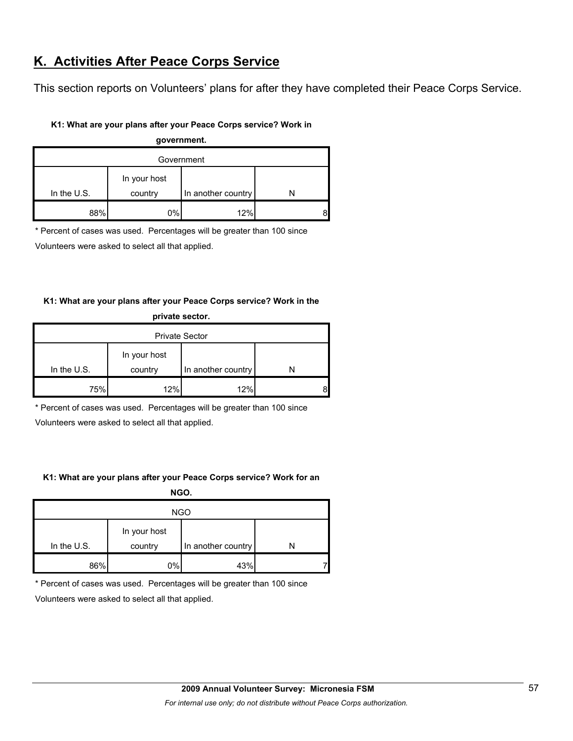## K. Activities After Peace Corps Service

This section reports on Volunteers' plans for after they have completed their Peace Corps Service.

**K1: What are your plans after your Peace Corps service? Work in government.**

| Government | | | |
|---|---|---|---|
| In the U.S. | In your host country | In another country | N |
| 88% | 0% | 12% | 8 |

\* Percent of cases was used. Percentages will be greater than 100 since Volunteers were asked to select all that applied.

**K1: What are your plans after your Peace Corps service? Work in the private sector.**

| Private Sector | | | |
|---|---|---|---|
| In the U.S. | In your host country | In another country | N |
| 75% | 12% | 12% | 8 |

\* Percent of cases was used. Percentages will be greater than 100 since Volunteers were asked to select all that applied.

**K1: What are your plans after your Peace Corps service? Work for an NGO.**

| NGO | | | |
|---|---|---|---|
| In the U.S. | In your host country | In another country | N |
| 86% | 0% | 43% | 7 |

\* Percent of cases was used. Percentages will be greater than 100 since Volunteers were asked to select all that applied.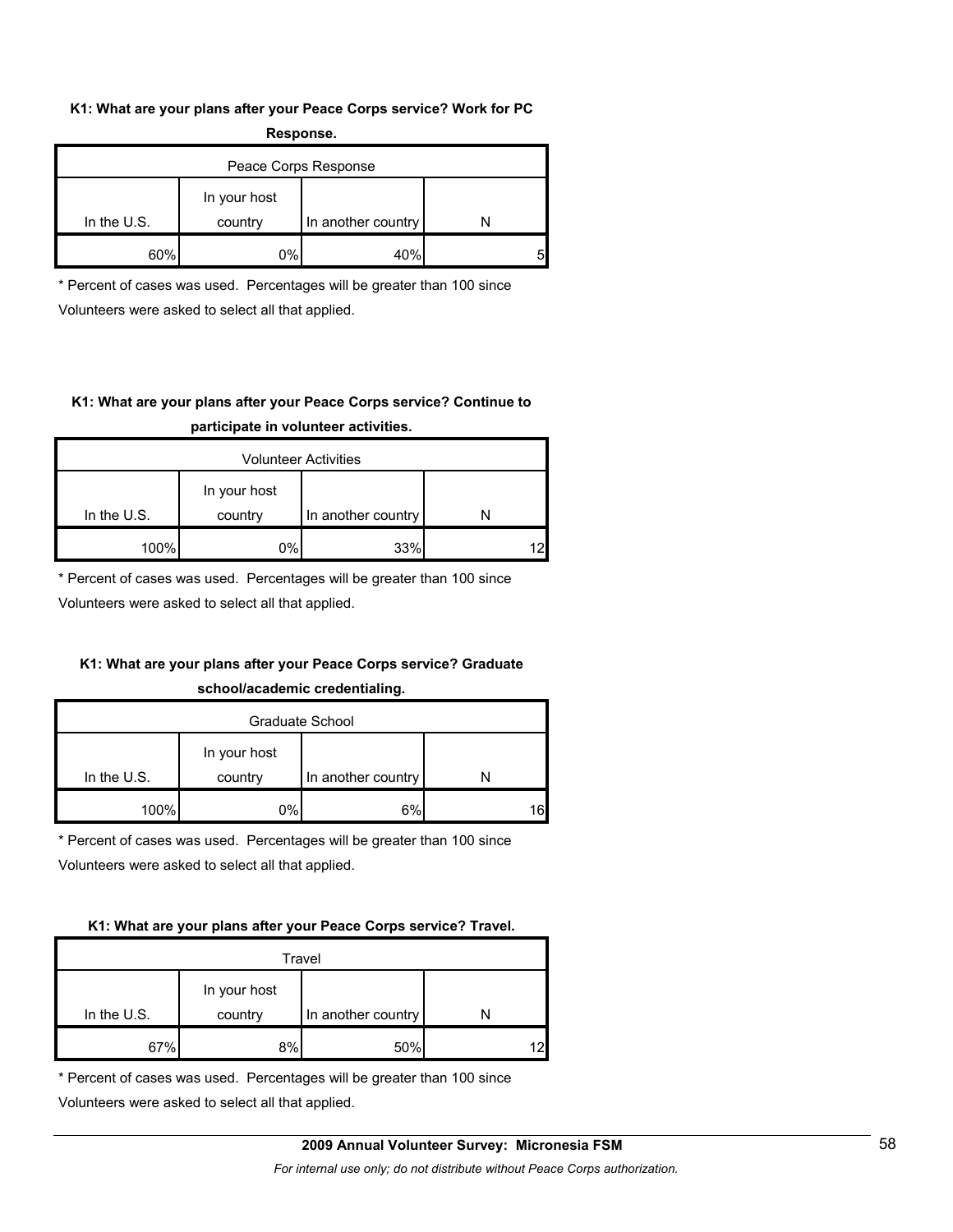**K1: What are your plans after your Peace Corps service? Work for PC Response.**

| Peace Corps Response | | | |
|---|---|---|---|
| In the U.S. | In your host country | In another country | N |
| 60% | 0% | 40% | 5 |

\* Percent of cases was used. Percentages will be greater than 100 since Volunteers were asked to select all that applied.

**K1: What are your plans after your Peace Corps service? Continue to participate in volunteer activities.**

| Volunteer Activities | | | |
|---|---|---|---|
| In the U.S. | In your host country | In another country | N |
| 100% | 0% | 33% | 12 |

\* Percent of cases was used. Percentages will be greater than 100 since Volunteers were asked to select all that applied.

**K1: What are your plans after your Peace Corps service? Graduate school/academic credentialing.**

| Graduate School | | | |
|---|---|---|---|
| In the U.S. | In your host country | In another country | N |
| 100% | 0% | 6% | 16 |

\* Percent of cases was used. Percentages will be greater than 100 since Volunteers were asked to select all that applied.

**K1: What are your plans after your Peace Corps service? Travel.**

| Travel | | | |
|---|---|---|---|
| In the U.S. | In your host country | In another country | N |
| 67% | 8% | 50% | 12 |

\* Percent of cases was used. Percentages will be greater than 100 since Volunteers were asked to select all that applied.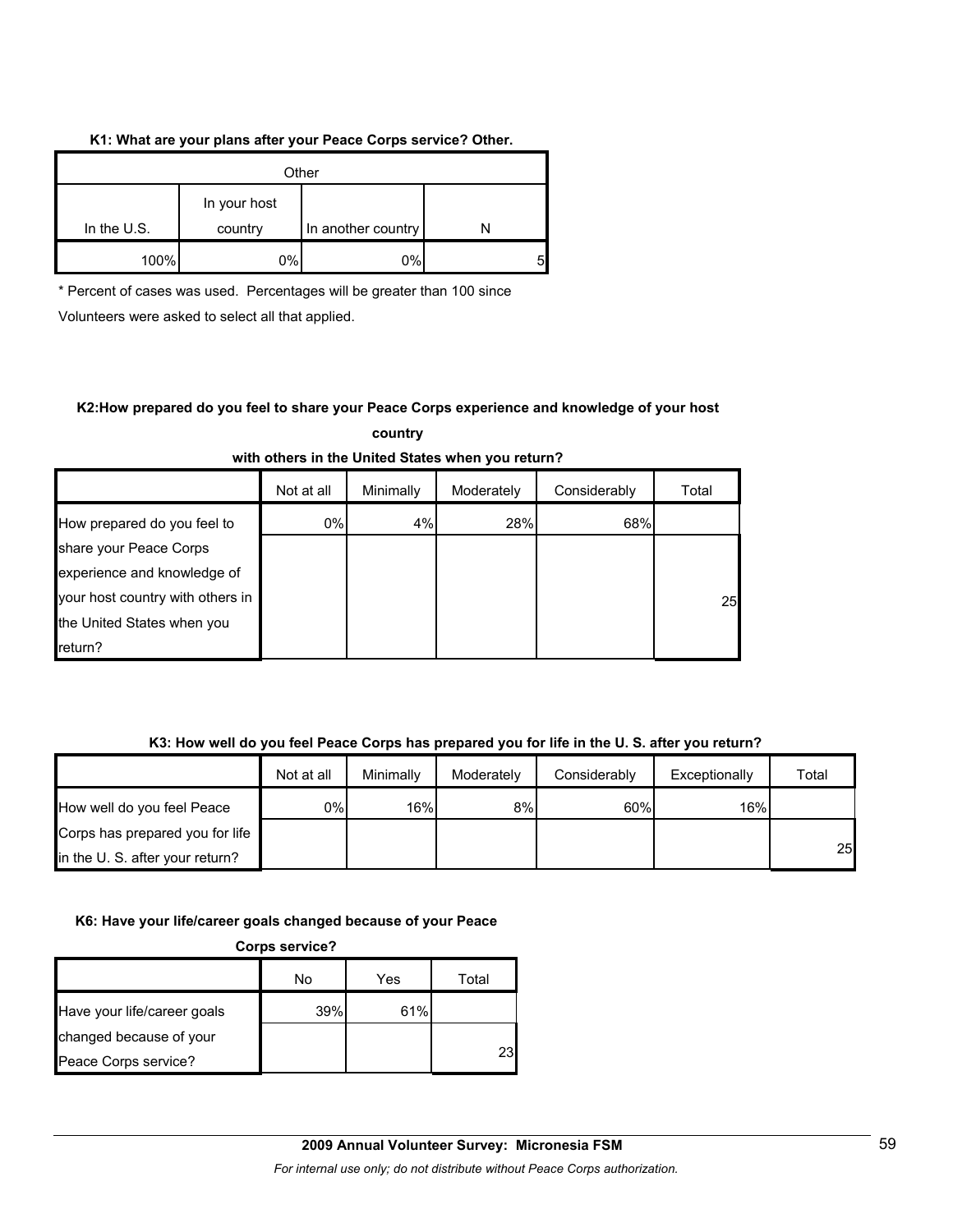**K1: What are your plans after your Peace Corps service? Other.**

| Other | | | |
|---|---|---|---|
| In the U.S. | In your host country | In another country | N |
| 100% | 0% | 0% | 5 |

\* Percent of cases was used. Percentages will be greater than 100 since Volunteers were asked to select all that applied.

**K2:How prepared do you feel to share your Peace Corps experience and knowledge of your host country with others in the United States when you return?**

| | Not at all | Minimally | Moderately | Considerably | Total |
|---|---|---|---|---|---|
| How prepared do you feel to share your Peace Corps experience and knowledge of your host country with others in the United States when you return? | 0% | 4% | 28% | 68% | 25 |

**K3: How well do you feel Peace Corps has prepared you for life in the U. S. after you return?**

| | Not at all | Minimally | Moderately | Considerably | Exceptionally | Total |
|---|---|---|---|---|---|---|
| How well do you feel Peace Corps has prepared you for life in the U. S. after your return? | 0% | 16% | 8% | 60% | 16% | 25 |

**K6: Have your life/career goals changed because of your Peace Corps service?**

| | No | Yes | Total |
|---|---|---|---|
| Have your life/career goals changed because of your Peace Corps service? | 39% | 61% | 23 |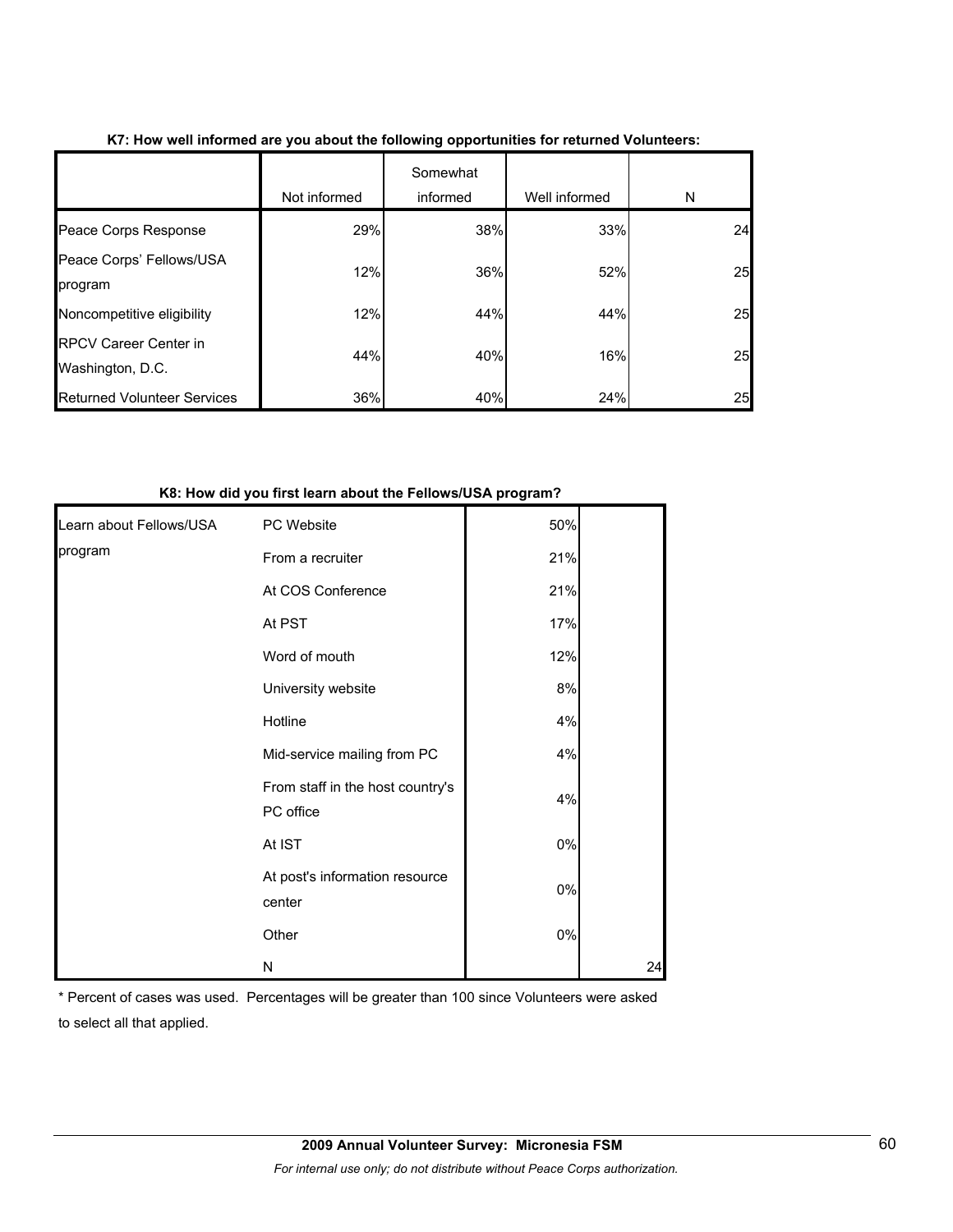**K7: How well informed are you about the following opportunities for returned Volunteers:**

| | Not informed | Somewhat informed | Well informed | N |
|---|---|---|---|---|
| Peace Corps Response | 29% | 38% | 33% | 24 |
| Peace Corps' Fellows/USA program | 12% | 36% | 52% | 25 |
| Noncompetitive eligibility | 12% | 44% | 44% | 25 |
| RPCV Career Center in Washington, D.C. | 44% | 40% | 16% | 25 |
| Returned Volunteer Services | 36% | 40% | 24% | 25 |

**K8: How did you first learn about the Fellows/USA program?**

| | | | |
|---|---|---|---|
| Learn about Fellows/USA program | PC Website | 50% | |
| | From a recruiter | 21% | |
| | At COS Conference | 21% | |
| | At PST | 17% | |
| | Word of mouth | 12% | |
| | University website | 8% | |
| | Hotline | 4% | |
| | Mid-service mailing from PC | 4% | |
| | From staff in the host country's PC office | 4% | |
| | At IST | 0% | |
| | At post's information resource center | 0% | |
| | Other | 0% | |
| | N | | 24 |

* Percent of cases was used. Percentages will be greater than 100 since Volunteers were asked to select all that applied.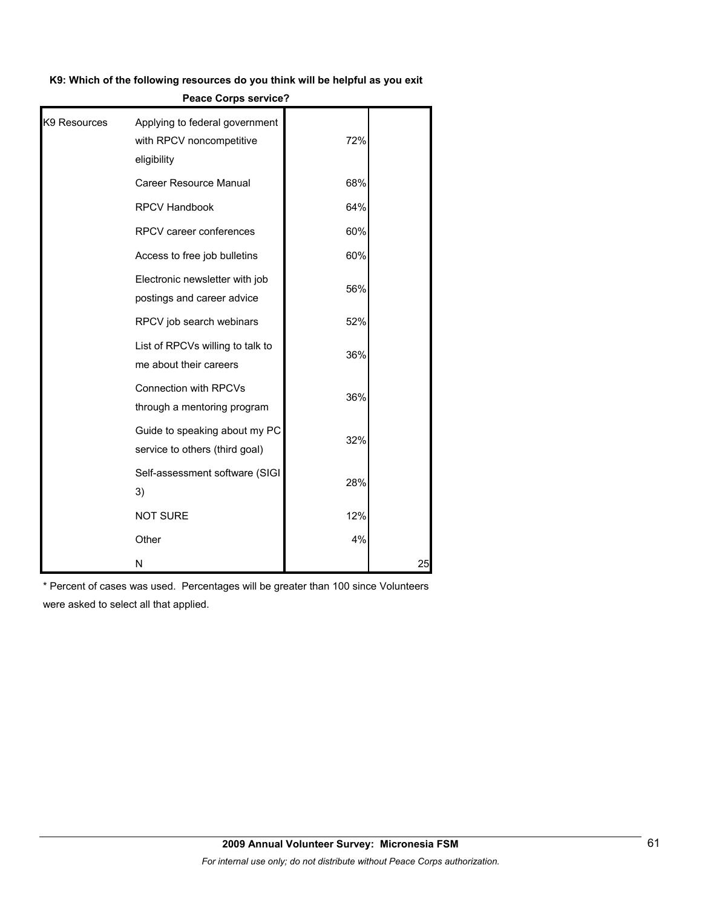**K9: Which of the following resources do you think will be helpful as you exit Peace Corps service?**

| | | | |
|---|---|---|---|
| K9 Resources | Applying to federal government with RPCV noncompetitive eligibility | 72% | |
| | Career Resource Manual | 68% | |
| | RPCV Handbook | 64% | |
| | RPCV career conferences | 60% | |
| | Access to free job bulletins | 60% | |
| | Electronic newsletter with job postings and career advice | 56% | |
| | RPCV job search webinars | 52% | |
| | List of RPCVs willing to talk to me about their careers | 36% | |
| | Connection with RPCVs through a mentoring program | 36% | |
| | Guide to speaking about my PC service to others (third goal) | 32% | |
| | Self-assessment software (SIGI 3) | 28% | |
| | NOT SURE | 12% | |
| | Other | 4% | |
| | N | | 25 |

* Percent of cases was used. Percentages will be greater than 100 since Volunteers were asked to select all that applied.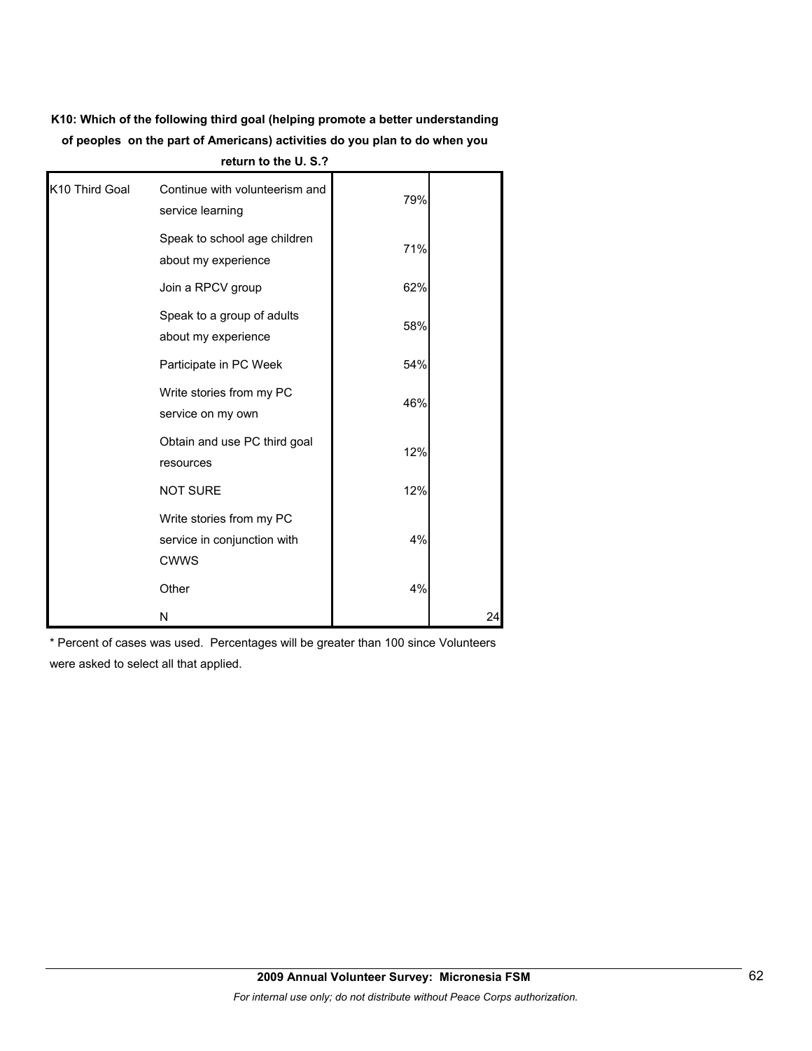**K10: Which of the following third goal (helping promote a better understanding of peoples on the part of Americans) activities do you plan to do when you return to the U. S.?**

| | | | |
|---|---|---|---|
| K10 Third Goal | Continue with volunteerism and service learning | 79% | |
| | Speak to school age children about my experience | 71% | |
| | Join a RPCV group | 62% | |
| | Speak to a group of adults about my experience | 58% | |
| | Participate in PC Week | 54% | |
| | Write stories from my PC service on my own | 46% | |
| | Obtain and use PC third goal resources | 12% | |
| | NOT SURE | 12% | |
| | Write stories from my PC service in conjunction with CWWS | 4% | |
| | Other | 4% | |
| | N | | 24 |

* Percent of cases was used. Percentages will be greater than 100 since Volunteers were asked to select all that applied.